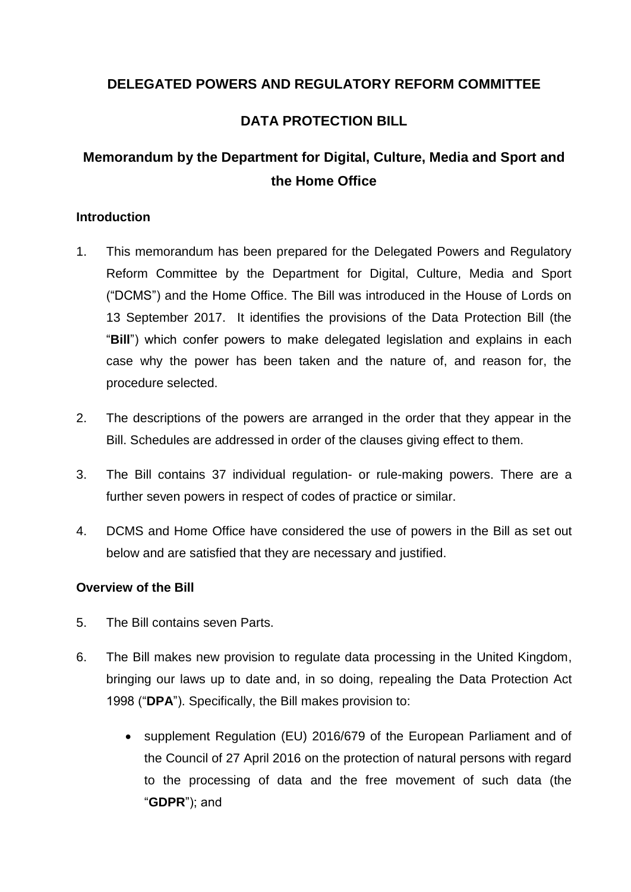# DELEGATED POWERS AND REGULATORY REFORM COMMITTEE

## DATA PROTECTION BILL

## Memorandum by the Department for Digital, Culture, Media and Sport and the Home Office

### Introduction

1. This memorandum has been prepared for the Delegated Powers and Regulatory Reform Committee by the Department for Digital, Culture, Media and Sport ("DCMS") and the Home Office. The Bill was introduced in the House of Lords on 13 September 2017. It identifies the provisions of the Data Protection Bill (the "**Bill**") which confer powers to make delegated legislation and explains in each case why the power has been taken and the nature of, and reason for, the procedure selected.

2. The descriptions of the powers are arranged in the order that they appear in the Bill. Schedules are addressed in order of the clauses giving effect to them.

3. The Bill contains 37 individual regulation- or rule-making powers. There are a further seven powers in respect of codes of practice or similar.

4. DCMS and Home Office have considered the use of powers in the Bill as set out below and are satisfied that they are necessary and justified.

### Overview of the Bill

5. The Bill contains seven Parts.

6. The Bill makes new provision to regulate data processing in the United Kingdom, bringing our laws up to date and, in so doing, repealing the Data Protection Act 1998 ("**DPA**"). Specifically, the Bill makes provision to:

   - supplement Regulation (EU) 2016/679 of the European Parliament and of the Council of 27 April 2016 on the protection of natural persons with regard to the processing of data and the free movement of such data (the "**GDPR**"); and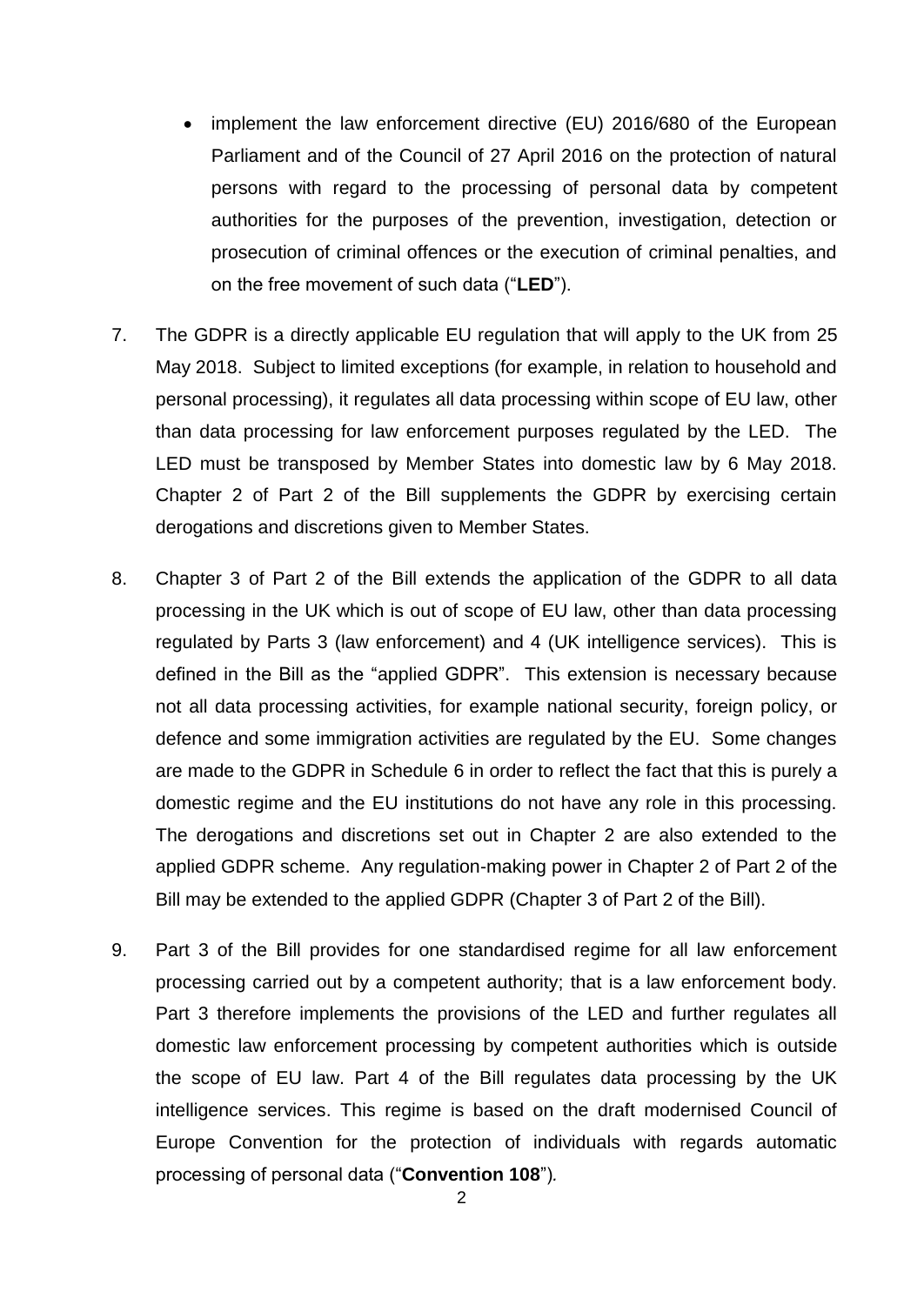- implement the law enforcement directive (EU) 2016/680 of the European Parliament and of the Council of 27 April 2016 on the protection of natural persons with regard to the processing of personal data by competent authorities for the purposes of the prevention, investigation, detection or prosecution of criminal offences or the execution of criminal penalties, and on the free movement of such data ("**LED**").

7. The GDPR is a directly applicable EU regulation that will apply to the UK from 25 May 2018. Subject to limited exceptions (for example, in relation to household and personal processing), it regulates all data processing within scope of EU law, other than data processing for law enforcement purposes regulated by the LED. The LED must be transposed by Member States into domestic law by 6 May 2018. Chapter 2 of Part 2 of the Bill supplements the GDPR by exercising certain derogations and discretions given to Member States.

8. Chapter 3 of Part 2 of the Bill extends the application of the GDPR to all data processing in the UK which is out of scope of EU law, other than data processing regulated by Parts 3 (law enforcement) and 4 (UK intelligence services). This is defined in the Bill as the "applied GDPR". This extension is necessary because not all data processing activities, for example national security, foreign policy, or defence and some immigration activities are regulated by the EU. Some changes are made to the GDPR in Schedule 6 in order to reflect the fact that this is purely a domestic regime and the EU institutions do not have any role in this processing. The derogations and discretions set out in Chapter 2 are also extended to the applied GDPR scheme. Any regulation-making power in Chapter 2 of Part 2 of the Bill may be extended to the applied GDPR (Chapter 3 of Part 2 of the Bill).

9. Part 3 of the Bill provides for one standardised regime for all law enforcement processing carried out by a competent authority; that is a law enforcement body. Part 3 therefore implements the provisions of the LED and further regulates all domestic law enforcement processing by competent authorities which is outside the scope of EU law. Part 4 of the Bill regulates data processing by the UK intelligence services. This regime is based on the draft modernised Council of Europe Convention for the protection of individuals with regards automatic processing of personal data ("**Convention 108**").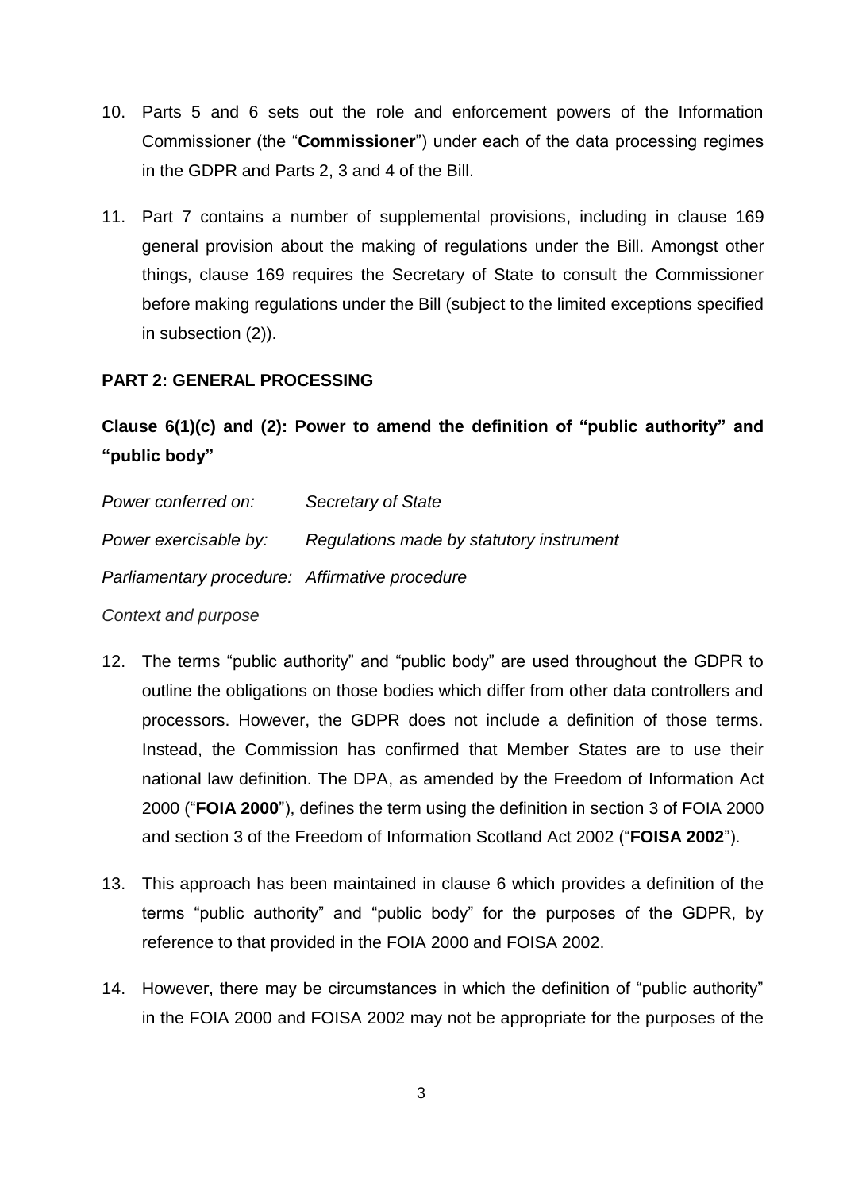10. Parts 5 and 6 sets out the role and enforcement powers of the Information Commissioner (the "**Commissioner**") under each of the data processing regimes in the GDPR and Parts 2, 3 and 4 of the Bill.

11. Part 7 contains a number of supplemental provisions, including in clause 169 general provision about the making of regulations under the Bill. Amongst other things, clause 169 requires the Secretary of State to consult the Commissioner before making regulations under the Bill (subject to the limited exceptions specified in subsection (2)).

## PART 2: GENERAL PROCESSING

### Clause 6(1)(c) and (2): Power to amend the definition of "public authority" and "public body"

*Power conferred on:* *Secretary of State*

*Power exercisable by:* *Regulations made by statutory instrument*

*Parliamentary procedure:* *Affirmative procedure*

*Context and purpose*

12. The terms "public authority" and "public body" are used throughout the GDPR to outline the obligations on those bodies which differ from other data controllers and processors. However, the GDPR does not include a definition of those terms. Instead, the Commission has confirmed that Member States are to use their national law definition. The DPA, as amended by the Freedom of Information Act 2000 ("**FOIA 2000**"), defines the term using the definition in section 3 of FOIA 2000 and section 3 of the Freedom of Information Scotland Act 2002 ("**FOISA 2002**").

13. This approach has been maintained in clause 6 which provides a definition of the terms "public authority" and "public body" for the purposes of the GDPR, by reference to that provided in the FOIA 2000 and FOISA 2002.

14. However, there may be circumstances in which the definition of "public authority" in the FOIA 2000 and FOISA 2002 may not be appropriate for the purposes of the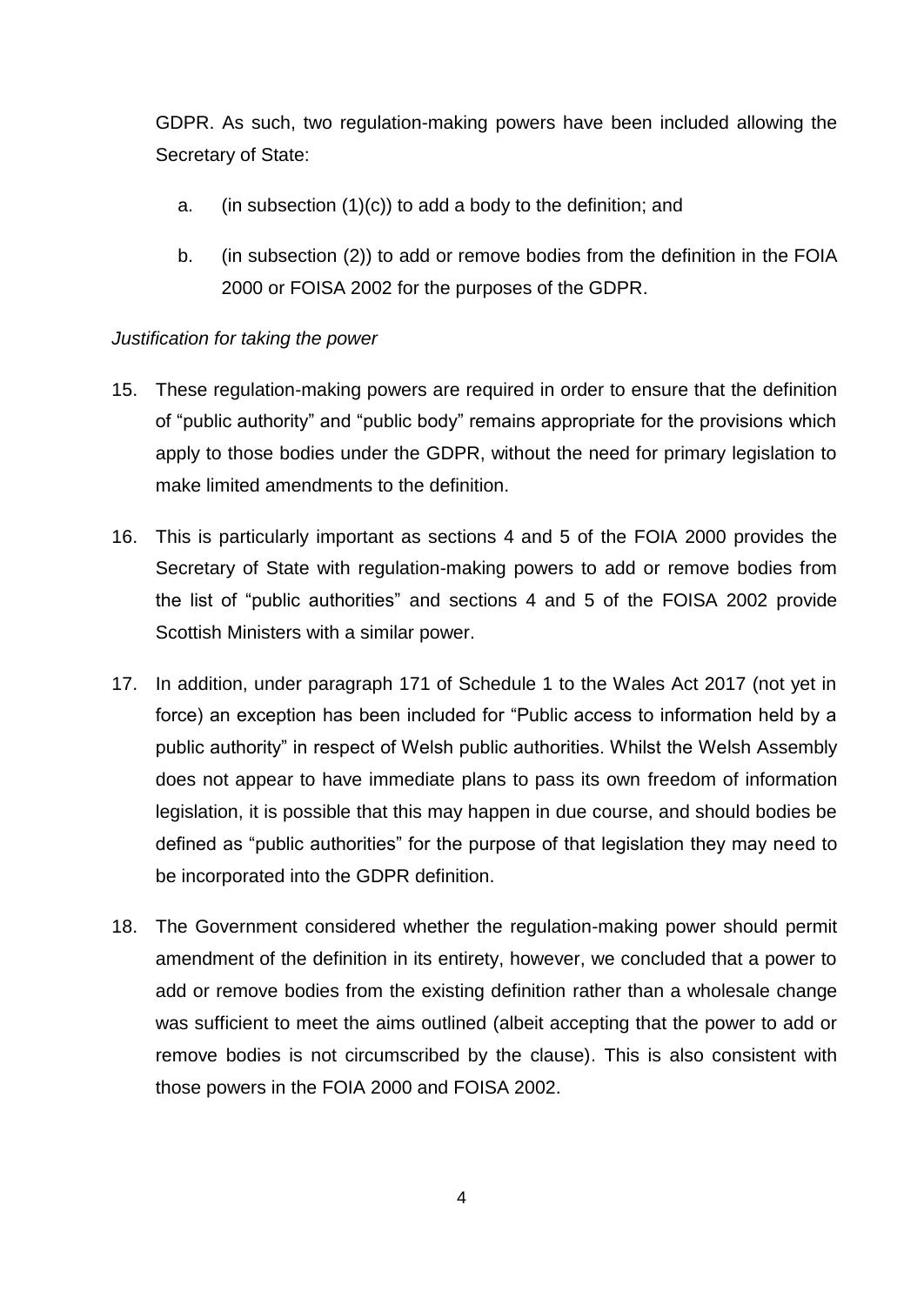GDPR. As such, two regulation-making powers have been included allowing the Secretary of State:

a. (in subsection (1)(c)) to add a body to the definition; and

b. (in subsection (2)) to add or remove bodies from the definition in the FOIA 2000 or FOISA 2002 for the purposes of the GDPR.

*Justification for taking the power*

15. These regulation-making powers are required in order to ensure that the definition of "public authority" and "public body" remains appropriate for the provisions which apply to those bodies under the GDPR, without the need for primary legislation to make limited amendments to the definition.

16. This is particularly important as sections 4 and 5 of the FOIA 2000 provides the Secretary of State with regulation-making powers to add or remove bodies from the list of "public authorities" and sections 4 and 5 of the FOISA 2002 provide Scottish Ministers with a similar power.

17. In addition, under paragraph 171 of Schedule 1 to the Wales Act 2017 (not yet in force) an exception has been included for "Public access to information held by a public authority" in respect of Welsh public authorities. Whilst the Welsh Assembly does not appear to have immediate plans to pass its own freedom of information legislation, it is possible that this may happen in due course, and should bodies be defined as "public authorities" for the purpose of that legislation they may need to be incorporated into the GDPR definition.

18. The Government considered whether the regulation-making power should permit amendment of the definition in its entirety, however, we concluded that a power to add or remove bodies from the existing definition rather than a wholesale change was sufficient to meet the aims outlined (albeit accepting that the power to add or remove bodies is not circumscribed by the clause). This is also consistent with those powers in the FOIA 2000 and FOISA 2002.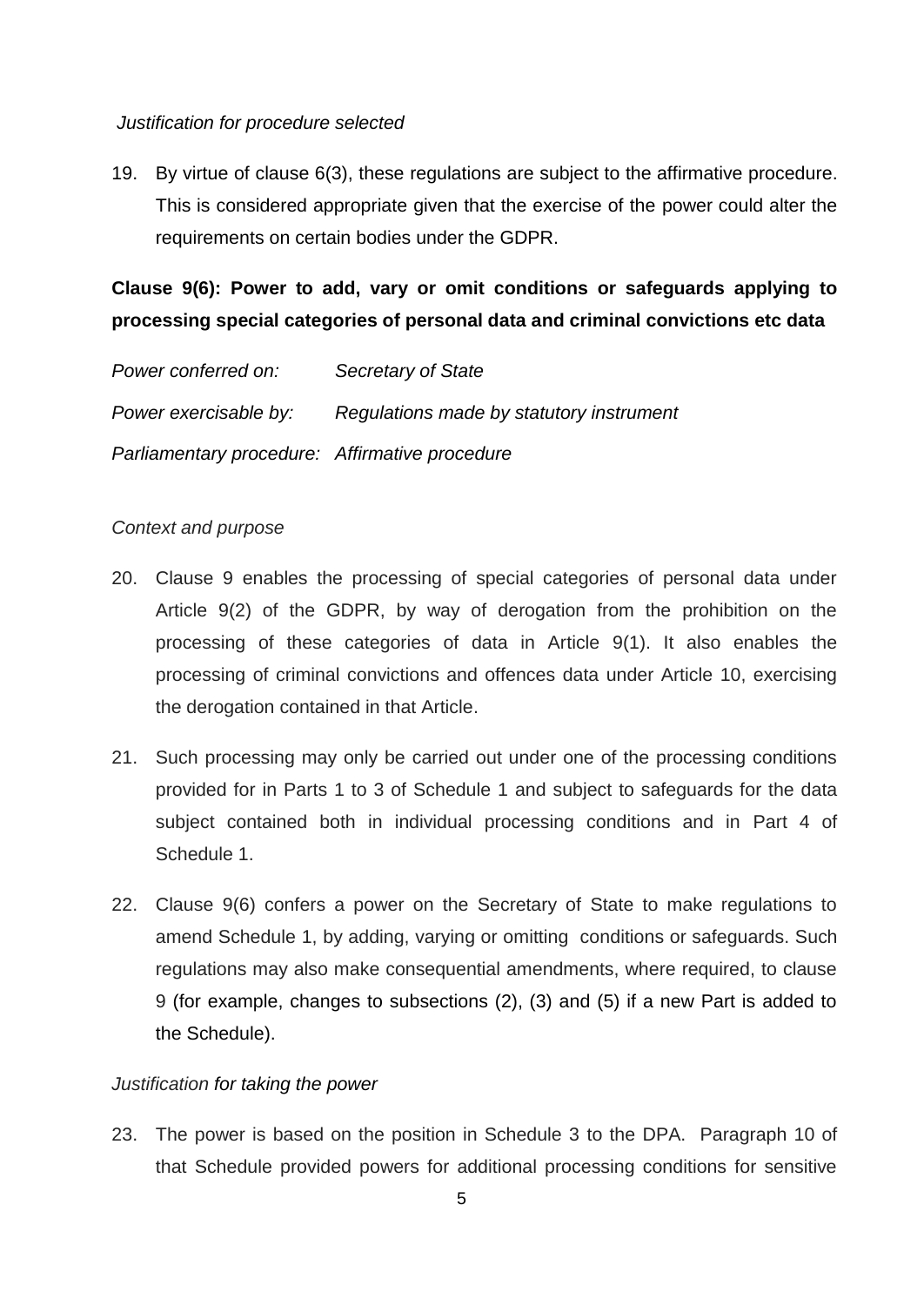*Justification for procedure selected*

19. By virtue of clause 6(3), these regulations are subject to the affirmative procedure. This is considered appropriate given that the exercise of the power could alter the requirements on certain bodies under the GDPR.

**Clause 9(6): Power to add, vary or omit conditions or safeguards applying to processing special categories of personal data and criminal convictions etc data**

*Power conferred on:* *Secretary of State*

*Power exercisable by:* *Regulations made by statutory instrument*

*Parliamentary procedure:* *Affirmative procedure*

*Context and purpose*

20. Clause 9 enables the processing of special categories of personal data under Article 9(2) of the GDPR, by way of derogation from the prohibition on the processing of these categories of data in Article 9(1). It also enables the processing of criminal convictions and offences data under Article 10, exercising the derogation contained in that Article.

21. Such processing may only be carried out under one of the processing conditions provided for in Parts 1 to 3 of Schedule 1 and subject to safeguards for the data subject contained both in individual processing conditions and in Part 4 of Schedule 1.

22. Clause 9(6) confers a power on the Secretary of State to make regulations to amend Schedule 1, by adding, varying or omitting conditions or safeguards. Such regulations may also make consequential amendments, where required, to clause 9 (for example, changes to subsections (2), (3) and (5) if a new Part is added to the Schedule).

*Justification for taking the power*

23. The power is based on the position in Schedule 3 to the DPA. Paragraph 10 of that Schedule provided powers for additional processing conditions for sensitive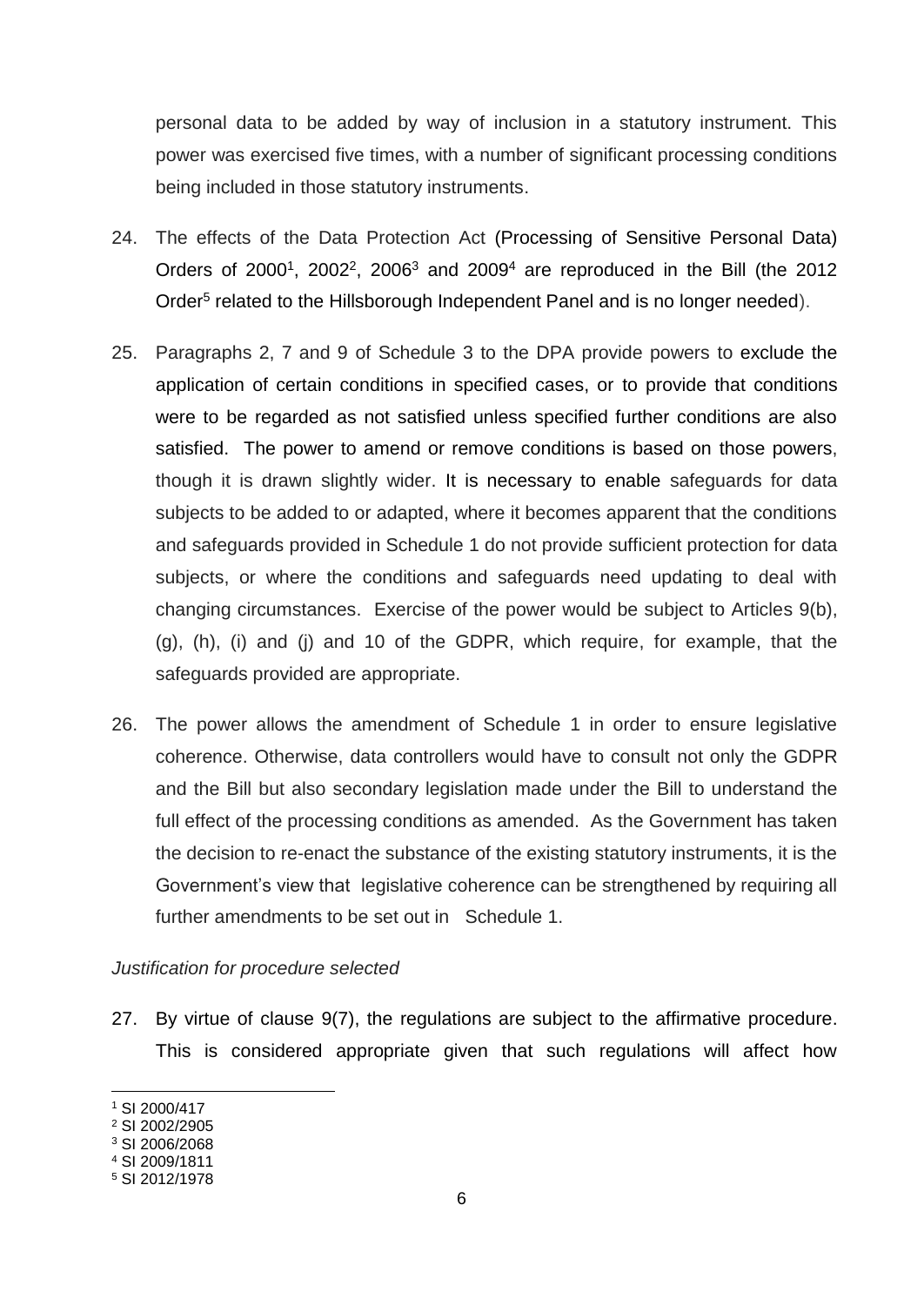personal data to be added by way of inclusion in a statutory instrument. This power was exercised five times, with a number of significant processing conditions being included in those statutory instruments.

24. The effects of the Data Protection Act (Processing of Sensitive Personal Data) Orders of 2000[1], 2002[2], 2006[3] and 2009[4] are reproduced in the Bill (the 2012 Order[5] related to the Hillsborough Independent Panel and is no longer needed).

25. Paragraphs 2, 7 and 9 of Schedule 3 to the DPA provide powers to exclude the application of certain conditions in specified cases, or to provide that conditions were to be regarded as not satisfied unless specified further conditions are also satisfied. The power to amend or remove conditions is based on those powers, though it is drawn slightly wider. It is necessary to enable safeguards for data subjects to be added to or adapted, where it becomes apparent that the conditions and safeguards provided in Schedule 1 do not provide sufficient protection for data subjects, or where the conditions and safeguards need updating to deal with changing circumstances. Exercise of the power would be subject to Articles 9(b), (g), (h), (i) and (j) and 10 of the GDPR, which require, for example, that the safeguards provided are appropriate.

26. The power allows the amendment of Schedule 1 in order to ensure legislative coherence. Otherwise, data controllers would have to consult not only the GDPR and the Bill but also secondary legislation made under the Bill to understand the full effect of the processing conditions as amended. As the Government has taken the decision to re-enact the substance of the existing statutory instruments, it is the Government's view that legislative coherence can be strengthened by requiring all further amendments to be set out in Schedule 1.

*Justification for procedure selected*

27. By virtue of clause 9(7), the regulations are subject to the affirmative procedure. This is considered appropriate given that such regulations will affect how

[1] SI 2000/417
[2] SI 2002/2905
[3] SI 2006/2068
[4] SI 2009/1811
[5] SI 2012/1978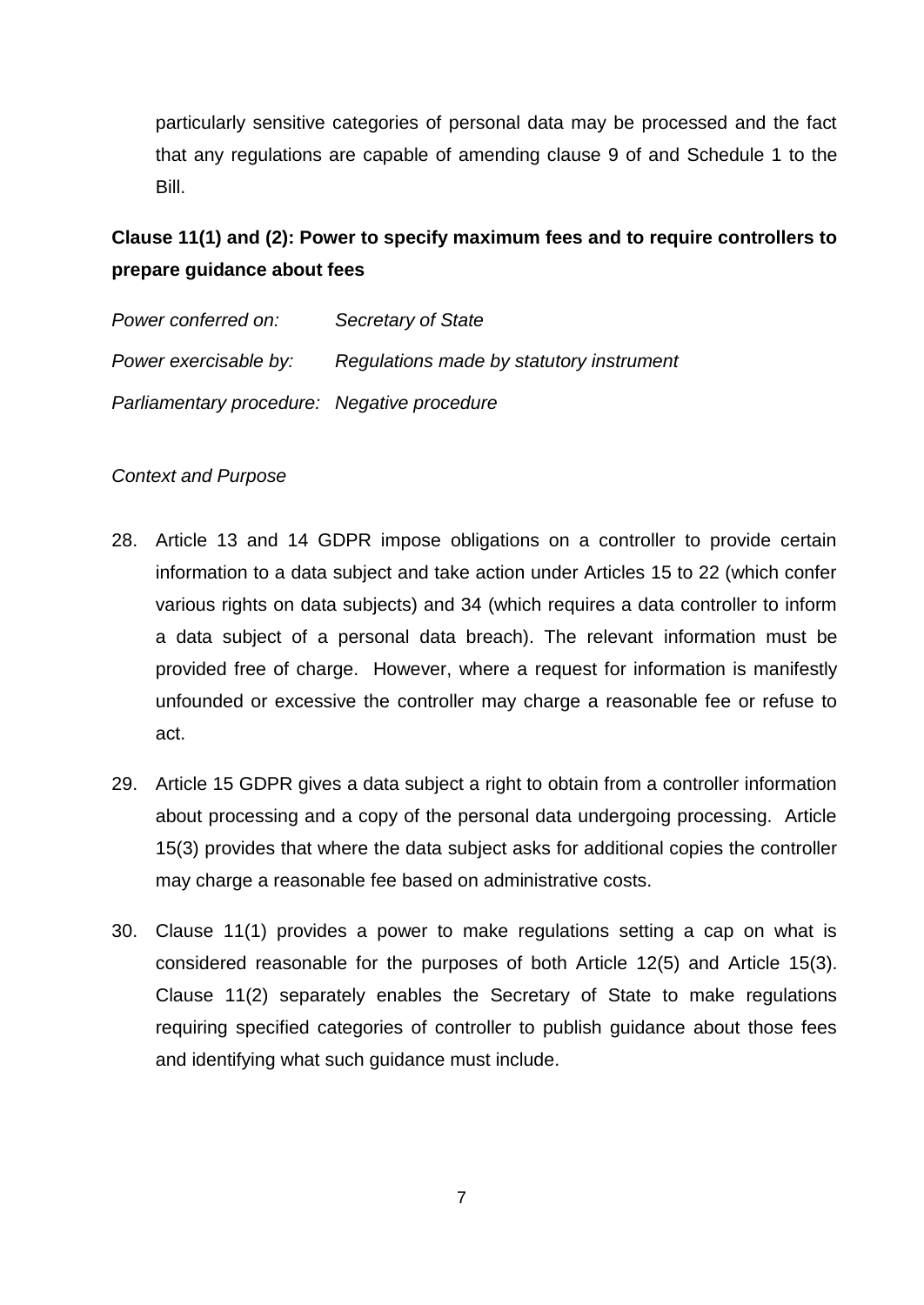particularly sensitive categories of personal data may be processed and the fact that any regulations are capable of amending clause 9 of and Schedule 1 to the Bill.

**Clause 11(1) and (2): Power to specify maximum fees and to require controllers to prepare guidance about fees**

*Power conferred on:* *Secretary of State*

*Power exercisable by:* *Regulations made by statutory instrument*

*Parliamentary procedure:* *Negative procedure*

*Context and Purpose*

28. Article 13 and 14 GDPR impose obligations on a controller to provide certain information to a data subject and take action under Articles 15 to 22 (which confer various rights on data subjects) and 34 (which requires a data controller to inform a data subject of a personal data breach). The relevant information must be provided free of charge. However, where a request for information is manifestly unfounded or excessive the controller may charge a reasonable fee or refuse to act.

29. Article 15 GDPR gives a data subject a right to obtain from a controller information about processing and a copy of the personal data undergoing processing. Article 15(3) provides that where the data subject asks for additional copies the controller may charge a reasonable fee based on administrative costs.

30. Clause 11(1) provides a power to make regulations setting a cap on what is considered reasonable for the purposes of both Article 12(5) and Article 15(3). Clause 11(2) separately enables the Secretary of State to make regulations requiring specified categories of controller to publish guidance about those fees and identifying what such guidance must include.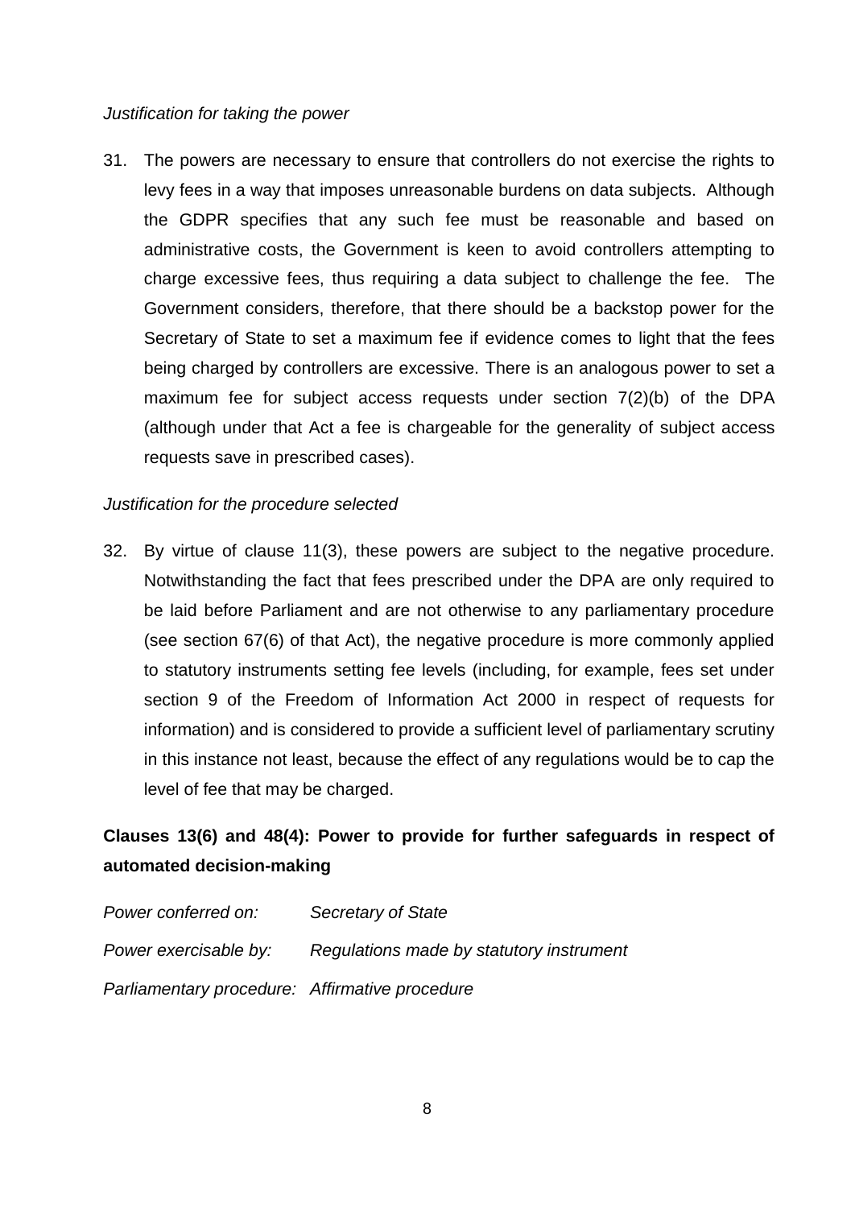*Justification for taking the power*

31. The powers are necessary to ensure that controllers do not exercise the rights to levy fees in a way that imposes unreasonable burdens on data subjects. Although the GDPR specifies that any such fee must be reasonable and based on administrative costs, the Government is keen to avoid controllers attempting to charge excessive fees, thus requiring a data subject to challenge the fee. The Government considers, therefore, that there should be a backstop power for the Secretary of State to set a maximum fee if evidence comes to light that the fees being charged by controllers are excessive. There is an analogous power to set a maximum fee for subject access requests under section 7(2)(b) of the DPA (although under that Act a fee is chargeable for the generality of subject access requests save in prescribed cases).

*Justification for the procedure selected*

32. By virtue of clause 11(3), these powers are subject to the negative procedure. Notwithstanding the fact that fees prescribed under the DPA are only required to be laid before Parliament and are not otherwise to any parliamentary procedure (see section 67(6) of that Act), the negative procedure is more commonly applied to statutory instruments setting fee levels (including, for example, fees set under section 9 of the Freedom of Information Act 2000 in respect of requests for information) and is considered to provide a sufficient level of parliamentary scrutiny in this instance not least, because the effect of any regulations would be to cap the level of fee that may be charged.

**Clauses 13(6) and 48(4): Power to provide for further safeguards in respect of automated decision-making**

*Power conferred on:* *Secretary of State*

*Power exercisable by:* *Regulations made by statutory instrument*

*Parliamentary procedure:* *Affirmative procedure*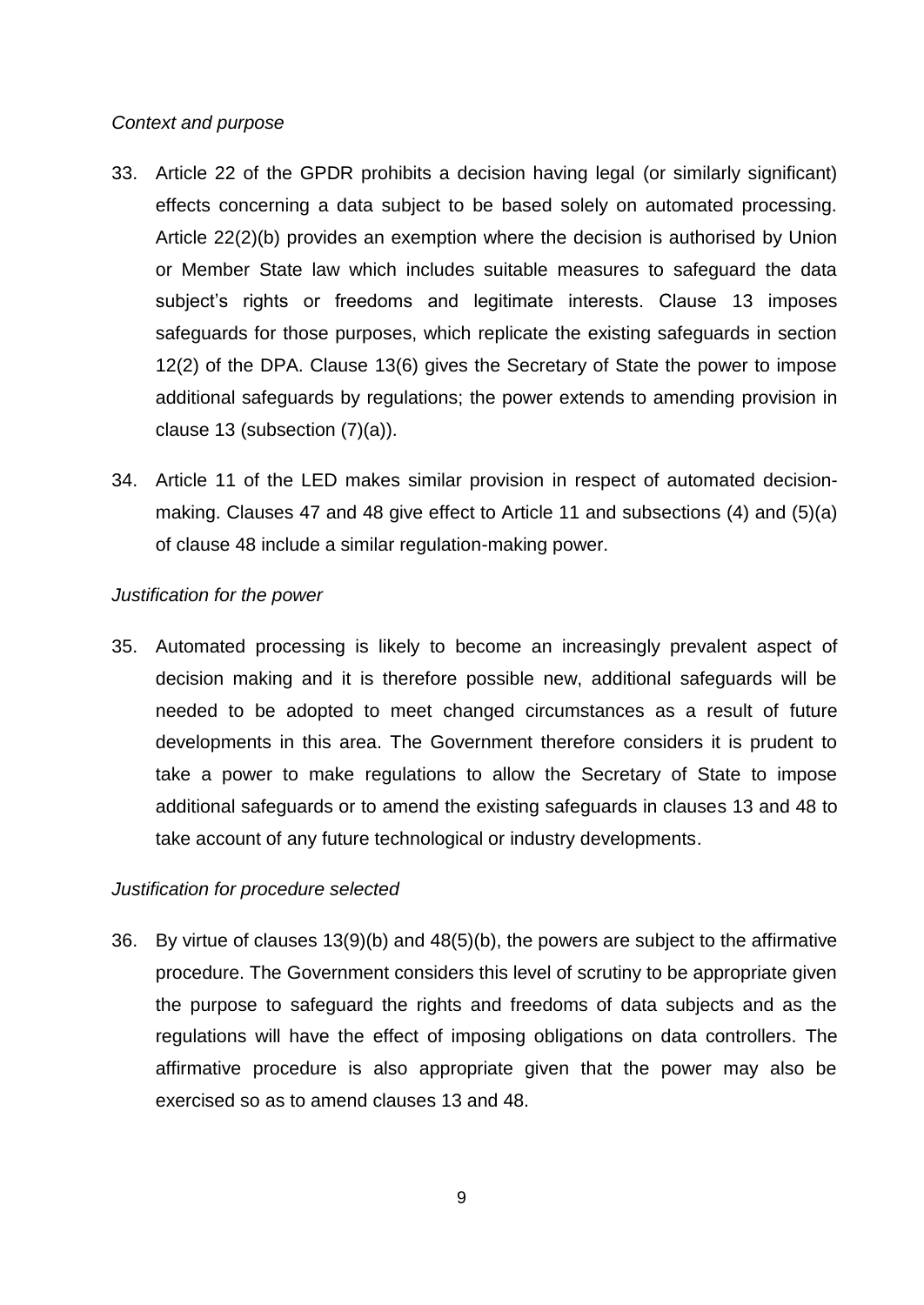*Context and purpose*

33. Article 22 of the GPDR prohibits a decision having legal (or similarly significant) effects concerning a data subject to be based solely on automated processing. Article 22(2)(b) provides an exemption where the decision is authorised by Union or Member State law which includes suitable measures to safeguard the data subject's rights or freedoms and legitimate interests. Clause 13 imposes safeguards for those purposes, which replicate the existing safeguards in section 12(2) of the DPA. Clause 13(6) gives the Secretary of State the power to impose additional safeguards by regulations; the power extends to amending provision in clause 13 (subsection (7)(a)).

34. Article 11 of the LED makes similar provision in respect of automated decision-making. Clauses 47 and 48 give effect to Article 11 and subsections (4) and (5)(a) of clause 48 include a similar regulation-making power.

*Justification for the power*

35. Automated processing is likely to become an increasingly prevalent aspect of decision making and it is therefore possible new, additional safeguards will be needed to be adopted to meet changed circumstances as a result of future developments in this area. The Government therefore considers it is prudent to take a power to make regulations to allow the Secretary of State to impose additional safeguards or to amend the existing safeguards in clauses 13 and 48 to take account of any future technological or industry developments.

*Justification for procedure selected*

36. By virtue of clauses 13(9)(b) and 48(5)(b), the powers are subject to the affirmative procedure. The Government considers this level of scrutiny to be appropriate given the purpose to safeguard the rights and freedoms of data subjects and as the regulations will have the effect of imposing obligations on data controllers. The affirmative procedure is also appropriate given that the power may also be exercised so as to amend clauses 13 and 48.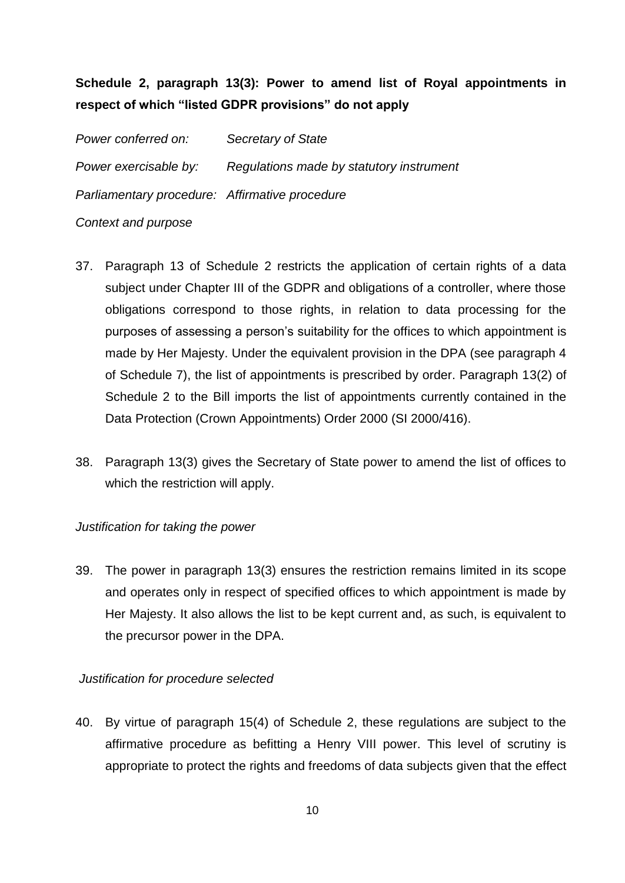**Schedule 2, paragraph 13(3): Power to amend list of Royal appointments in respect of which "listed GDPR provisions" do not apply**

*Power conferred on:* *Secretary of State*

*Power exercisable by:* *Regulations made by statutory instrument*

*Parliamentary procedure:* *Affirmative procedure*

*Context and purpose*

37. Paragraph 13 of Schedule 2 restricts the application of certain rights of a data subject under Chapter III of the GDPR and obligations of a controller, where those obligations correspond to those rights, in relation to data processing for the purposes of assessing a person's suitability for the offices to which appointment is made by Her Majesty. Under the equivalent provision in the DPA (see paragraph 4 of Schedule 7), the list of appointments is prescribed by order. Paragraph 13(2) of Schedule 2 to the Bill imports the list of appointments currently contained in the Data Protection (Crown Appointments) Order 2000 (SI 2000/416).

38. Paragraph 13(3) gives the Secretary of State power to amend the list of offices to which the restriction will apply.

*Justification for taking the power*

39. The power in paragraph 13(3) ensures the restriction remains limited in its scope and operates only in respect of specified offices to which appointment is made by Her Majesty. It also allows the list to be kept current and, as such, is equivalent to the precursor power in the DPA.

*Justification for procedure selected*

40. By virtue of paragraph 15(4) of Schedule 2, these regulations are subject to the affirmative procedure as befitting a Henry VIII power. This level of scrutiny is appropriate to protect the rights and freedoms of data subjects given that the effect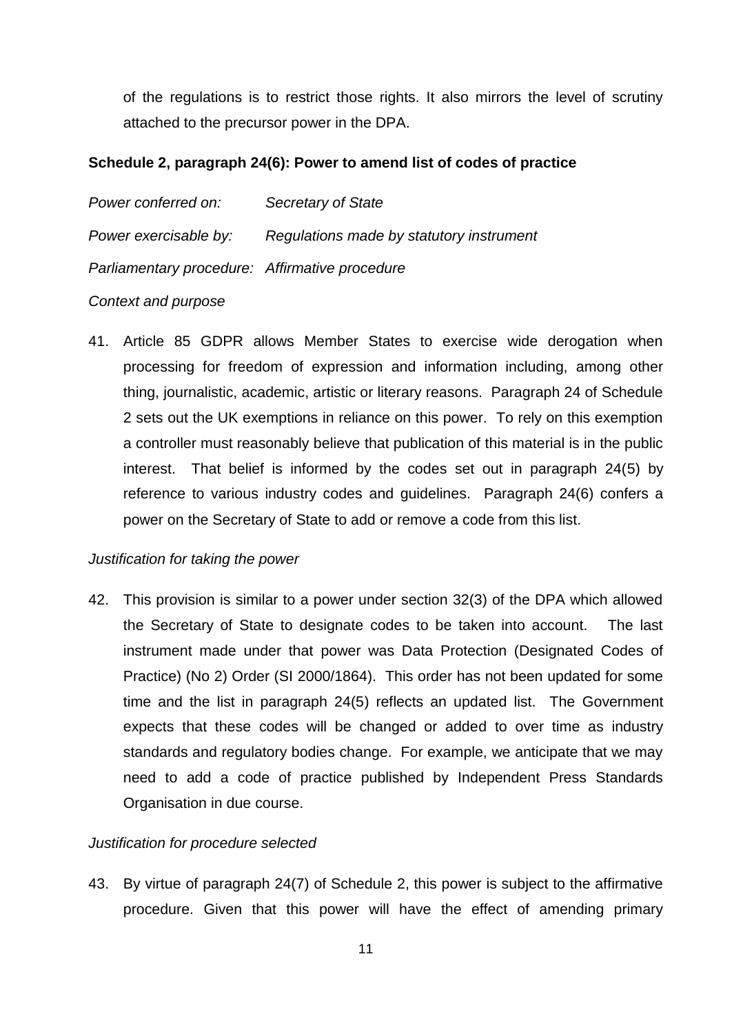of the regulations is to restrict those rights. It also mirrors the level of scrutiny attached to the precursor power in the DPA.

**Schedule 2, paragraph 24(6): Power to amend list of codes of practice**

*Power conferred on:* *Secretary of State*

*Power exercisable by:* *Regulations made by statutory instrument*

*Parliamentary procedure:* *Affirmative procedure*

*Context and purpose*

41. Article 85 GDPR allows Member States to exercise wide derogation when processing for freedom of expression and information including, among other thing, journalistic, academic, artistic or literary reasons. Paragraph 24 of Schedule 2 sets out the UK exemptions in reliance on this power. To rely on this exemption a controller must reasonably believe that publication of this material is in the public interest. That belief is informed by the codes set out in paragraph 24(5) by reference to various industry codes and guidelines. Paragraph 24(6) confers a power on the Secretary of State to add or remove a code from this list.

*Justification for taking the power*

42. This provision is similar to a power under section 32(3) of the DPA which allowed the Secretary of State to designate codes to be taken into account. The last instrument made under that power was Data Protection (Designated Codes of Practice) (No 2) Order (SI 2000/1864). This order has not been updated for some time and the list in paragraph 24(5) reflects an updated list. The Government expects that these codes will be changed or added to over time as industry standards and regulatory bodies change. For example, we anticipate that we may need to add a code of practice published by Independent Press Standards Organisation in due course.

*Justification for procedure selected*

43. By virtue of paragraph 24(7) of Schedule 2, this power is subject to the affirmative procedure. Given that this power will have the effect of amending primary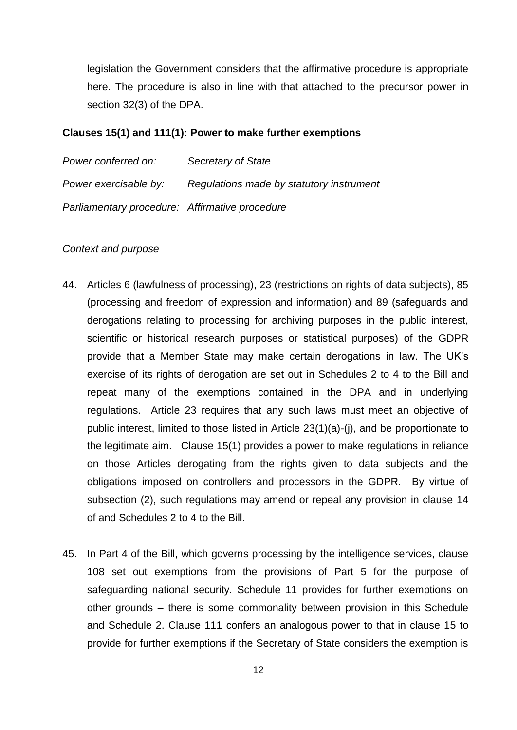legislation the Government considers that the affirmative procedure is appropriate here. The procedure is also in line with that attached to the precursor power in section 32(3) of the DPA.

**Clauses 15(1) and 111(1): Power to make further exemptions**

*Power conferred on:* *Secretary of State*

*Power exercisable by:* *Regulations made by statutory instrument*

*Parliamentary procedure:* *Affirmative procedure*

*Context and purpose*

44. Articles 6 (lawfulness of processing), 23 (restrictions on rights of data subjects), 85 (processing and freedom of expression and information) and 89 (safeguards and derogations relating to processing for archiving purposes in the public interest, scientific or historical research purposes or statistical purposes) of the GDPR provide that a Member State may make certain derogations in law. The UK's exercise of its rights of derogation are set out in Schedules 2 to 4 to the Bill and repeat many of the exemptions contained in the DPA and in underlying regulations. Article 23 requires that any such laws must meet an objective of public interest, limited to those listed in Article 23(1)(a)-(j), and be proportionate to the legitimate aim. Clause 15(1) provides a power to make regulations in reliance on those Articles derogating from the rights given to data subjects and the obligations imposed on controllers and processors in the GDPR. By virtue of subsection (2), such regulations may amend or repeal any provision in clause 14 of and Schedules 2 to 4 to the Bill.

45. In Part 4 of the Bill, which governs processing by the intelligence services, clause 108 set out exemptions from the provisions of Part 5 for the purpose of safeguarding national security. Schedule 11 provides for further exemptions on other grounds – there is some commonality between provision in this Schedule and Schedule 2. Clause 111 confers an analogous power to that in clause 15 to provide for further exemptions if the Secretary of State considers the exemption is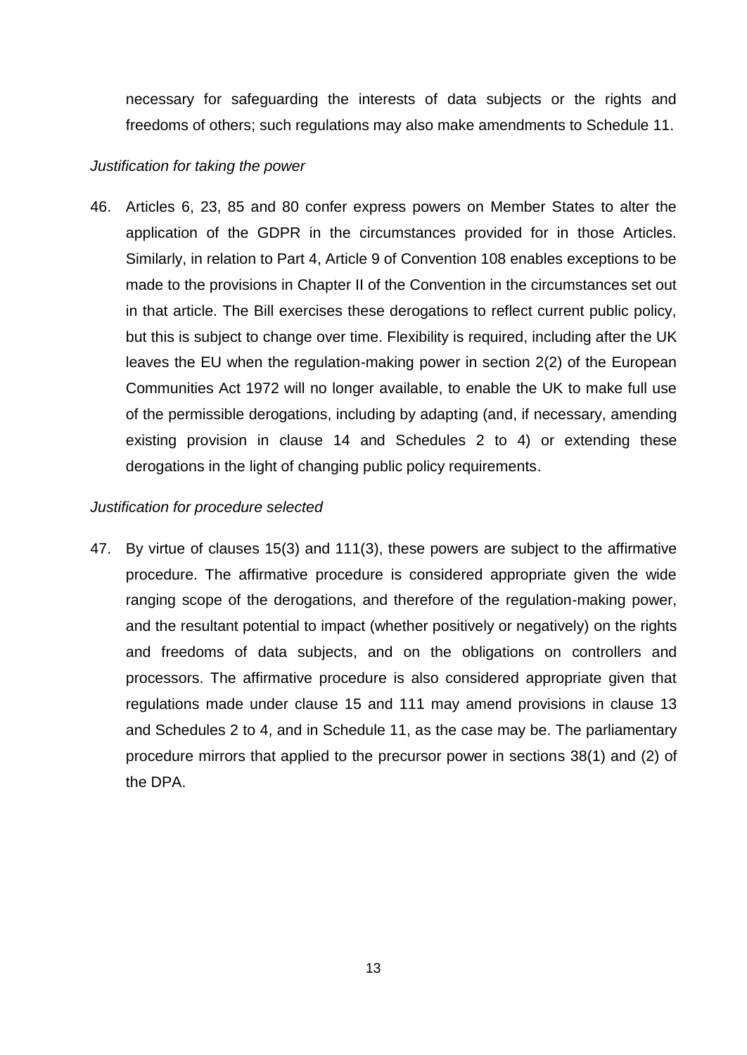necessary for safeguarding the interests of data subjects or the rights and freedoms of others; such regulations may also make amendments to Schedule 11.

*Justification for taking the power*

46. Articles 6, 23, 85 and 80 confer express powers on Member States to alter the application of the GDPR in the circumstances provided for in those Articles. Similarly, in relation to Part 4, Article 9 of Convention 108 enables exceptions to be made to the provisions in Chapter II of the Convention in the circumstances set out in that article. The Bill exercises these derogations to reflect current public policy, but this is subject to change over time. Flexibility is required, including after the UK leaves the EU when the regulation-making power in section 2(2) of the European Communities Act 1972 will no longer available, to enable the UK to make full use of the permissible derogations, including by adapting (and, if necessary, amending existing provision in clause 14 and Schedules 2 to 4) or extending these derogations in the light of changing public policy requirements.

*Justification for procedure selected*

47. By virtue of clauses 15(3) and 111(3), these powers are subject to the affirmative procedure. The affirmative procedure is considered appropriate given the wide ranging scope of the derogations, and therefore of the regulation-making power, and the resultant potential to impact (whether positively or negatively) on the rights and freedoms of data subjects, and on the obligations on controllers and processors. The affirmative procedure is also considered appropriate given that regulations made under clause 15 and 111 may amend provisions in clause 13 and Schedules 2 to 4, and in Schedule 11, as the case may be. The parliamentary procedure mirrors that applied to the precursor power in sections 38(1) and (2) of the DPA.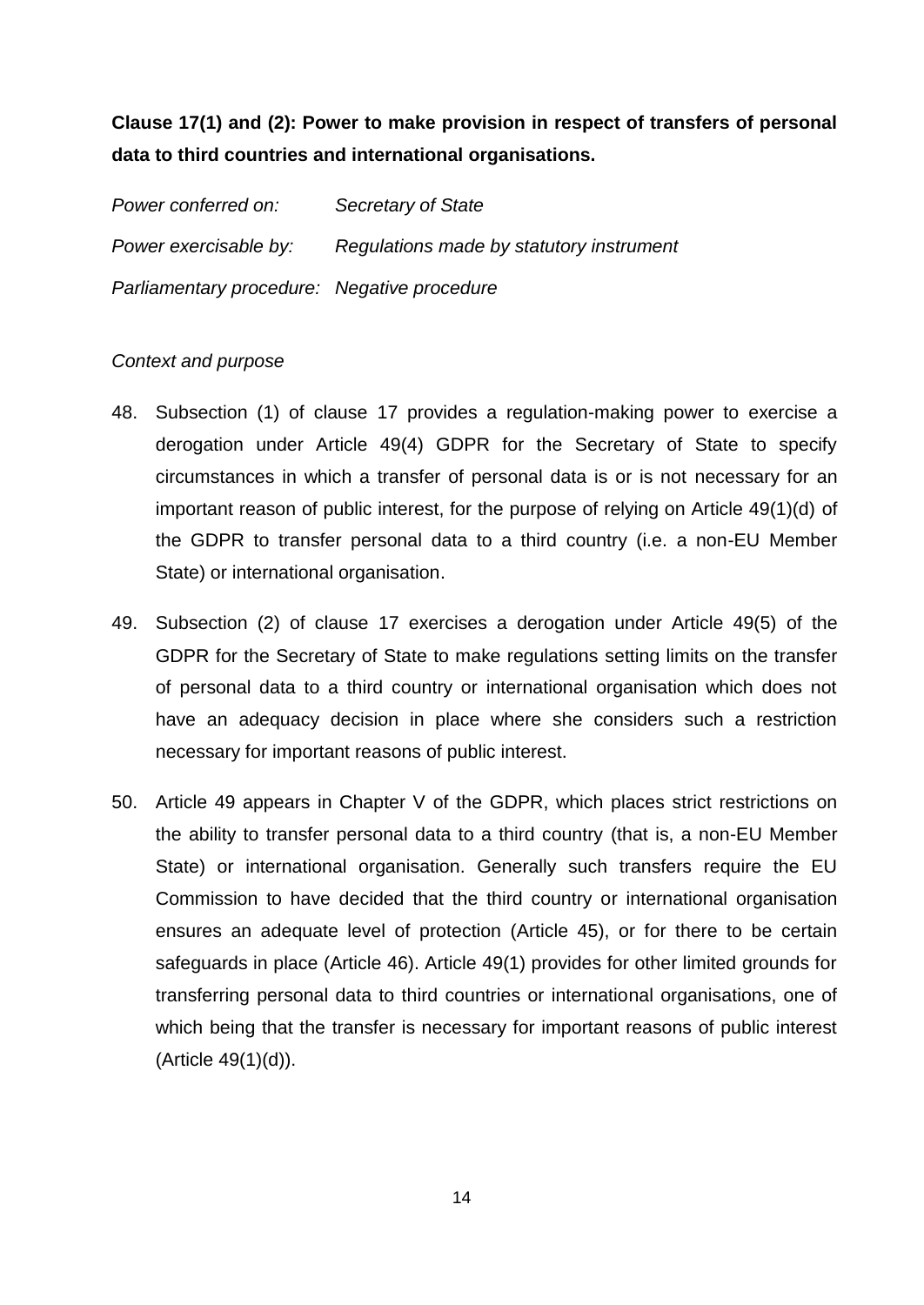**Clause 17(1) and (2): Power to make provision in respect of transfers of personal data to third countries and international organisations.**

*Power conferred on:* *Secretary of State*

*Power exercisable by:* *Regulations made by statutory instrument*

*Parliamentary procedure:* *Negative procedure*

*Context and purpose*

48. Subsection (1) of clause 17 provides a regulation-making power to exercise a derogation under Article 49(4) GDPR for the Secretary of State to specify circumstances in which a transfer of personal data is or is not necessary for an important reason of public interest, for the purpose of relying on Article 49(1)(d) of the GDPR to transfer personal data to a third country (i.e. a non-EU Member State) or international organisation.

49. Subsection (2) of clause 17 exercises a derogation under Article 49(5) of the GDPR for the Secretary of State to make regulations setting limits on the transfer of personal data to a third country or international organisation which does not have an adequacy decision in place where she considers such a restriction necessary for important reasons of public interest.

50. Article 49 appears in Chapter V of the GDPR, which places strict restrictions on the ability to transfer personal data to a third country (that is, a non-EU Member State) or international organisation. Generally such transfers require the EU Commission to have decided that the third country or international organisation ensures an adequate level of protection (Article 45), or for there to be certain safeguards in place (Article 46). Article 49(1) provides for other limited grounds for transferring personal data to third countries or international organisations, one of which being that the transfer is necessary for important reasons of public interest (Article 49(1)(d)).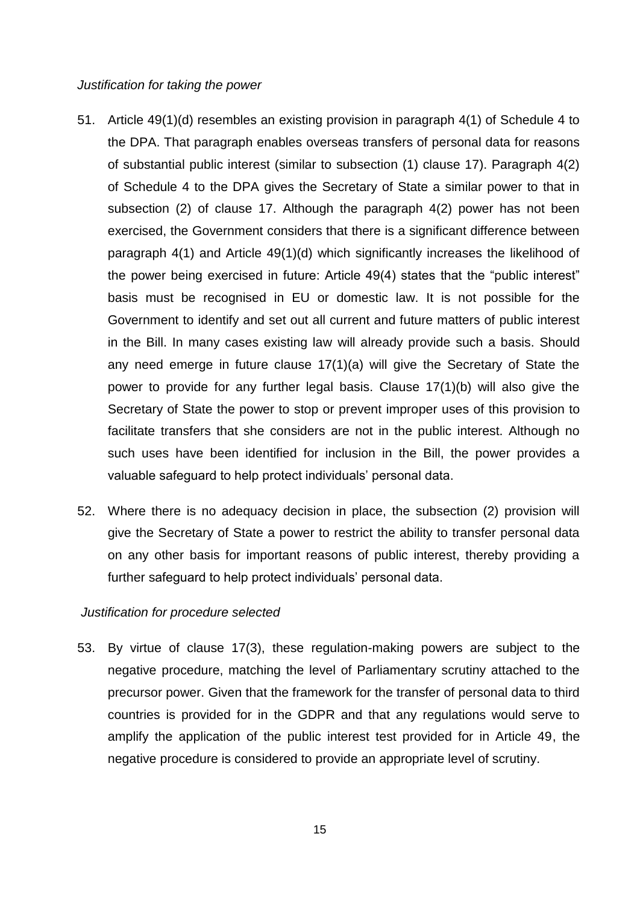*Justification for taking the power*

51. Article 49(1)(d) resembles an existing provision in paragraph 4(1) of Schedule 4 to the DPA. That paragraph enables overseas transfers of personal data for reasons of substantial public interest (similar to subsection (1) clause 17). Paragraph 4(2) of Schedule 4 to the DPA gives the Secretary of State a similar power to that in subsection (2) of clause 17. Although the paragraph 4(2) power has not been exercised, the Government considers that there is a significant difference between paragraph 4(1) and Article 49(1)(d) which significantly increases the likelihood of the power being exercised in future: Article 49(4) states that the "public interest" basis must be recognised in EU or domestic law. It is not possible for the Government to identify and set out all current and future matters of public interest in the Bill. In many cases existing law will already provide such a basis. Should any need emerge in future clause 17(1)(a) will give the Secretary of State the power to provide for any further legal basis. Clause 17(1)(b) will also give the Secretary of State the power to stop or prevent improper uses of this provision to facilitate transfers that she considers are not in the public interest. Although no such uses have been identified for inclusion in the Bill, the power provides a valuable safeguard to help protect individuals' personal data.

52. Where there is no adequacy decision in place, the subsection (2) provision will give the Secretary of State a power to restrict the ability to transfer personal data on any other basis for important reasons of public interest, thereby providing a further safeguard to help protect individuals' personal data.

*Justification for procedure selected*

53. By virtue of clause 17(3), these regulation-making powers are subject to the negative procedure, matching the level of Parliamentary scrutiny attached to the precursor power. Given that the framework for the transfer of personal data to third countries is provided for in the GDPR and that any regulations would serve to amplify the application of the public interest test provided for in Article 49, the negative procedure is considered to provide an appropriate level of scrutiny.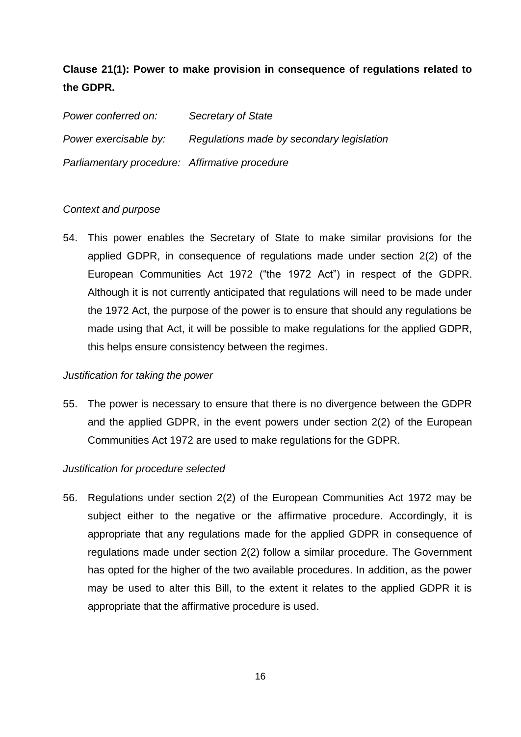**Clause 21(1): Power to make provision in consequence of regulations related to the GDPR.**

*Power conferred on:* *Secretary of State*

*Power exercisable by:* *Regulations made by secondary legislation*

*Parliamentary procedure:* *Affirmative procedure*

*Context and purpose*

54. This power enables the Secretary of State to make similar provisions for the applied GDPR, in consequence of regulations made under section 2(2) of the European Communities Act 1972 ("the 1972 Act") in respect of the GDPR. Although it is not currently anticipated that regulations will need to be made under the 1972 Act, the purpose of the power is to ensure that should any regulations be made using that Act, it will be possible to make regulations for the applied GDPR, this helps ensure consistency between the regimes.

*Justification for taking the power*

55. The power is necessary to ensure that there is no divergence between the GDPR and the applied GDPR, in the event powers under section 2(2) of the European Communities Act 1972 are used to make regulations for the GDPR.

*Justification for procedure selected*

56. Regulations under section 2(2) of the European Communities Act 1972 may be subject either to the negative or the affirmative procedure. Accordingly, it is appropriate that any regulations made for the applied GDPR in consequence of regulations made under section 2(2) follow a similar procedure. The Government has opted for the higher of the two available procedures. In addition, as the power may be used to alter this Bill, to the extent it relates to the applied GDPR it is appropriate that the affirmative procedure is used.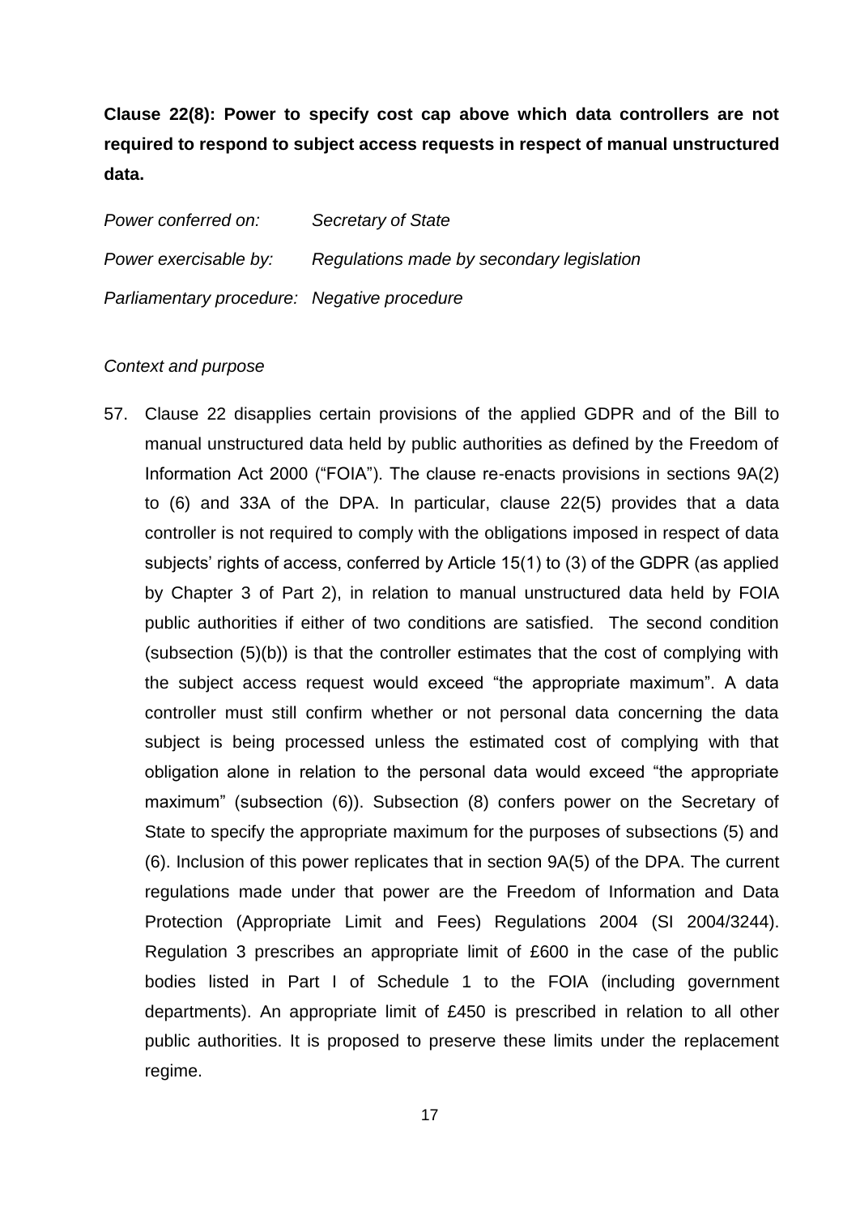**Clause 22(8): Power to specify cost cap above which data controllers are not required to respond to subject access requests in respect of manual unstructured data.**

*Power conferred on:* *Secretary of State*

*Power exercisable by:* *Regulations made by secondary legislation*

*Parliamentary procedure:* *Negative procedure*

*Context and purpose*

57. Clause 22 disapplies certain provisions of the applied GDPR and of the Bill to manual unstructured data held by public authorities as defined by the Freedom of Information Act 2000 ("FOIA"). The clause re-enacts provisions in sections 9A(2) to (6) and 33A of the DPA. In particular, clause 22(5) provides that a data controller is not required to comply with the obligations imposed in respect of data subjects' rights of access, conferred by Article 15(1) to (3) of the GDPR (as applied by Chapter 3 of Part 2), in relation to manual unstructured data held by FOIA public authorities if either of two conditions are satisfied. The second condition (subsection (5)(b)) is that the controller estimates that the cost of complying with the subject access request would exceed "the appropriate maximum". A data controller must still confirm whether or not personal data concerning the data subject is being processed unless the estimated cost of complying with that obligation alone in relation to the personal data would exceed "the appropriate maximum" (subsection (6)). Subsection (8) confers power on the Secretary of State to specify the appropriate maximum for the purposes of subsections (5) and (6). Inclusion of this power replicates that in section 9A(5) of the DPA. The current regulations made under that power are the Freedom of Information and Data Protection (Appropriate Limit and Fees) Regulations 2004 (SI 2004/3244). Regulation 3 prescribes an appropriate limit of £600 in the case of the public bodies listed in Part I of Schedule 1 to the FOIA (including government departments). An appropriate limit of £450 is prescribed in relation to all other public authorities. It is proposed to preserve these limits under the replacement regime.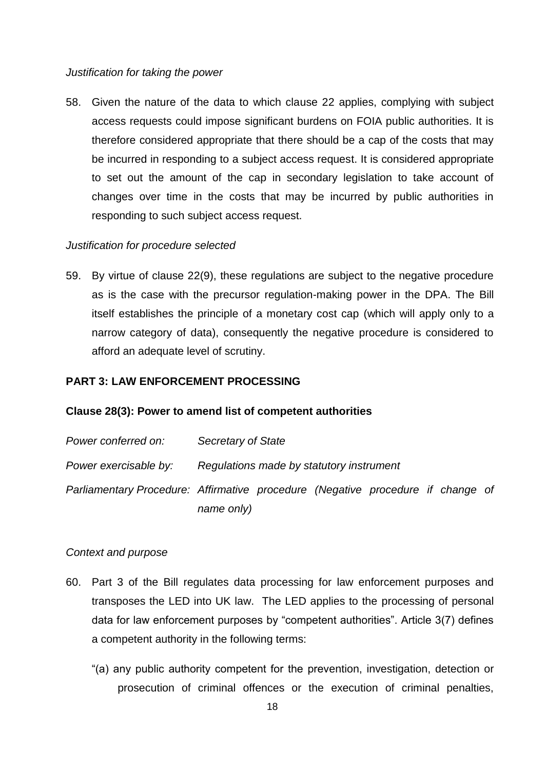*Justification for taking the power*

58. Given the nature of the data to which clause 22 applies, complying with subject access requests could impose significant burdens on FOIA public authorities. It is therefore considered appropriate that there should be a cap of the costs that may be incurred in responding to a subject access request. It is considered appropriate to set out the amount of the cap in secondary legislation to take account of changes over time in the costs that may be incurred by public authorities in responding to such subject access request.

*Justification for procedure selected*

59. By virtue of clause 22(9), these regulations are subject to the negative procedure as is the case with the precursor regulation-making power in the DPA. The Bill itself establishes the principle of a monetary cost cap (which will apply only to a narrow category of data), consequently the negative procedure is considered to afford an adequate level of scrutiny.

**PART 3: LAW ENFORCEMENT PROCESSING**

**Clause 28(3): Power to amend list of competent authorities**

*Power conferred on:* *Secretary of State*

*Power exercisable by:* *Regulations made by statutory instrument*

*Parliamentary Procedure:* *Affirmative procedure (Negative procedure if change of name only)*

*Context and purpose*

60. Part 3 of the Bill regulates data processing for law enforcement purposes and transposes the LED into UK law. The LED applies to the processing of personal data for law enforcement purposes by "competent authorities". Article 3(7) defines a competent authority in the following terms:

"(a) any public authority competent for the prevention, investigation, detection or prosecution of criminal offences or the execution of criminal penalties,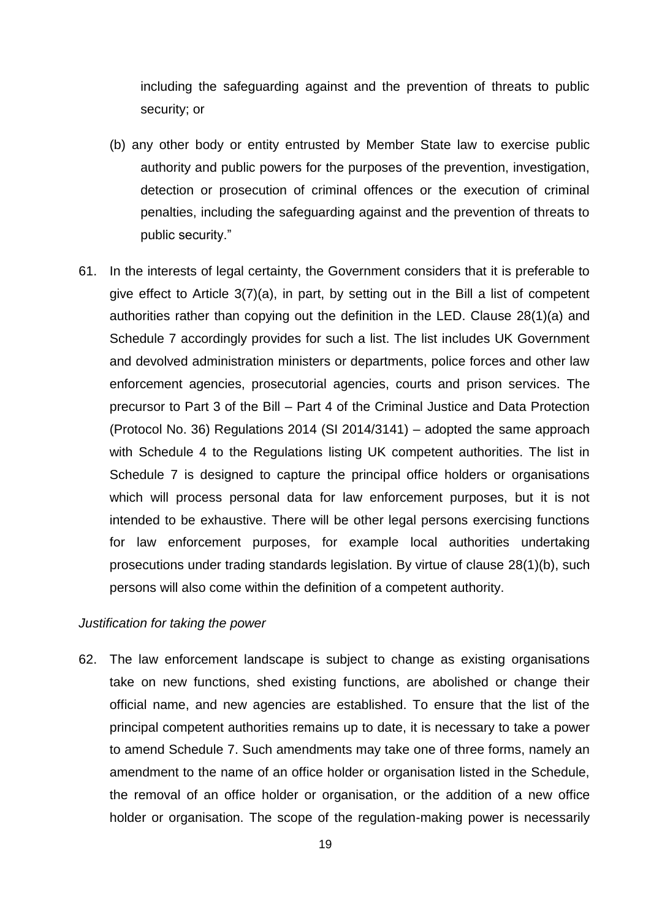including the safeguarding against and the prevention of threats to public security; or

(b) any other body or entity entrusted by Member State law to exercise public authority and public powers for the purposes of the prevention, investigation, detection or prosecution of criminal offences or the execution of criminal penalties, including the safeguarding against and the prevention of threats to public security."

61. In the interests of legal certainty, the Government considers that it is preferable to give effect to Article 3(7)(a), in part, by setting out in the Bill a list of competent authorities rather than copying out the definition in the LED. Clause 28(1)(a) and Schedule 7 accordingly provides for such a list. The list includes UK Government and devolved administration ministers or departments, police forces and other law enforcement agencies, prosecutorial agencies, courts and prison services. The precursor to Part 3 of the Bill – Part 4 of the Criminal Justice and Data Protection (Protocol No. 36) Regulations 2014 (SI 2014/3141) – adopted the same approach with Schedule 4 to the Regulations listing UK competent authorities. The list in Schedule 7 is designed to capture the principal office holders or organisations which will process personal data for law enforcement purposes, but it is not intended to be exhaustive. There will be other legal persons exercising functions for law enforcement purposes, for example local authorities undertaking prosecutions under trading standards legislation. By virtue of clause 28(1)(b), such persons will also come within the definition of a competent authority.

*Justification for taking the power*

62. The law enforcement landscape is subject to change as existing organisations take on new functions, shed existing functions, are abolished or change their official name, and new agencies are established. To ensure that the list of the principal competent authorities remains up to date, it is necessary to take a power to amend Schedule 7. Such amendments may take one of three forms, namely an amendment to the name of an office holder or organisation listed in the Schedule, the removal of an office holder or organisation, or the addition of a new office holder or organisation. The scope of the regulation-making power is necessarily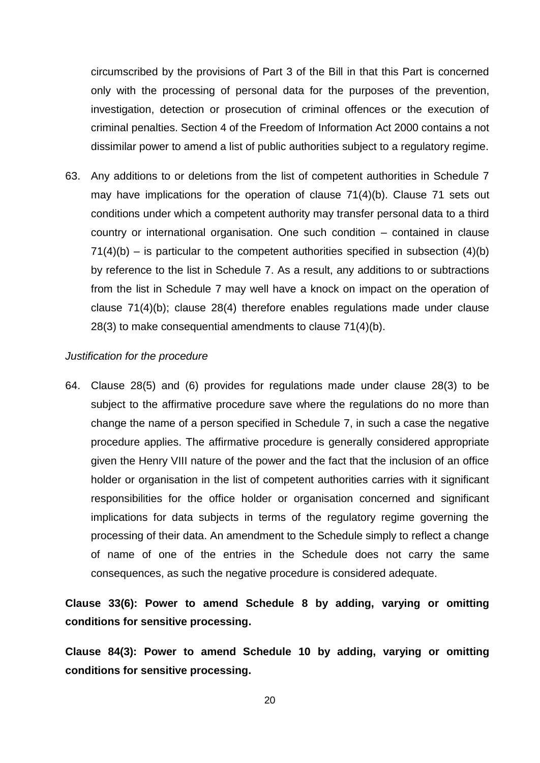circumscribed by the provisions of Part 3 of the Bill in that this Part is concerned only with the processing of personal data for the purposes of the prevention, investigation, detection or prosecution of criminal offences or the execution of criminal penalties. Section 4 of the Freedom of Information Act 2000 contains a not dissimilar power to amend a list of public authorities subject to a regulatory regime.

63. Any additions to or deletions from the list of competent authorities in Schedule 7 may have implications for the operation of clause 71(4)(b). Clause 71 sets out conditions under which a competent authority may transfer personal data to a third country or international organisation. One such condition – contained in clause 71(4)(b) – is particular to the competent authorities specified in subsection (4)(b) by reference to the list in Schedule 7. As a result, any additions to or subtractions from the list in Schedule 7 may well have a knock on impact on the operation of clause 71(4)(b); clause 28(4) therefore enables regulations made under clause 28(3) to make consequential amendments to clause 71(4)(b).

*Justification for the procedure*

64. Clause 28(5) and (6) provides for regulations made under clause 28(3) to be subject to the affirmative procedure save where the regulations do no more than change the name of a person specified in Schedule 7, in such a case the negative procedure applies. The affirmative procedure is generally considered appropriate given the Henry VIII nature of the power and the fact that the inclusion of an office holder or organisation in the list of competent authorities carries with it significant responsibilities for the office holder or organisation concerned and significant implications for data subjects in terms of the regulatory regime governing the processing of their data. An amendment to the Schedule simply to reflect a change of name of one of the entries in the Schedule does not carry the same consequences, as such the negative procedure is considered adequate.

**Clause 33(6): Power to amend Schedule 8 by adding, varying or omitting conditions for sensitive processing.**

**Clause 84(3): Power to amend Schedule 10 by adding, varying or omitting conditions for sensitive processing.**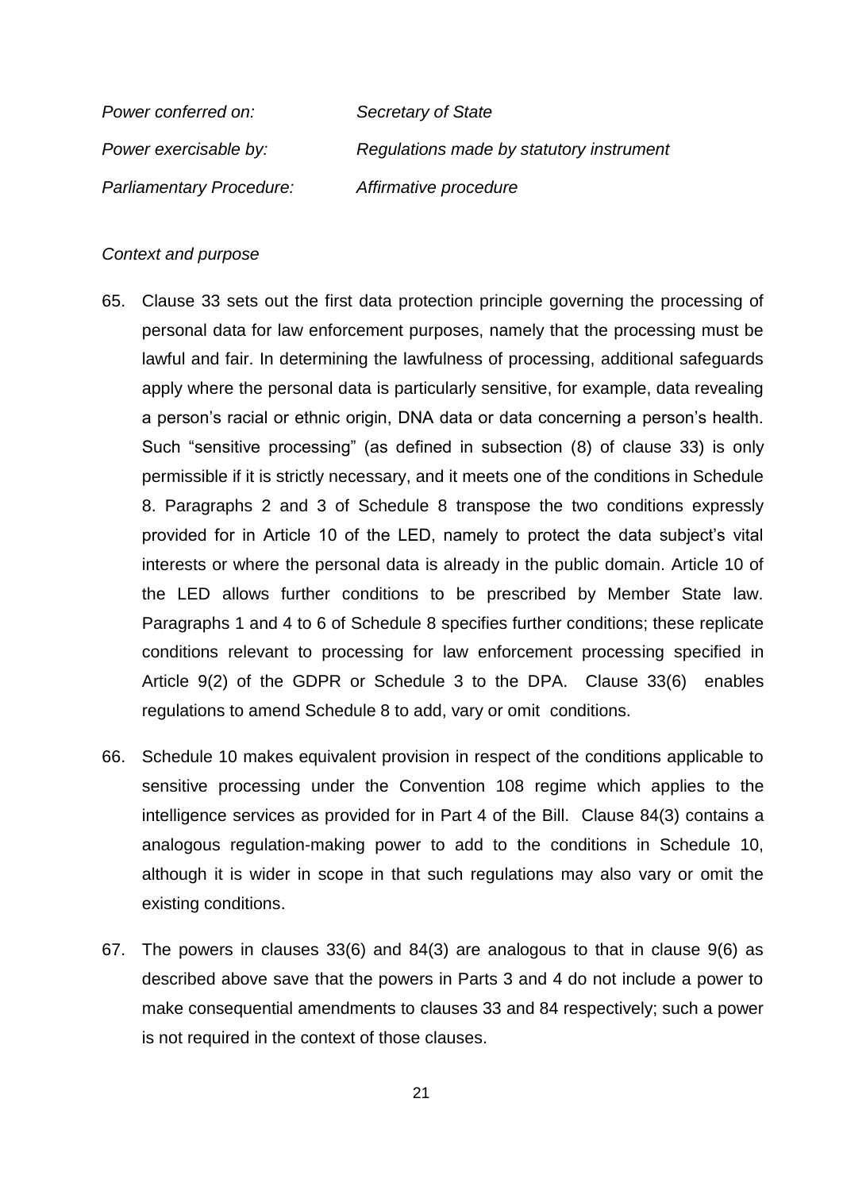*Power conferred on:* *Secretary of State*

*Power exercisable by:* *Regulations made by statutory instrument*

*Parliamentary Procedure:* *Affirmative procedure*

*Context and purpose*

65. Clause 33 sets out the first data protection principle governing the processing of personal data for law enforcement purposes, namely that the processing must be lawful and fair. In determining the lawfulness of processing, additional safeguards apply where the personal data is particularly sensitive, for example, data revealing a person's racial or ethnic origin, DNA data or data concerning a person's health. Such "sensitive processing" (as defined in subsection (8) of clause 33) is only permissible if it is strictly necessary, and it meets one of the conditions in Schedule 8. Paragraphs 2 and 3 of Schedule 8 transpose the two conditions expressly provided for in Article 10 of the LED, namely to protect the data subject's vital interests or where the personal data is already in the public domain. Article 10 of the LED allows further conditions to be prescribed by Member State law. Paragraphs 1 and 4 to 6 of Schedule 8 specifies further conditions; these replicate conditions relevant to processing for law enforcement processing specified in Article 9(2) of the GDPR or Schedule 3 to the DPA. Clause 33(6) enables regulations to amend Schedule 8 to add, vary or omit conditions.

66. Schedule 10 makes equivalent provision in respect of the conditions applicable to sensitive processing under the Convention 108 regime which applies to the intelligence services as provided for in Part 4 of the Bill. Clause 84(3) contains a analogous regulation-making power to add to the conditions in Schedule 10, although it is wider in scope in that such regulations may also vary or omit the existing conditions.

67. The powers in clauses 33(6) and 84(3) are analogous to that in clause 9(6) as described above save that the powers in Parts 3 and 4 do not include a power to make consequential amendments to clauses 33 and 84 respectively; such a power is not required in the context of those clauses.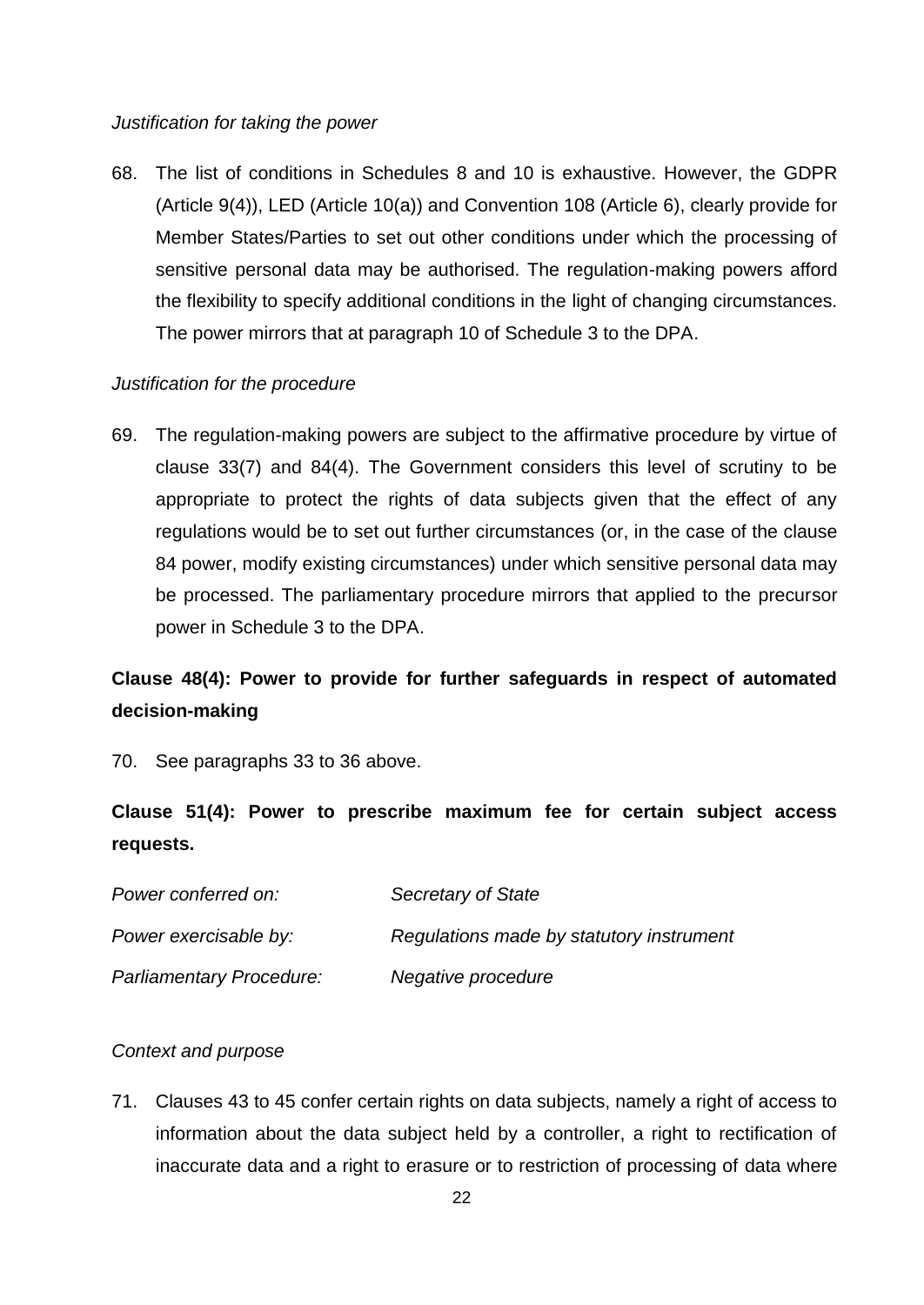*Justification for taking the power*

68. The list of conditions in Schedules 8 and 10 is exhaustive. However, the GDPR (Article 9(4)), LED (Article 10(a)) and Convention 108 (Article 6), clearly provide for Member States/Parties to set out other conditions under which the processing of sensitive personal data may be authorised. The regulation-making powers afford the flexibility to specify additional conditions in the light of changing circumstances. The power mirrors that at paragraph 10 of Schedule 3 to the DPA.

*Justification for the procedure*

69. The regulation-making powers are subject to the affirmative procedure by virtue of clause 33(7) and 84(4). The Government considers this level of scrutiny to be appropriate to protect the rights of data subjects given that the effect of any regulations would be to set out further circumstances (or, in the case of the clause 84 power, modify existing circumstances) under which sensitive personal data may be processed. The parliamentary procedure mirrors that applied to the precursor power in Schedule 3 to the DPA.

**Clause 48(4): Power to provide for further safeguards in respect of automated decision-making**

70. See paragraphs 33 to 36 above.

**Clause 51(4): Power to prescribe maximum fee for certain subject access requests.**

| | |
|---|---|
| *Power conferred on:* | *Secretary of State* |
| *Power exercisable by:* | *Regulations made by statutory instrument* |
| *Parliamentary Procedure:* | *Negative procedure* |

*Context and purpose*

71. Clauses 43 to 45 confer certain rights on data subjects, namely a right of access to information about the data subject held by a controller, a right to rectification of inaccurate data and a right to erasure or to restriction of processing of data where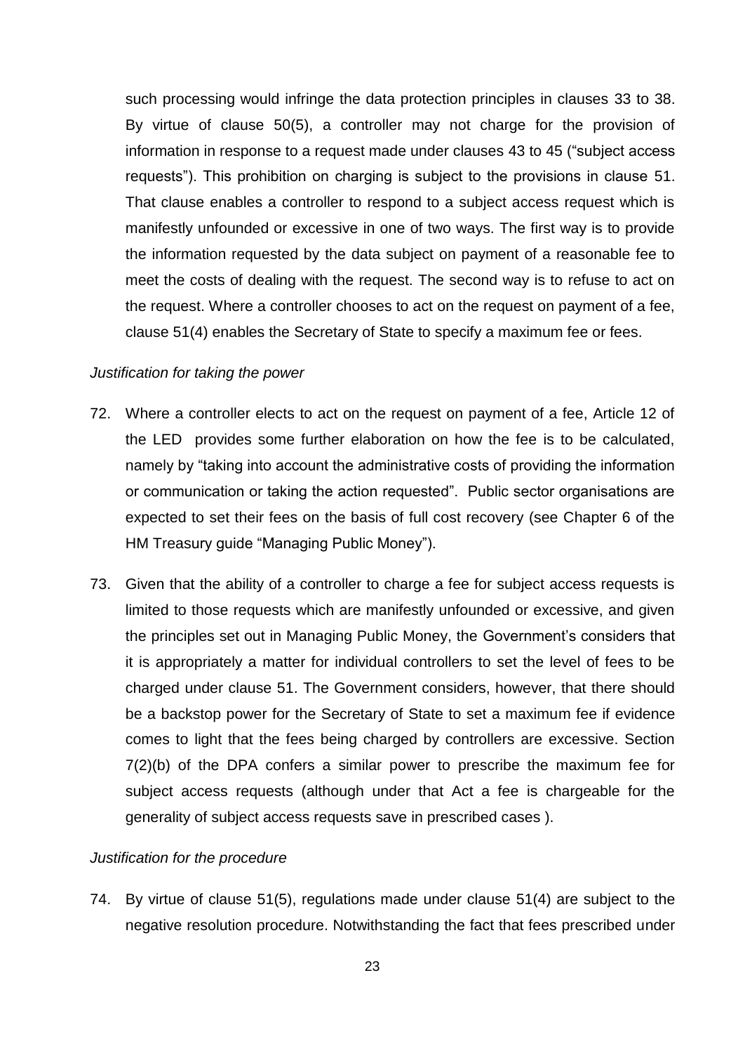such processing would infringe the data protection principles in clauses 33 to 38. By virtue of clause 50(5), a controller may not charge for the provision of information in response to a request made under clauses 43 to 45 ("subject access requests"). This prohibition on charging is subject to the provisions in clause 51. That clause enables a controller to respond to a subject access request which is manifestly unfounded or excessive in one of two ways. The first way is to provide the information requested by the data subject on payment of a reasonable fee to meet the costs of dealing with the request. The second way is to refuse to act on the request. Where a controller chooses to act on the request on payment of a fee, clause 51(4) enables the Secretary of State to specify a maximum fee or fees.

*Justification for taking the power*

72. Where a controller elects to act on the request on payment of a fee, Article 12 of the LED provides some further elaboration on how the fee is to be calculated, namely by "taking into account the administrative costs of providing the information or communication or taking the action requested". Public sector organisations are expected to set their fees on the basis of full cost recovery (see Chapter 6 of the HM Treasury guide "Managing Public Money").

73. Given that the ability of a controller to charge a fee for subject access requests is limited to those requests which are manifestly unfounded or excessive, and given the principles set out in Managing Public Money, the Government's considers that it is appropriately a matter for individual controllers to set the level of fees to be charged under clause 51. The Government considers, however, that there should be a backstop power for the Secretary of State to set a maximum fee if evidence comes to light that the fees being charged by controllers are excessive. Section 7(2)(b) of the DPA confers a similar power to prescribe the maximum fee for subject access requests (although under that Act a fee is chargeable for the generality of subject access requests save in prescribed cases ).

*Justification for the procedure*

74. By virtue of clause 51(5), regulations made under clause 51(4) are subject to the negative resolution procedure. Notwithstanding the fact that fees prescribed under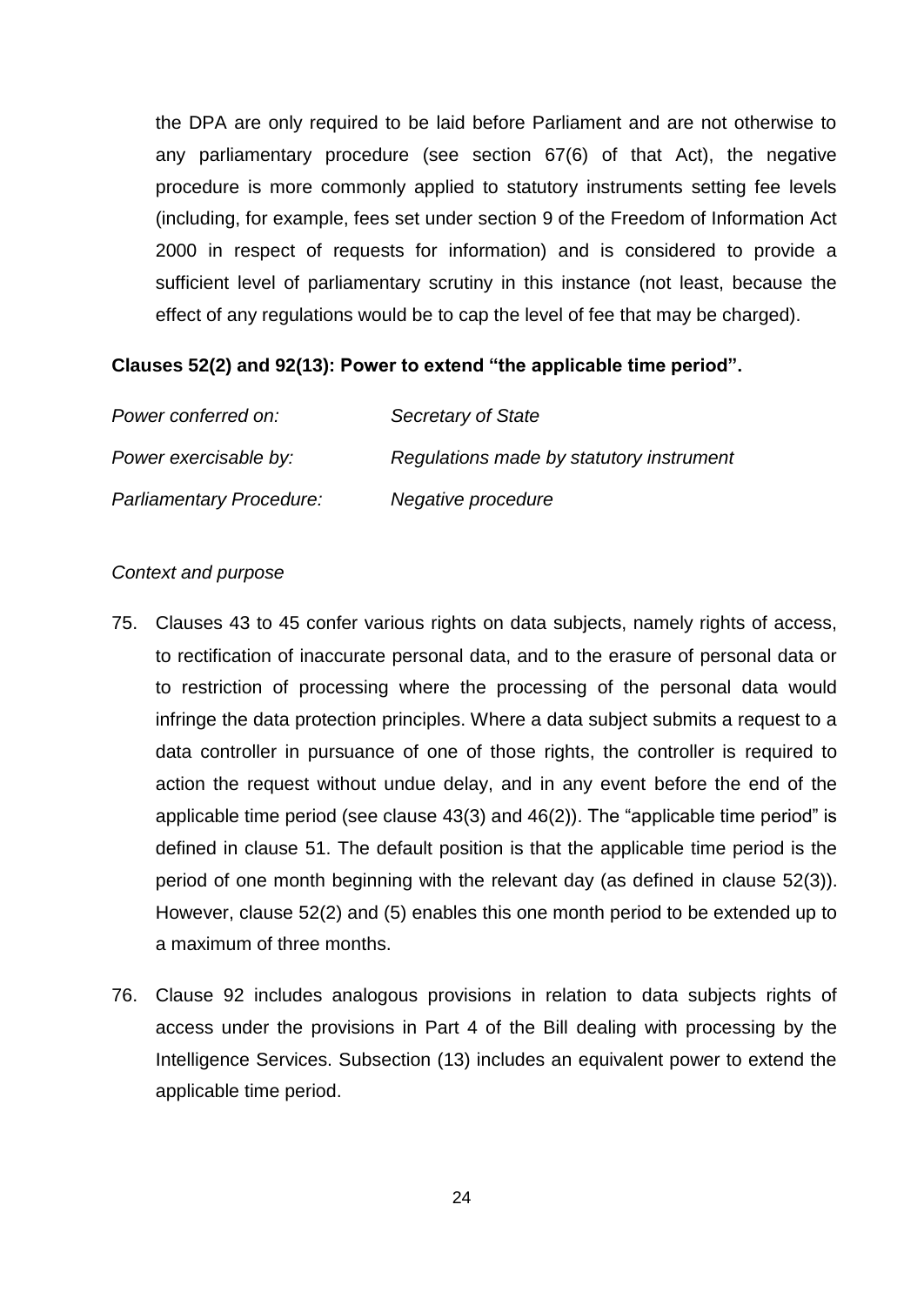the DPA are only required to be laid before Parliament and are not otherwise to any parliamentary procedure (see section 67(6) of that Act), the negative procedure is more commonly applied to statutory instruments setting fee levels (including, for example, fees set under section 9 of the Freedom of Information Act 2000 in respect of requests for information) and is considered to provide a sufficient level of parliamentary scrutiny in this instance (not least, because the effect of any regulations would be to cap the level of fee that may be charged).

**Clauses 52(2) and 92(13): Power to extend "the applicable time period".**

| | |
|---|---|
| *Power conferred on:* | *Secretary of State* |
| *Power exercisable by:* | *Regulations made by statutory instrument* |
| *Parliamentary Procedure:* | *Negative procedure* |

*Context and purpose*

75. Clauses 43 to 45 confer various rights on data subjects, namely rights of access, to rectification of inaccurate personal data, and to the erasure of personal data or to restriction of processing where the processing of the personal data would infringe the data protection principles. Where a data subject submits a request to a data controller in pursuance of one of those rights, the controller is required to action the request without undue delay, and in any event before the end of the applicable time period (see clause 43(3) and 46(2)). The "applicable time period" is defined in clause 51. The default position is that the applicable time period is the period of one month beginning with the relevant day (as defined in clause 52(3)). However, clause 52(2) and (5) enables this one month period to be extended up to a maximum of three months.

76. Clause 92 includes analogous provisions in relation to data subjects rights of access under the provisions in Part 4 of the Bill dealing with processing by the Intelligence Services. Subsection (13) includes an equivalent power to extend the applicable time period.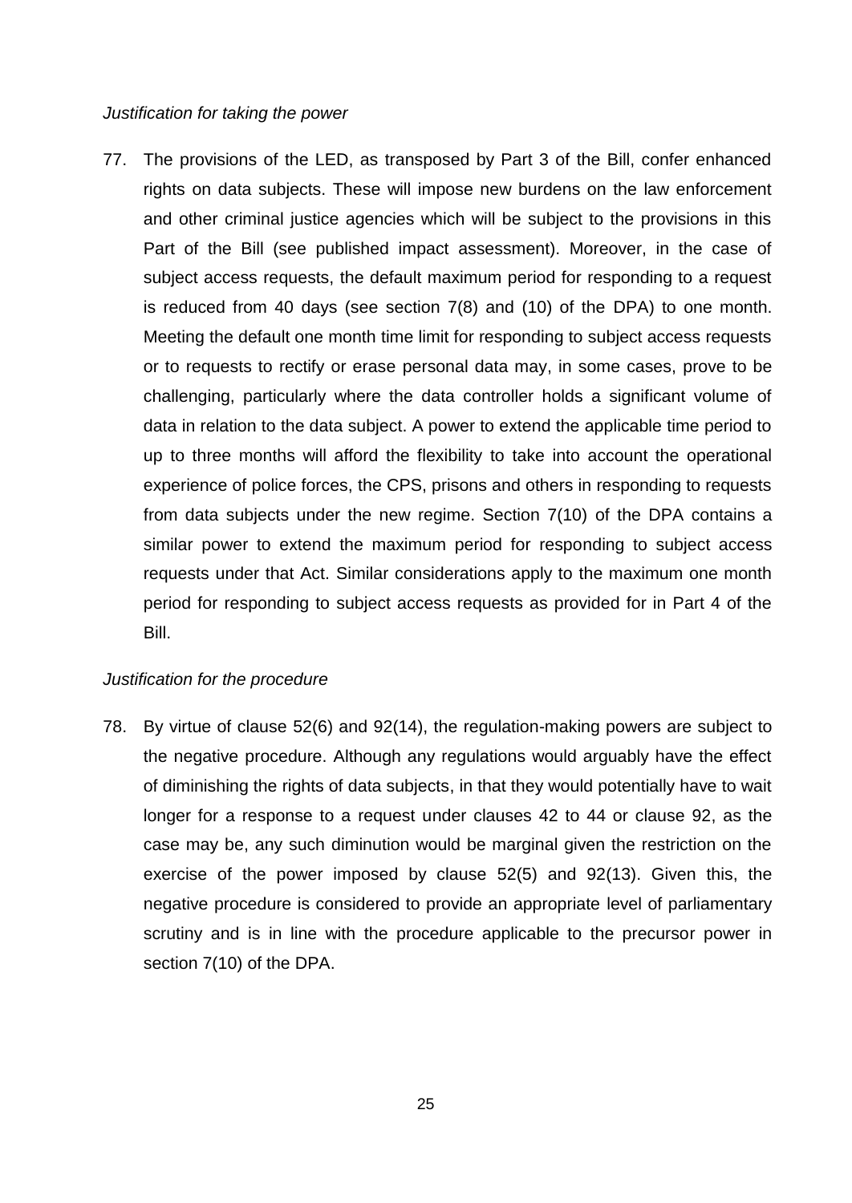*Justification for taking the power*

77. The provisions of the LED, as transposed by Part 3 of the Bill, confer enhanced rights on data subjects. These will impose new burdens on the law enforcement and other criminal justice agencies which will be subject to the provisions in this Part of the Bill (see published impact assessment). Moreover, in the case of subject access requests, the default maximum period for responding to a request is reduced from 40 days (see section 7(8) and (10) of the DPA) to one month. Meeting the default one month time limit for responding to subject access requests or to requests to rectify or erase personal data may, in some cases, prove to be challenging, particularly where the data controller holds a significant volume of data in relation to the data subject. A power to extend the applicable time period to up to three months will afford the flexibility to take into account the operational experience of police forces, the CPS, prisons and others in responding to requests from data subjects under the new regime. Section 7(10) of the DPA contains a similar power to extend the maximum period for responding to subject access requests under that Act. Similar considerations apply to the maximum one month period for responding to subject access requests as provided for in Part 4 of the Bill.

*Justification for the procedure*

78. By virtue of clause 52(6) and 92(14), the regulation-making powers are subject to the negative procedure. Although any regulations would arguably have the effect of diminishing the rights of data subjects, in that they would potentially have to wait longer for a response to a request under clauses 42 to 44 or clause 92, as the case may be, any such diminution would be marginal given the restriction on the exercise of the power imposed by clause 52(5) and 92(13). Given this, the negative procedure is considered to provide an appropriate level of parliamentary scrutiny and is in line with the procedure applicable to the precursor power in section 7(10) of the DPA.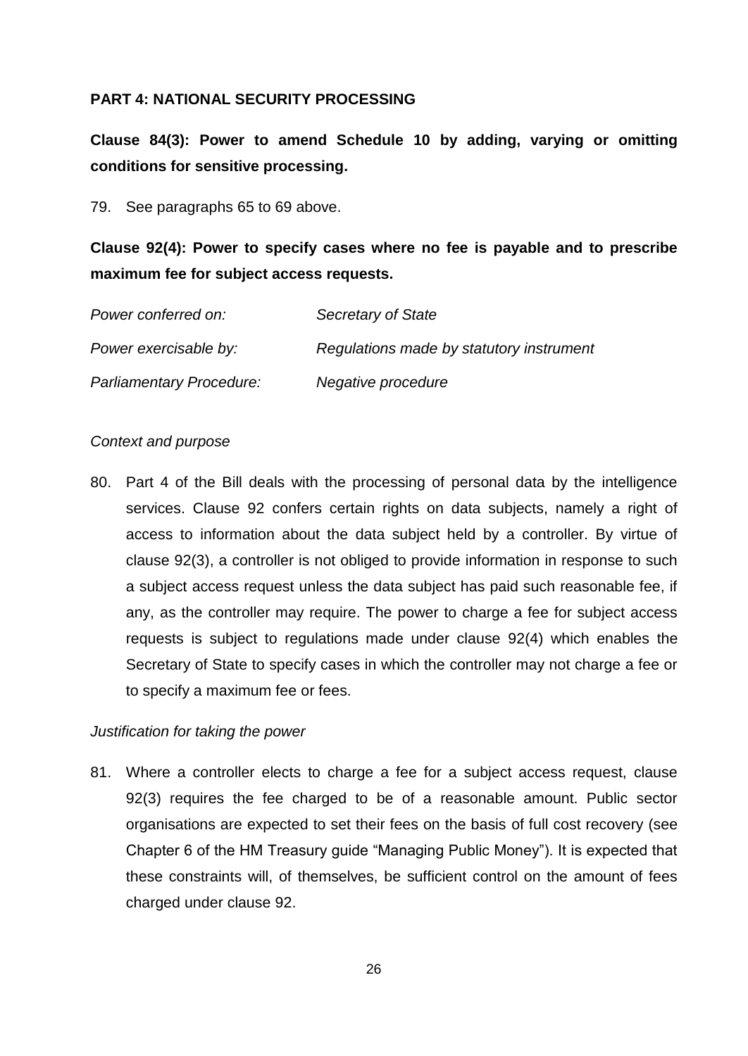**PART 4: NATIONAL SECURITY PROCESSING**

**Clause 84(3): Power to amend Schedule 10 by adding, varying or omitting conditions for sensitive processing.**

79. See paragraphs 65 to 69 above.

**Clause 92(4): Power to specify cases where no fee is payable and to prescribe maximum fee for subject access requests.**

| | |
|---|---|
| *Power conferred on:* | *Secretary of State* |
| *Power exercisable by:* | *Regulations made by statutory instrument* |
| *Parliamentary Procedure:* | *Negative procedure* |

*Context and purpose*

80. Part 4 of the Bill deals with the processing of personal data by the intelligence services. Clause 92 confers certain rights on data subjects, namely a right of access to information about the data subject held by a controller. By virtue of clause 92(3), a controller is not obliged to provide information in response to such a subject access request unless the data subject has paid such reasonable fee, if any, as the controller may require. The power to charge a fee for subject access requests is subject to regulations made under clause 92(4) which enables the Secretary of State to specify cases in which the controller may not charge a fee or to specify a maximum fee or fees.

*Justification for taking the power*

81. Where a controller elects to charge a fee for a subject access request, clause 92(3) requires the fee charged to be of a reasonable amount. Public sector organisations are expected to set their fees on the basis of full cost recovery (see Chapter 6 of the HM Treasury guide "Managing Public Money"). It is expected that these constraints will, of themselves, be sufficient control on the amount of fees charged under clause 92.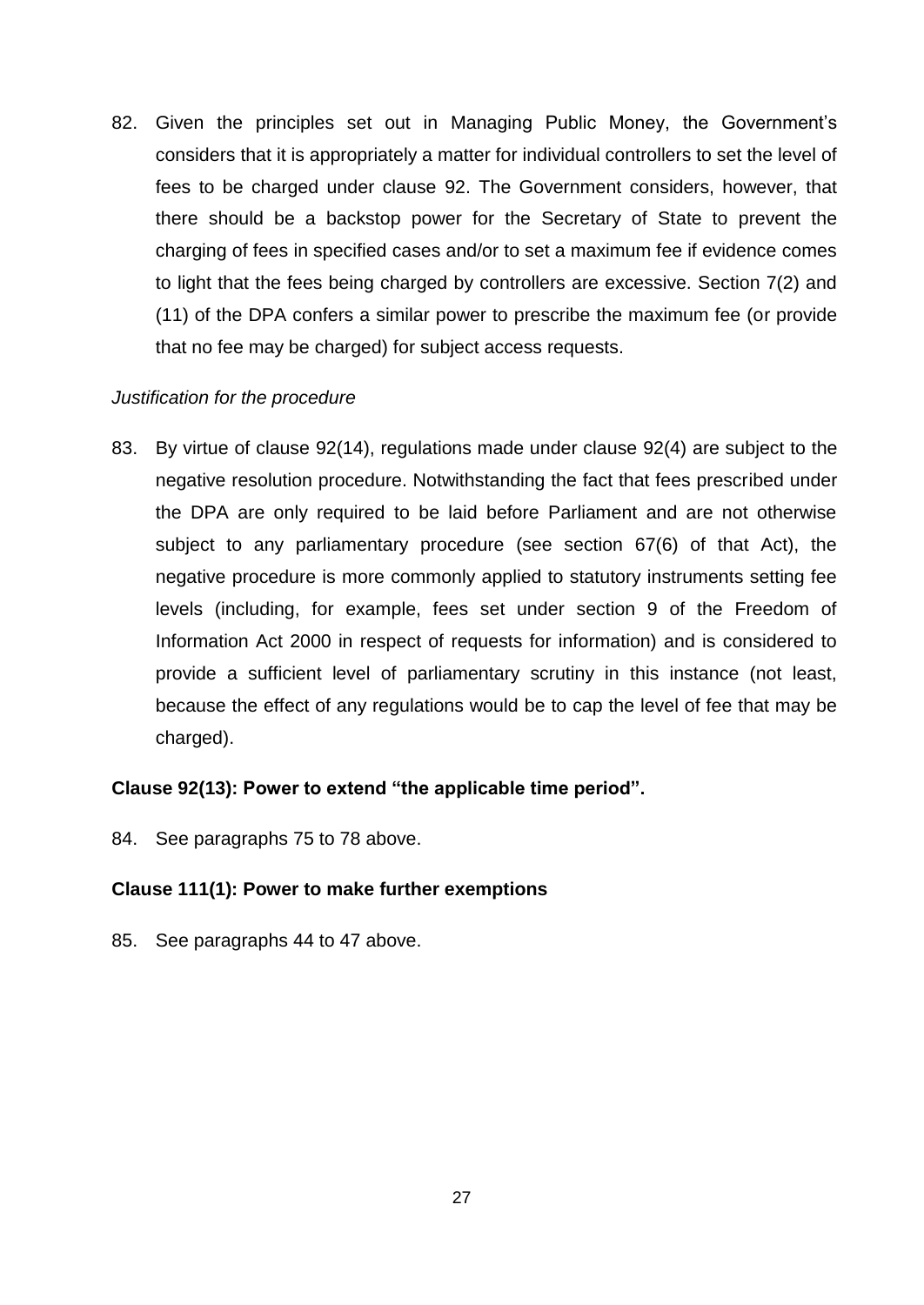82. Given the principles set out in Managing Public Money, the Government's considers that it is appropriately a matter for individual controllers to set the level of fees to be charged under clause 92. The Government considers, however, that there should be a backstop power for the Secretary of State to prevent the charging of fees in specified cases and/or to set a maximum fee if evidence comes to light that the fees being charged by controllers are excessive. Section 7(2) and (11) of the DPA confers a similar power to prescribe the maximum fee (or provide that no fee may be charged) for subject access requests.

*Justification for the procedure*

83. By virtue of clause 92(14), regulations made under clause 92(4) are subject to the negative resolution procedure. Notwithstanding the fact that fees prescribed under the DPA are only required to be laid before Parliament and are not otherwise subject to any parliamentary procedure (see section 67(6) of that Act), the negative procedure is more commonly applied to statutory instruments setting fee levels (including, for example, fees set under section 9 of the Freedom of Information Act 2000 in respect of requests for information) and is considered to provide a sufficient level of parliamentary scrutiny in this instance (not least, because the effect of any regulations would be to cap the level of fee that may be charged).

**Clause 92(13): Power to extend "the applicable time period".**

84. See paragraphs 75 to 78 above.

**Clause 111(1): Power to make further exemptions**

85. See paragraphs 44 to 47 above.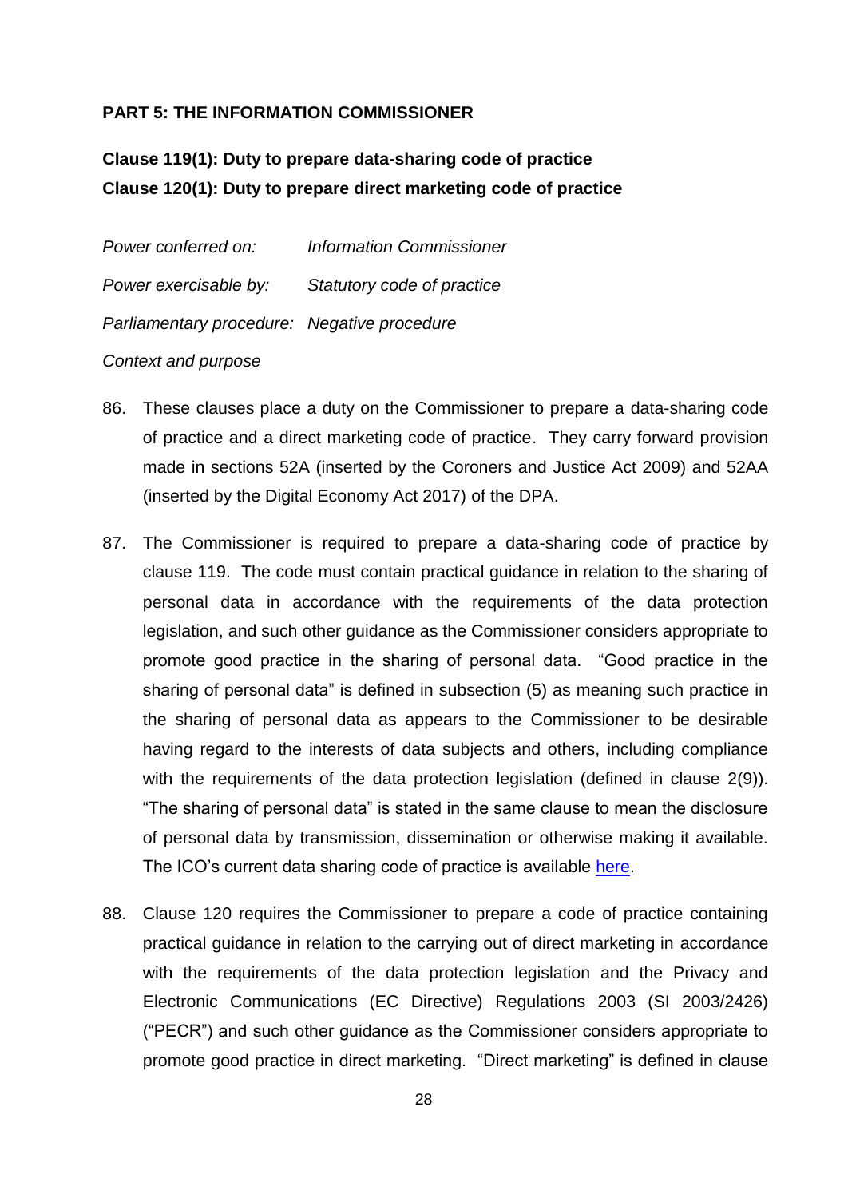**PART 5: THE INFORMATION COMMISSIONER**

**Clause 119(1): Duty to prepare data-sharing code of practice**
**Clause 120(1): Duty to prepare direct marketing code of practice**

*Power conferred on:* *Information Commissioner*

*Power exercisable by:* *Statutory code of practice*

*Parliamentary procedure:* *Negative procedure*

*Context and purpose*

86. These clauses place a duty on the Commissioner to prepare a data-sharing code of practice and a direct marketing code of practice. They carry forward provision made in sections 52A (inserted by the Coroners and Justice Act 2009) and 52AA (inserted by the Digital Economy Act 2017) of the DPA.

87. The Commissioner is required to prepare a data-sharing code of practice by clause 119. The code must contain practical guidance in relation to the sharing of personal data in accordance with the requirements of the data protection legislation, and such other guidance as the Commissioner considers appropriate to promote good practice in the sharing of personal data. "Good practice in the sharing of personal data" is defined in subsection (5) as meaning such practice in the sharing of personal data as appears to the Commissioner to be desirable having regard to the interests of data subjects and others, including compliance with the requirements of the data protection legislation (defined in clause 2(9)). "The sharing of personal data" is stated in the same clause to mean the disclosure of personal data by transmission, dissemination or otherwise making it available. The ICO's current data sharing code of practice is available here.

88. Clause 120 requires the Commissioner to prepare a code of practice containing practical guidance in relation to the carrying out of direct marketing in accordance with the requirements of the data protection legislation and the Privacy and Electronic Communications (EC Directive) Regulations 2003 (SI 2003/2426) ("PECR") and such other guidance as the Commissioner considers appropriate to promote good practice in direct marketing. "Direct marketing" is defined in clause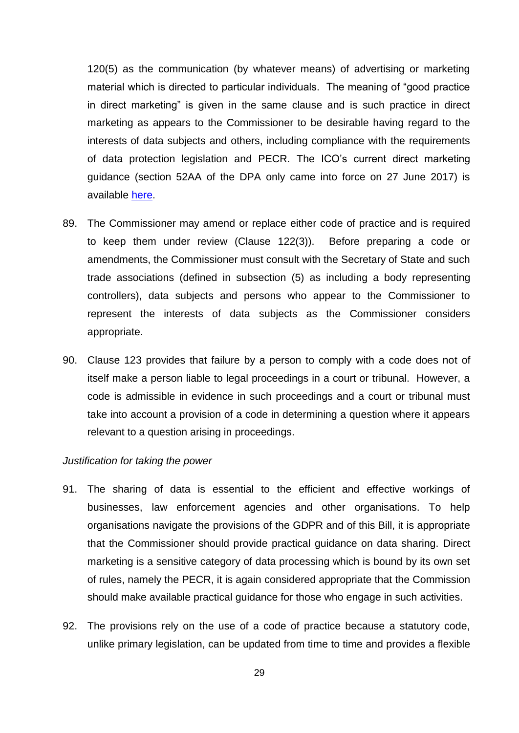120(5) as the communication (by whatever means) of advertising or marketing material which is directed to particular individuals. The meaning of "good practice in direct marketing" is given in the same clause and is such practice in direct marketing as appears to the Commissioner to be desirable having regard to the interests of data subjects and others, including compliance with the requirements of data protection legislation and PECR. The ICO's current direct marketing guidance (section 52AA of the DPA only came into force on 27 June 2017) is available here.

89. The Commissioner may amend or replace either code of practice and is required to keep them under review (Clause 122(3)). Before preparing a code or amendments, the Commissioner must consult with the Secretary of State and such trade associations (defined in subsection (5) as including a body representing controllers), data subjects and persons who appear to the Commissioner to represent the interests of data subjects as the Commissioner considers appropriate.

90. Clause 123 provides that failure by a person to comply with a code does not of itself make a person liable to legal proceedings in a court or tribunal. However, a code is admissible in evidence in such proceedings and a court or tribunal must take into account a provision of a code in determining a question where it appears relevant to a question arising in proceedings.

*Justification for taking the power*

91. The sharing of data is essential to the efficient and effective workings of businesses, law enforcement agencies and other organisations. To help organisations navigate the provisions of the GDPR and of this Bill, it is appropriate that the Commissioner should provide practical guidance on data sharing. Direct marketing is a sensitive category of data processing which is bound by its own set of rules, namely the PECR, it is again considered appropriate that the Commission should make available practical guidance for those who engage in such activities.

92. The provisions rely on the use of a code of practice because a statutory code, unlike primary legislation, can be updated from time to time and provides a flexible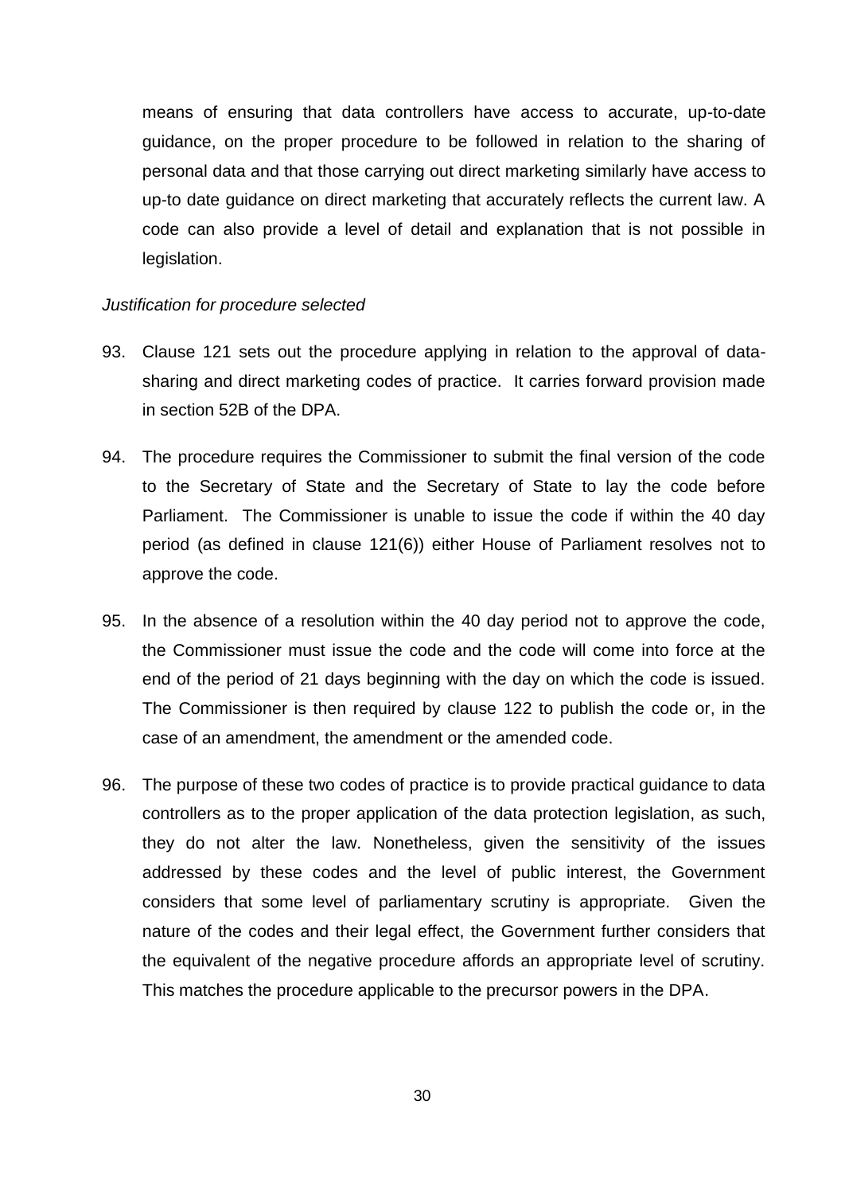means of ensuring that data controllers have access to accurate, up-to-date guidance, on the proper procedure to be followed in relation to the sharing of personal data and that those carrying out direct marketing similarly have access to up-to date guidance on direct marketing that accurately reflects the current law. A code can also provide a level of detail and explanation that is not possible in legislation.

*Justification for procedure selected*

93. Clause 121 sets out the procedure applying in relation to the approval of data-sharing and direct marketing codes of practice. It carries forward provision made in section 52B of the DPA.

94. The procedure requires the Commissioner to submit the final version of the code to the Secretary of State and the Secretary of State to lay the code before Parliament. The Commissioner is unable to issue the code if within the 40 day period (as defined in clause 121(6)) either House of Parliament resolves not to approve the code.

95. In the absence of a resolution within the 40 day period not to approve the code, the Commissioner must issue the code and the code will come into force at the end of the period of 21 days beginning with the day on which the code is issued. The Commissioner is then required by clause 122 to publish the code or, in the case of an amendment, the amendment or the amended code.

96. The purpose of these two codes of practice is to provide practical guidance to data controllers as to the proper application of the data protection legislation, as such, they do not alter the law. Nonetheless, given the sensitivity of the issues addressed by these codes and the level of public interest, the Government considers that some level of parliamentary scrutiny is appropriate. Given the nature of the codes and their legal effect, the Government further considers that the equivalent of the negative procedure affords an appropriate level of scrutiny. This matches the procedure applicable to the precursor powers in the DPA.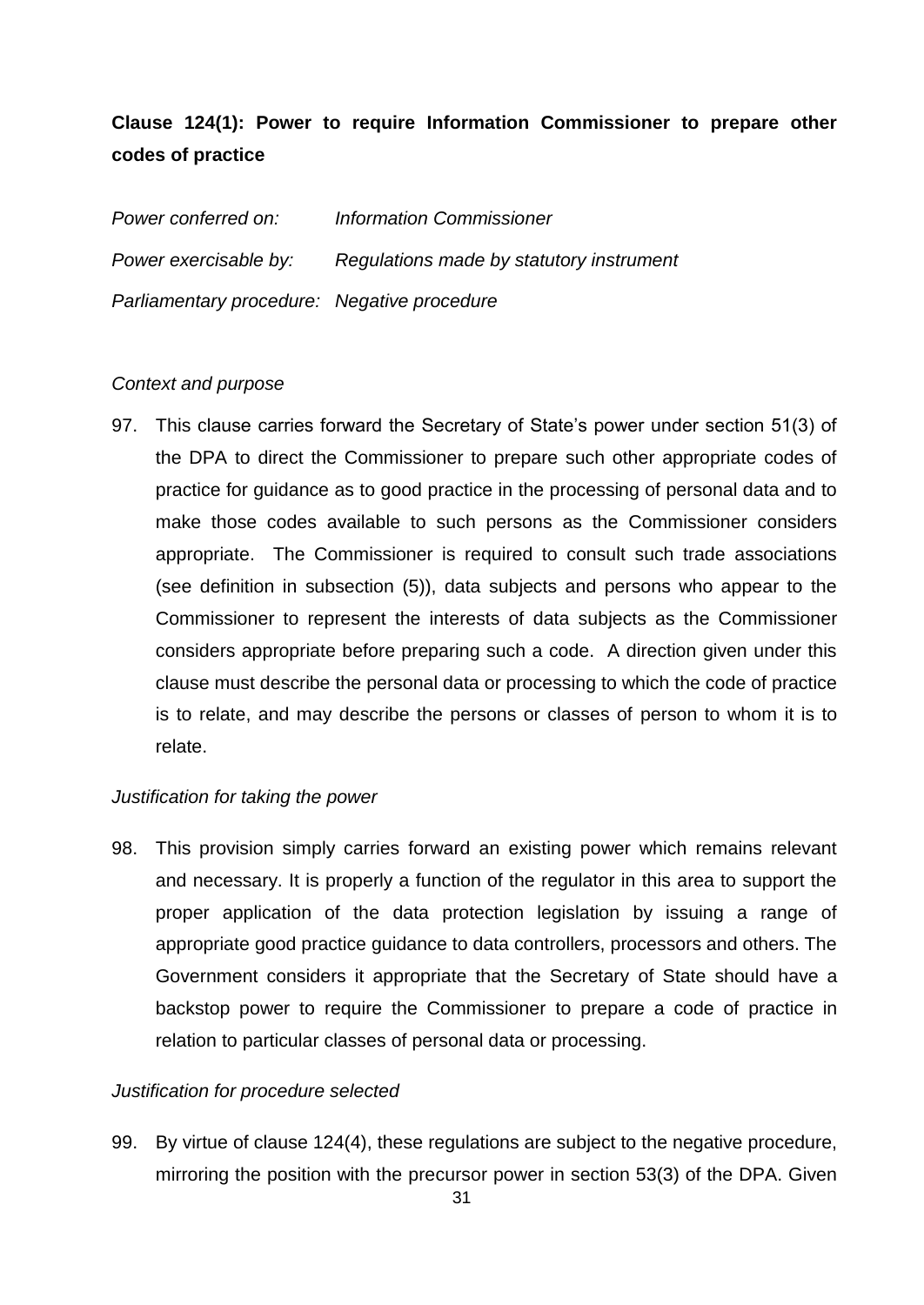**Clause 124(1): Power to require Information Commissioner to prepare other codes of practice**

*Power conferred on:* *Information Commissioner*

*Power exercisable by:* *Regulations made by statutory instrument*

*Parliamentary procedure:* *Negative procedure*

*Context and purpose*

97. This clause carries forward the Secretary of State's power under section 51(3) of the DPA to direct the Commissioner to prepare such other appropriate codes of practice for guidance as to good practice in the processing of personal data and to make those codes available to such persons as the Commissioner considers appropriate. The Commissioner is required to consult such trade associations (see definition in subsection (5)), data subjects and persons who appear to the Commissioner to represent the interests of data subjects as the Commissioner considers appropriate before preparing such a code. A direction given under this clause must describe the personal data or processing to which the code of practice is to relate, and may describe the persons or classes of person to whom it is to relate.

*Justification for taking the power*

98. This provision simply carries forward an existing power which remains relevant and necessary. It is properly a function of the regulator in this area to support the proper application of the data protection legislation by issuing a range of appropriate good practice guidance to data controllers, processors and others. The Government considers it appropriate that the Secretary of State should have a backstop power to require the Commissioner to prepare a code of practice in relation to particular classes of personal data or processing.

*Justification for procedure selected*

99. By virtue of clause 124(4), these regulations are subject to the negative procedure, mirroring the position with the precursor power in section 53(3) of the DPA. Given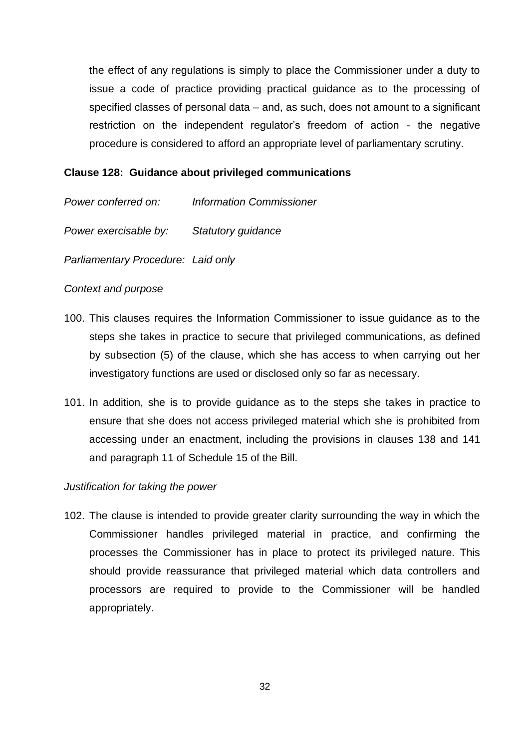the effect of any regulations is simply to place the Commissioner under a duty to issue a code of practice providing practical guidance as to the processing of specified classes of personal data – and, as such, does not amount to a significant restriction on the independent regulator's freedom of action - the negative procedure is considered to afford an appropriate level of parliamentary scrutiny.

**Clause 128: Guidance about privileged communications**

*Power conferred on:* *Information Commissioner*

*Power exercisable by:* *Statutory guidance*

*Parliamentary Procedure: Laid only*

*Context and purpose*

100. This clauses requires the Information Commissioner to issue guidance as to the steps she takes in practice to secure that privileged communications, as defined by subsection (5) of the clause, which she has access to when carrying out her investigatory functions are used or disclosed only so far as necessary.

101. In addition, she is to provide guidance as to the steps she takes in practice to ensure that she does not access privileged material which she is prohibited from accessing under an enactment, including the provisions in clauses 138 and 141 and paragraph 11 of Schedule 15 of the Bill.

*Justification for taking the power*

102. The clause is intended to provide greater clarity surrounding the way in which the Commissioner handles privileged material in practice, and confirming the processes the Commissioner has in place to protect its privileged nature. This should provide reassurance that privileged material which data controllers and processors are required to provide to the Commissioner will be handled appropriately.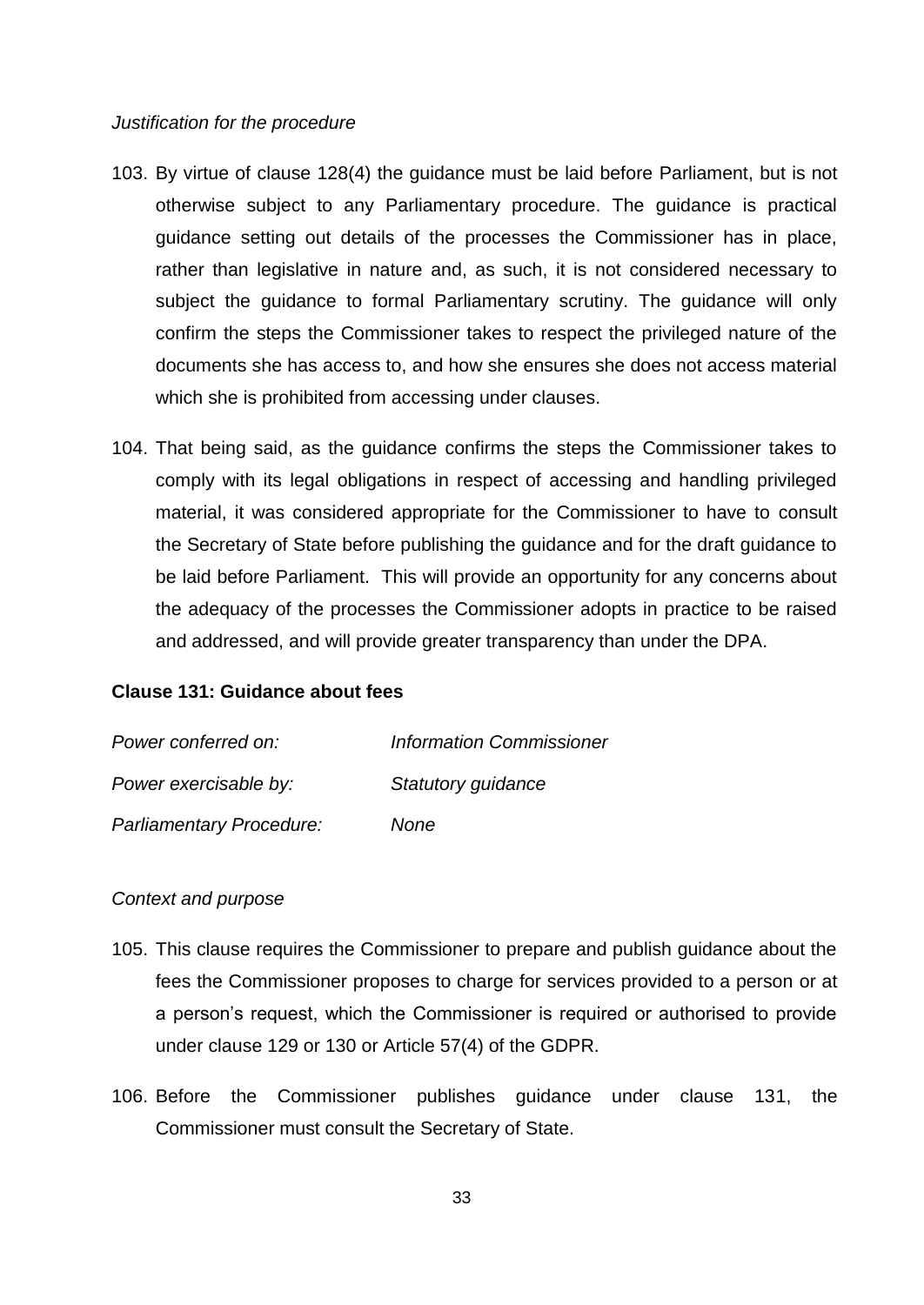*Justification for the procedure*

103. By virtue of clause 128(4) the guidance must be laid before Parliament, but is not otherwise subject to any Parliamentary procedure. The guidance is practical guidance setting out details of the processes the Commissioner has in place, rather than legislative in nature and, as such, it is not considered necessary to subject the guidance to formal Parliamentary scrutiny. The guidance will only confirm the steps the Commissioner takes to respect the privileged nature of the documents she has access to, and how she ensures she does not access material which she is prohibited from accessing under clauses.

104. That being said, as the guidance confirms the steps the Commissioner takes to comply with its legal obligations in respect of accessing and handling privileged material, it was considered appropriate for the Commissioner to have to consult the Secretary of State before publishing the guidance and for the draft guidance to be laid before Parliament. This will provide an opportunity for any concerns about the adequacy of the processes the Commissioner adopts in practice to be raised and addressed, and will provide greater transparency than under the DPA.

**Clause 131: Guidance about fees**

| | |
|---|---|
| *Power conferred on:* | *Information Commissioner* |
| *Power exercisable by:* | *Statutory guidance* |
| *Parliamentary Procedure:* | *None* |

*Context and purpose*

105. This clause requires the Commissioner to prepare and publish guidance about the fees the Commissioner proposes to charge for services provided to a person or at a person's request, which the Commissioner is required or authorised to provide under clause 129 or 130 or Article 57(4) of the GDPR.

106. Before the Commissioner publishes guidance under clause 131, the Commissioner must consult the Secretary of State.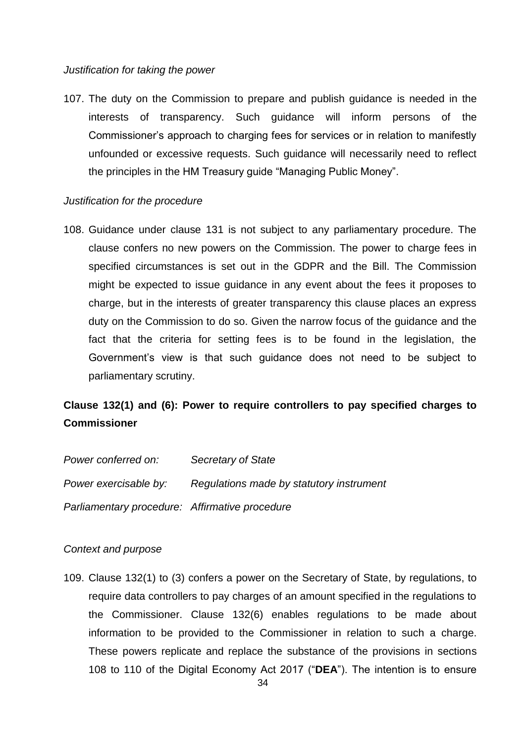*Justification for taking the power*

107. The duty on the Commission to prepare and publish guidance is needed in the interests of transparency. Such guidance will inform persons of the Commissioner's approach to charging fees for services or in relation to manifestly unfounded or excessive requests. Such guidance will necessarily need to reflect the principles in the HM Treasury guide "Managing Public Money".

*Justification for the procedure*

108. Guidance under clause 131 is not subject to any parliamentary procedure. The clause confers no new powers on the Commission. The power to charge fees in specified circumstances is set out in the GDPR and the Bill. The Commission might be expected to issue guidance in any event about the fees it proposes to charge, but in the interests of greater transparency this clause places an express duty on the Commission to do so. Given the narrow focus of the guidance and the fact that the criteria for setting fees is to be found in the legislation, the Government's view is that such guidance does not need to be subject to parliamentary scrutiny.

**Clause 132(1) and (6): Power to require controllers to pay specified charges to Commissioner**

*Power conferred on:* *Secretary of State*

*Power exercisable by:* *Regulations made by statutory instrument*

*Parliamentary procedure:* *Affirmative procedure*

*Context and purpose*

109. Clause 132(1) to (3) confers a power on the Secretary of State, by regulations, to require data controllers to pay charges of an amount specified in the regulations to the Commissioner. Clause 132(6) enables regulations to be made about information to be provided to the Commissioner in relation to such a charge. These powers replicate and replace the substance of the provisions in sections 108 to 110 of the Digital Economy Act 2017 ("**DEA**"). The intention is to ensure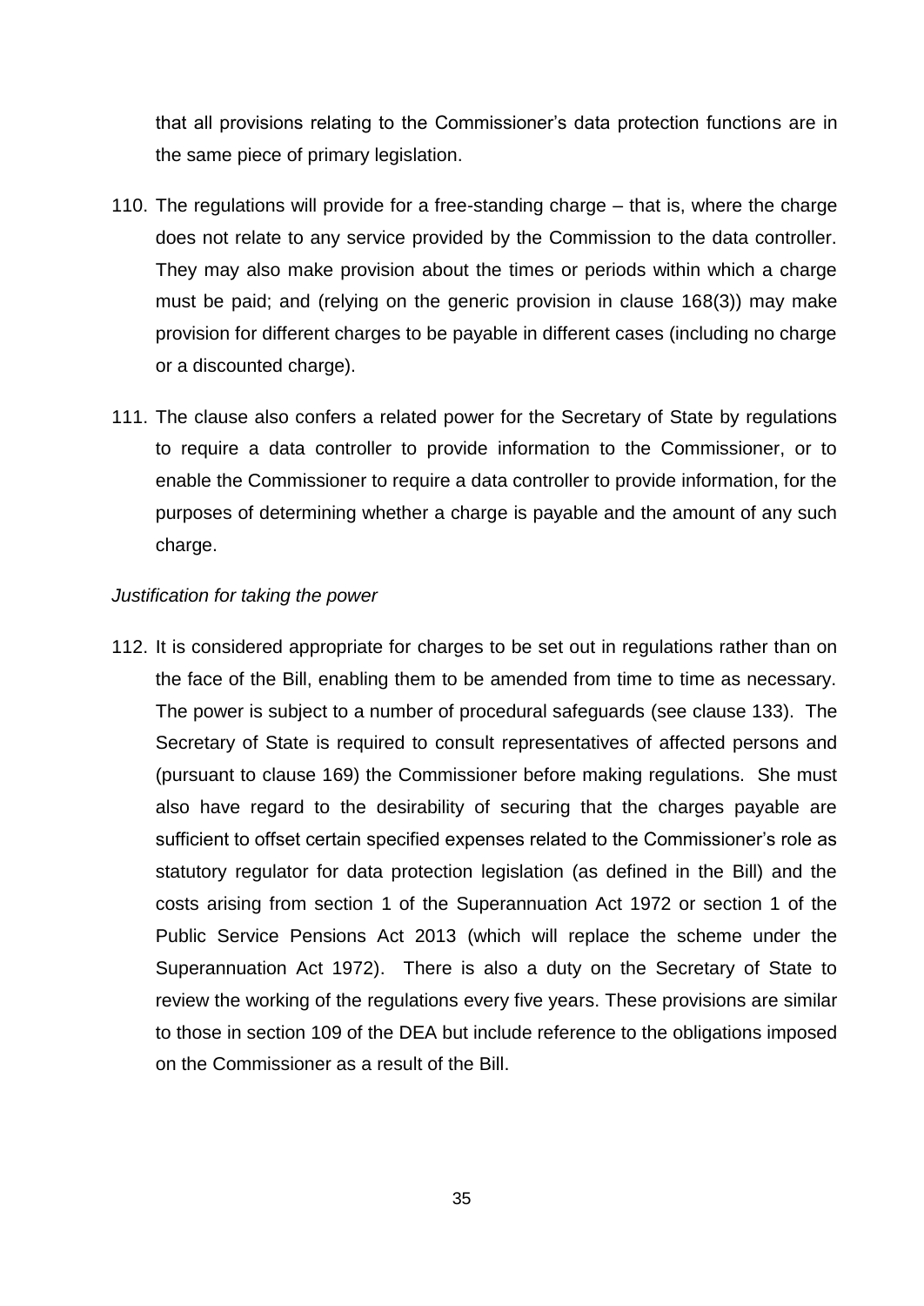that all provisions relating to the Commissioner's data protection functions are in the same piece of primary legislation.

110. The regulations will provide for a free-standing charge – that is, where the charge does not relate to any service provided by the Commission to the data controller. They may also make provision about the times or periods within which a charge must be paid; and (relying on the generic provision in clause 168(3)) may make provision for different charges to be payable in different cases (including no charge or a discounted charge).

111. The clause also confers a related power for the Secretary of State by regulations to require a data controller to provide information to the Commissioner, or to enable the Commissioner to require a data controller to provide information, for the purposes of determining whether a charge is payable and the amount of any such charge.

*Justification for taking the power*

112. It is considered appropriate for charges to be set out in regulations rather than on the face of the Bill, enabling them to be amended from time to time as necessary. The power is subject to a number of procedural safeguards (see clause 133). The Secretary of State is required to consult representatives of affected persons and (pursuant to clause 169) the Commissioner before making regulations. She must also have regard to the desirability of securing that the charges payable are sufficient to offset certain specified expenses related to the Commissioner's role as statutory regulator for data protection legislation (as defined in the Bill) and the costs arising from section 1 of the Superannuation Act 1972 or section 1 of the Public Service Pensions Act 2013 (which will replace the scheme under the Superannuation Act 1972). There is also a duty on the Secretary of State to review the working of the regulations every five years. These provisions are similar to those in section 109 of the DEA but include reference to the obligations imposed on the Commissioner as a result of the Bill.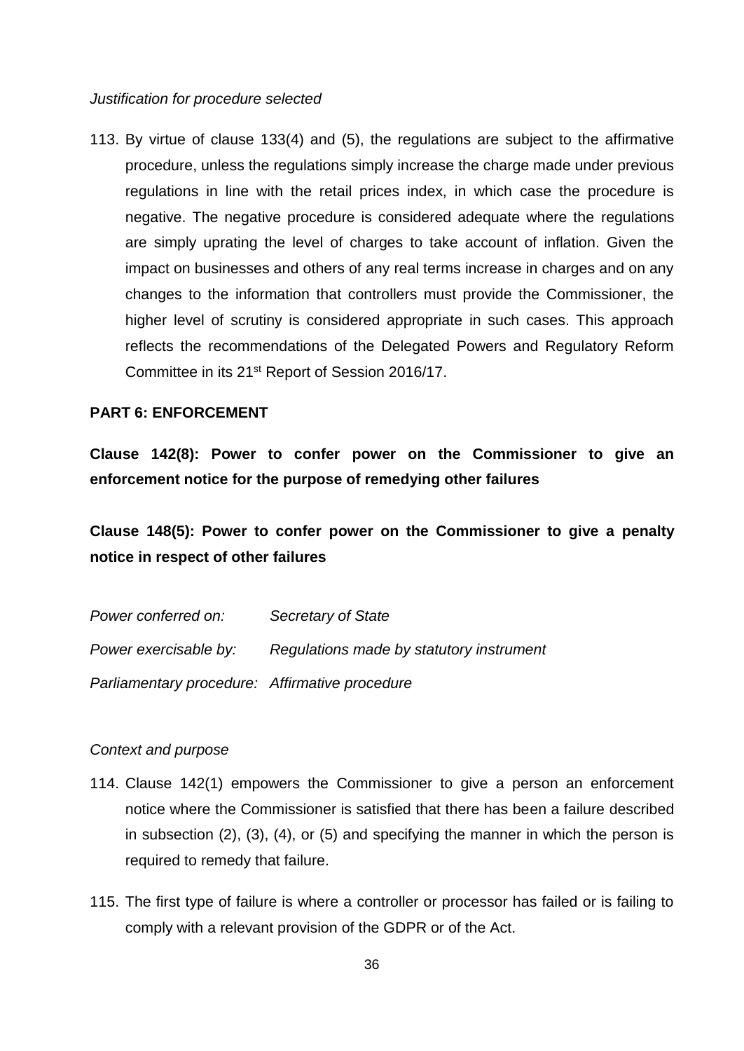*Justification for procedure selected*

113. By virtue of clause 133(4) and (5), the regulations are subject to the affirmative procedure, unless the regulations simply increase the charge made under previous regulations in line with the retail prices index, in which case the procedure is negative. The negative procedure is considered adequate where the regulations are simply uprating the level of charges to take account of inflation. Given the impact on businesses and others of any real terms increase in charges and on any changes to the information that controllers must provide the Commissioner, the higher level of scrutiny is considered appropriate in such cases. This approach reflects the recommendations of the Delegated Powers and Regulatory Reform Committee in its 21st Report of Session 2016/17.

**PART 6: ENFORCEMENT**

**Clause 142(8): Power to confer power on the Commissioner to give an enforcement notice for the purpose of remedying other failures**

**Clause 148(5): Power to confer power on the Commissioner to give a penalty notice in respect of other failures**

*Power conferred on:* *Secretary of State*

*Power exercisable by:* *Regulations made by statutory instrument*

*Parliamentary procedure:* *Affirmative procedure*

*Context and purpose*

114. Clause 142(1) empowers the Commissioner to give a person an enforcement notice where the Commissioner is satisfied that there has been a failure described in subsection (2), (3), (4), or (5) and specifying the manner in which the person is required to remedy that failure.

115. The first type of failure is where a controller or processor has failed or is failing to comply with a relevant provision of the GDPR or of the Act.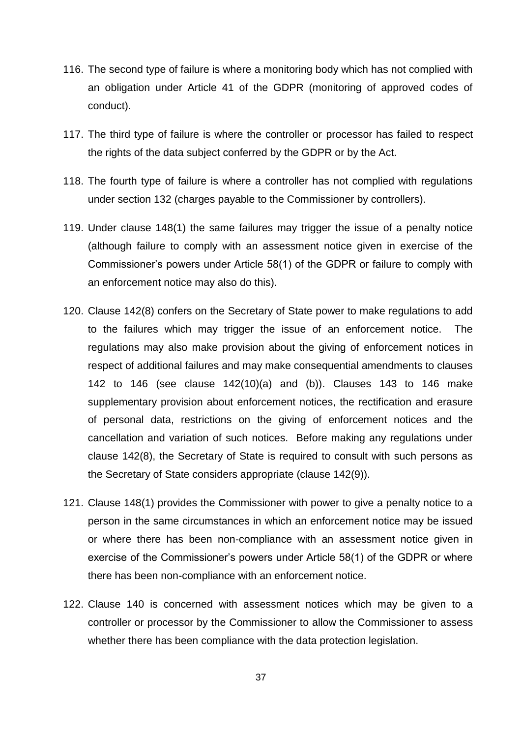116. The second type of failure is where a monitoring body which has not complied with an obligation under Article 41 of the GDPR (monitoring of approved codes of conduct).

117. The third type of failure is where the controller or processor has failed to respect the rights of the data subject conferred by the GDPR or by the Act.

118. The fourth type of failure is where a controller has not complied with regulations under section 132 (charges payable to the Commissioner by controllers).

119. Under clause 148(1) the same failures may trigger the issue of a penalty notice (although failure to comply with an assessment notice given in exercise of the Commissioner's powers under Article 58(1) of the GDPR or failure to comply with an enforcement notice may also do this).

120. Clause 142(8) confers on the Secretary of State power to make regulations to add to the failures which may trigger the issue of an enforcement notice. The regulations may also make provision about the giving of enforcement notices in respect of additional failures and may make consequential amendments to clauses 142 to 146 (see clause 142(10)(a) and (b)). Clauses 143 to 146 make supplementary provision about enforcement notices, the rectification and erasure of personal data, restrictions on the giving of enforcement notices and the cancellation and variation of such notices. Before making any regulations under clause 142(8), the Secretary of State is required to consult with such persons as the Secretary of State considers appropriate (clause 142(9)).

121. Clause 148(1) provides the Commissioner with power to give a penalty notice to a person in the same circumstances in which an enforcement notice may be issued or where there has been non-compliance with an assessment notice given in exercise of the Commissioner's powers under Article 58(1) of the GDPR or where there has been non-compliance with an enforcement notice.

122. Clause 140 is concerned with assessment notices which may be given to a controller or processor by the Commissioner to allow the Commissioner to assess whether there has been compliance with the data protection legislation.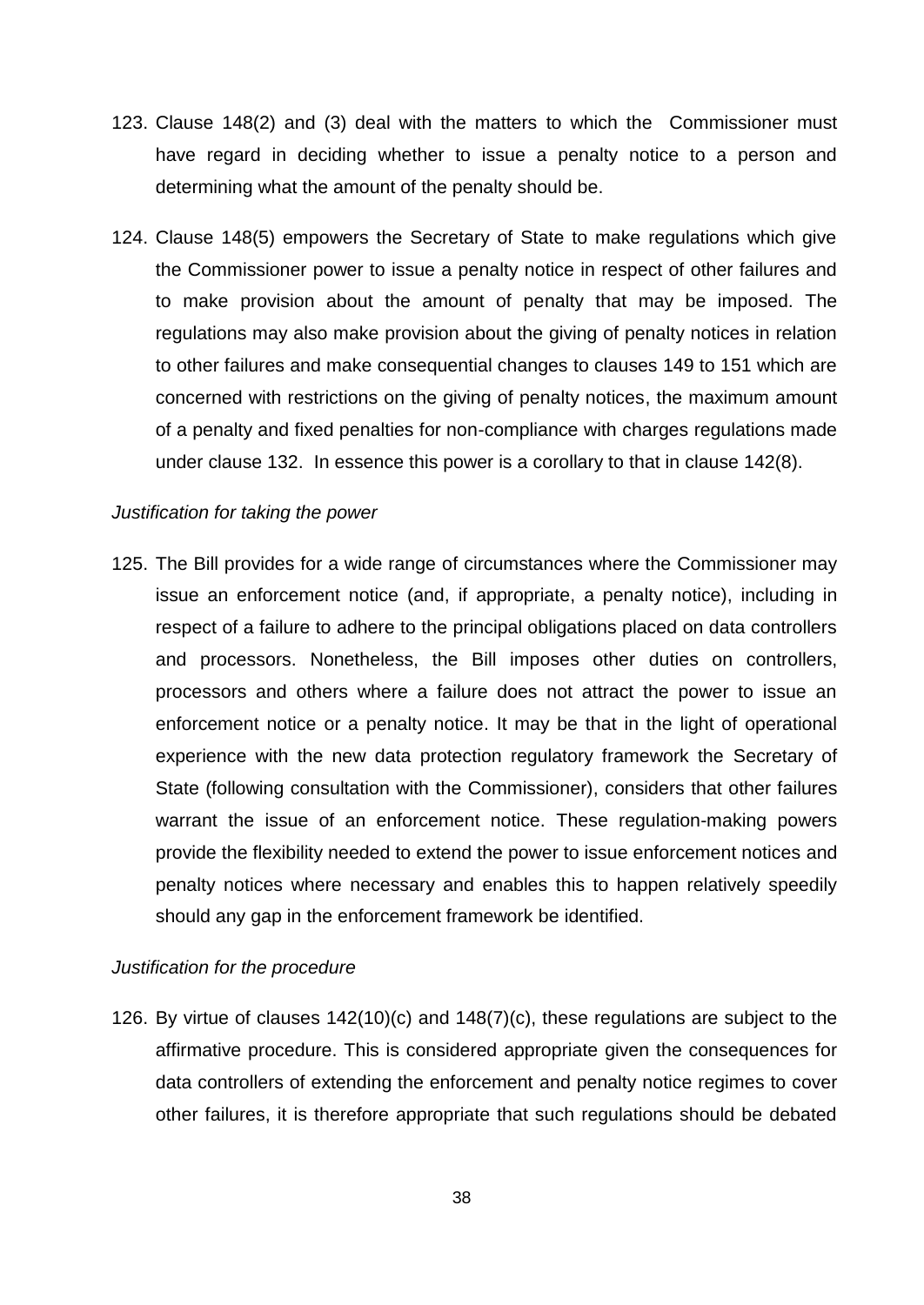123. Clause 148(2) and (3) deal with the matters to which the Commissioner must have regard in deciding whether to issue a penalty notice to a person and determining what the amount of the penalty should be.

124. Clause 148(5) empowers the Secretary of State to make regulations which give the Commissioner power to issue a penalty notice in respect of other failures and to make provision about the amount of penalty that may be imposed. The regulations may also make provision about the giving of penalty notices in relation to other failures and make consequential changes to clauses 149 to 151 which are concerned with restrictions on the giving of penalty notices, the maximum amount of a penalty and fixed penalties for non-compliance with charges regulations made under clause 132. In essence this power is a corollary to that in clause 142(8).

*Justification for taking the power*

125. The Bill provides for a wide range of circumstances where the Commissioner may issue an enforcement notice (and, if appropriate, a penalty notice), including in respect of a failure to adhere to the principal obligations placed on data controllers and processors. Nonetheless, the Bill imposes other duties on controllers, processors and others where a failure does not attract the power to issue an enforcement notice or a penalty notice. It may be that in the light of operational experience with the new data protection regulatory framework the Secretary of State (following consultation with the Commissioner), considers that other failures warrant the issue of an enforcement notice. These regulation-making powers provide the flexibility needed to extend the power to issue enforcement notices and penalty notices where necessary and enables this to happen relatively speedily should any gap in the enforcement framework be identified.

*Justification for the procedure*

126. By virtue of clauses 142(10)(c) and 148(7)(c), these regulations are subject to the affirmative procedure. This is considered appropriate given the consequences for data controllers of extending the enforcement and penalty notice regimes to cover other failures, it is therefore appropriate that such regulations should be debated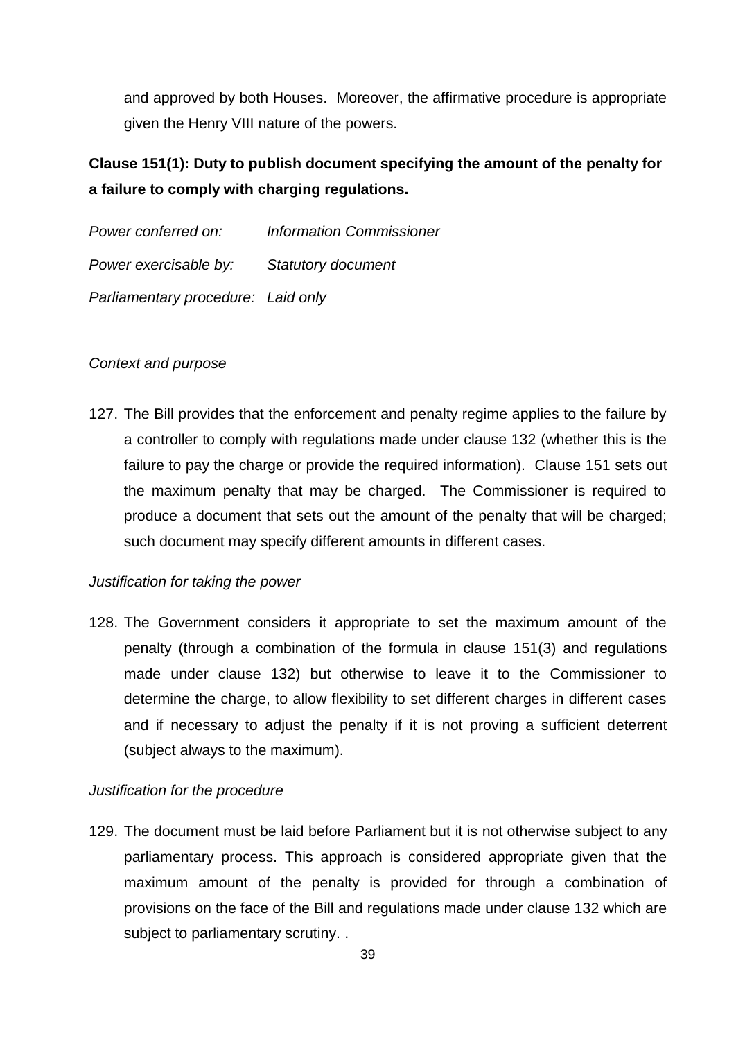and approved by both Houses. Moreover, the affirmative procedure is appropriate given the Henry VIII nature of the powers.

**Clause 151(1): Duty to publish document specifying the amount of the penalty for a failure to comply with charging regulations.**

*Power conferred on:* *Information Commissioner*

*Power exercisable by:* *Statutory document*

*Parliamentary procedure:* *Laid only*

*Context and purpose*

127. The Bill provides that the enforcement and penalty regime applies to the failure by a controller to comply with regulations made under clause 132 (whether this is the failure to pay the charge or provide the required information). Clause 151 sets out the maximum penalty that may be charged. The Commissioner is required to produce a document that sets out the amount of the penalty that will be charged; such document may specify different amounts in different cases.

*Justification for taking the power*

128. The Government considers it appropriate to set the maximum amount of the penalty (through a combination of the formula in clause 151(3) and regulations made under clause 132) but otherwise to leave it to the Commissioner to determine the charge, to allow flexibility to set different charges in different cases and if necessary to adjust the penalty if it is not proving a sufficient deterrent (subject always to the maximum).

*Justification for the procedure*

129. The document must be laid before Parliament but it is not otherwise subject to any parliamentary process. This approach is considered appropriate given that the maximum amount of the penalty is provided for through a combination of provisions on the face of the Bill and regulations made under clause 132 which are subject to parliamentary scrutiny. .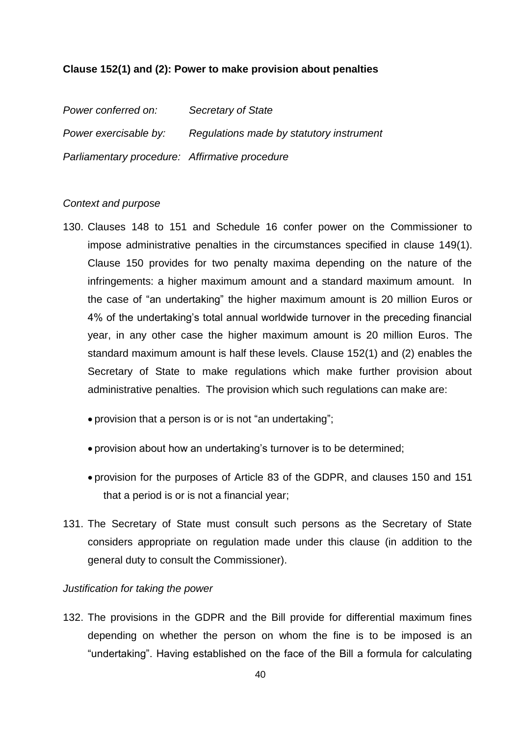**Clause 152(1) and (2): Power to make provision about penalties**

*Power conferred on:* *Secretary of State*

*Power exercisable by:* *Regulations made by statutory instrument*

*Parliamentary procedure:* *Affirmative procedure*

*Context and purpose*

130. Clauses 148 to 151 and Schedule 16 confer power on the Commissioner to impose administrative penalties in the circumstances specified in clause 149(1). Clause 150 provides for two penalty maxima depending on the nature of the infringements: a higher maximum amount and a standard maximum amount. In the case of "an undertaking" the higher maximum amount is 20 million Euros or 4% of the undertaking's total annual worldwide turnover in the preceding financial year, in any other case the higher maximum amount is 20 million Euros. The standard maximum amount is half these levels. Clause 152(1) and (2) enables the Secretary of State to make regulations which make further provision about administrative penalties. The provision which such regulations can make are:

- provision that a person is or is not "an undertaking";
- provision about how an undertaking's turnover is to be determined;
- provision for the purposes of Article 83 of the GDPR, and clauses 150 and 151 that a period is or is not a financial year;

131. The Secretary of State must consult such persons as the Secretary of State considers appropriate on regulation made under this clause (in addition to the general duty to consult the Commissioner).

*Justification for taking the power*

132. The provisions in the GDPR and the Bill provide for differential maximum fines depending on whether the person on whom the fine is to be imposed is an "undertaking". Having established on the face of the Bill a formula for calculating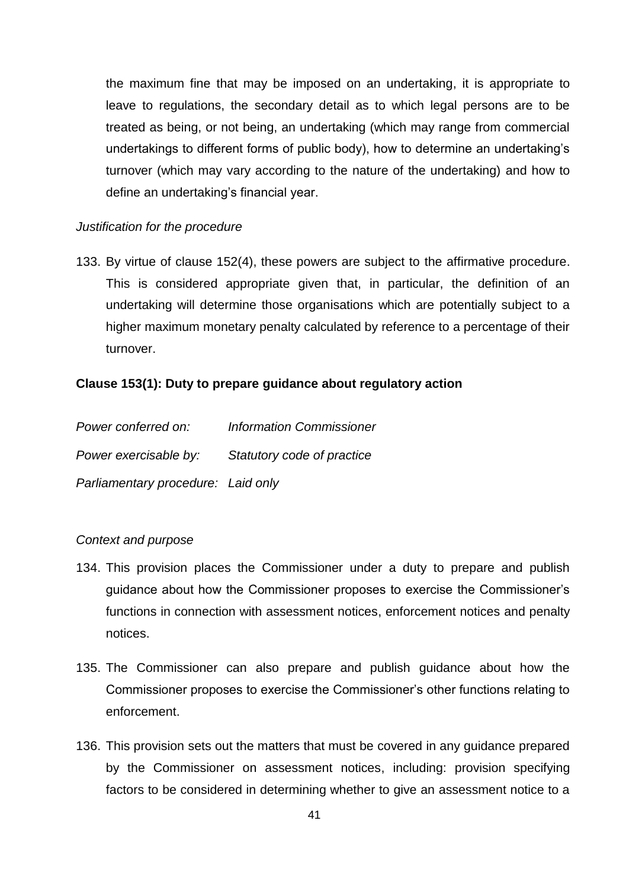the maximum fine that may be imposed on an undertaking, it is appropriate to leave to regulations, the secondary detail as to which legal persons are to be treated as being, or not being, an undertaking (which may range from commercial undertakings to different forms of public body), how to determine an undertaking's turnover (which may vary according to the nature of the undertaking) and how to define an undertaking's financial year.

*Justification for the procedure*

133. By virtue of clause 152(4), these powers are subject to the affirmative procedure. This is considered appropriate given that, in particular, the definition of an undertaking will determine those organisations which are potentially subject to a higher maximum monetary penalty calculated by reference to a percentage of their turnover.

**Clause 153(1): Duty to prepare guidance about regulatory action**

*Power conferred on:* *Information Commissioner*

*Power exercisable by:* *Statutory code of practice*

*Parliamentary procedure:* *Laid only*

*Context and purpose*

134. This provision places the Commissioner under a duty to prepare and publish guidance about how the Commissioner proposes to exercise the Commissioner's functions in connection with assessment notices, enforcement notices and penalty notices.

135. The Commissioner can also prepare and publish guidance about how the Commissioner proposes to exercise the Commissioner's other functions relating to enforcement.

136. This provision sets out the matters that must be covered in any guidance prepared by the Commissioner on assessment notices, including: provision specifying factors to be considered in determining whether to give an assessment notice to a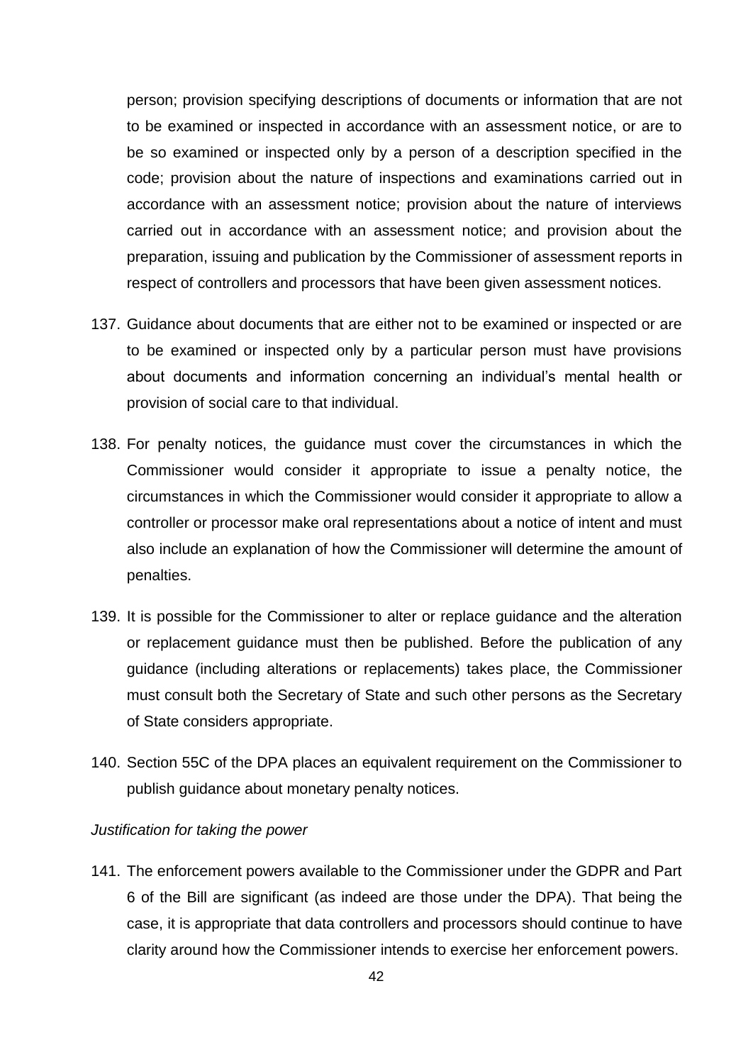person; provision specifying descriptions of documents or information that are not to be examined or inspected in accordance with an assessment notice, or are to be so examined or inspected only by a person of a description specified in the code; provision about the nature of inspections and examinations carried out in accordance with an assessment notice; provision about the nature of interviews carried out in accordance with an assessment notice; and provision about the preparation, issuing and publication by the Commissioner of assessment reports in respect of controllers and processors that have been given assessment notices.

137. Guidance about documents that are either not to be examined or inspected or are to be examined or inspected only by a particular person must have provisions about documents and information concerning an individual's mental health or provision of social care to that individual.

138. For penalty notices, the guidance must cover the circumstances in which the Commissioner would consider it appropriate to issue a penalty notice, the circumstances in which the Commissioner would consider it appropriate to allow a controller or processor make oral representations about a notice of intent and must also include an explanation of how the Commissioner will determine the amount of penalties.

139. It is possible for the Commissioner to alter or replace guidance and the alteration or replacement guidance must then be published. Before the publication of any guidance (including alterations or replacements) takes place, the Commissioner must consult both the Secretary of State and such other persons as the Secretary of State considers appropriate.

140. Section 55C of the DPA places an equivalent requirement on the Commissioner to publish guidance about monetary penalty notices.

*Justification for taking the power*

141. The enforcement powers available to the Commissioner under the GDPR and Part 6 of the Bill are significant (as indeed are those under the DPA). That being the case, it is appropriate that data controllers and processors should continue to have clarity around how the Commissioner intends to exercise her enforcement powers.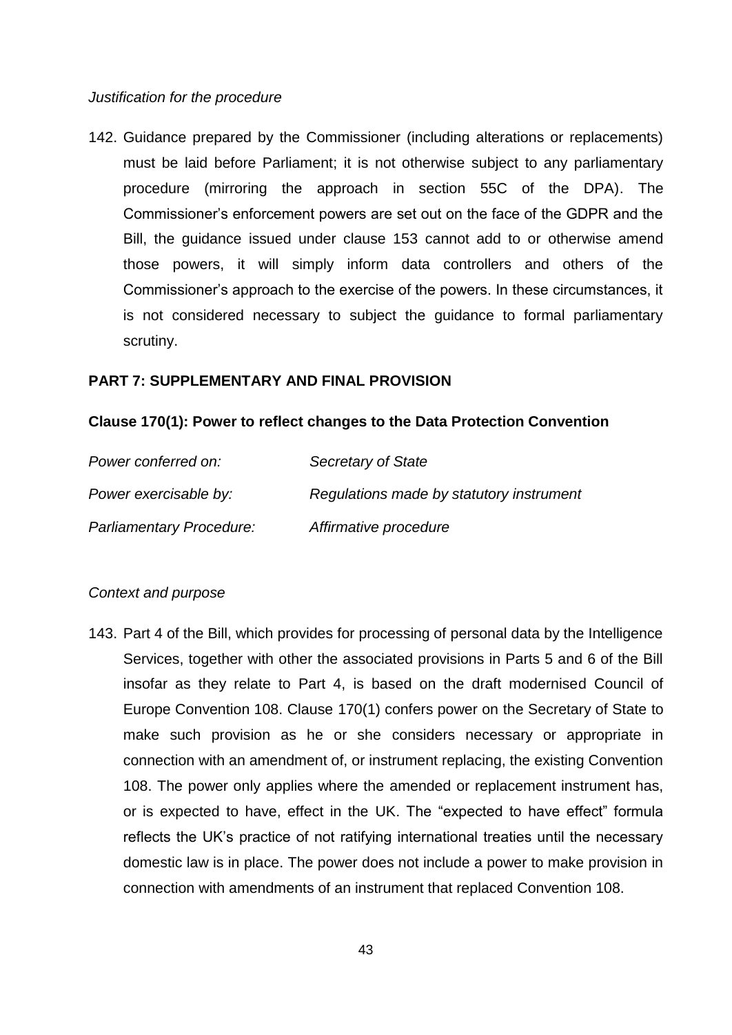*Justification for the procedure*

142. Guidance prepared by the Commissioner (including alterations or replacements) must be laid before Parliament; it is not otherwise subject to any parliamentary procedure (mirroring the approach in section 55C of the DPA). The Commissioner's enforcement powers are set out on the face of the GDPR and the Bill, the guidance issued under clause 153 cannot add to or otherwise amend those powers, it will simply inform data controllers and others of the Commissioner's approach to the exercise of the powers. In these circumstances, it is not considered necessary to subject the guidance to formal parliamentary scrutiny.

## PART 7: SUPPLEMENTARY AND FINAL PROVISION

### Clause 170(1): Power to reflect changes to the Data Protection Convention

| | |
|---|---|
| *Power conferred on:* | *Secretary of State* |
| *Power exercisable by:* | *Regulations made by statutory instrument* |
| *Parliamentary Procedure:* | *Affirmative procedure* |

*Context and purpose*

143. Part 4 of the Bill, which provides for processing of personal data by the Intelligence Services, together with other the associated provisions in Parts 5 and 6 of the Bill insofar as they relate to Part 4, is based on the draft modernised Council of Europe Convention 108. Clause 170(1) confers power on the Secretary of State to make such provision as he or she considers necessary or appropriate in connection with an amendment of, or instrument replacing, the existing Convention 108. The power only applies where the amended or replacement instrument has, or is expected to have, effect in the UK. The "expected to have effect" formula reflects the UK's practice of not ratifying international treaties until the necessary domestic law is in place. The power does not include a power to make provision in connection with amendments of an instrument that replaced Convention 108.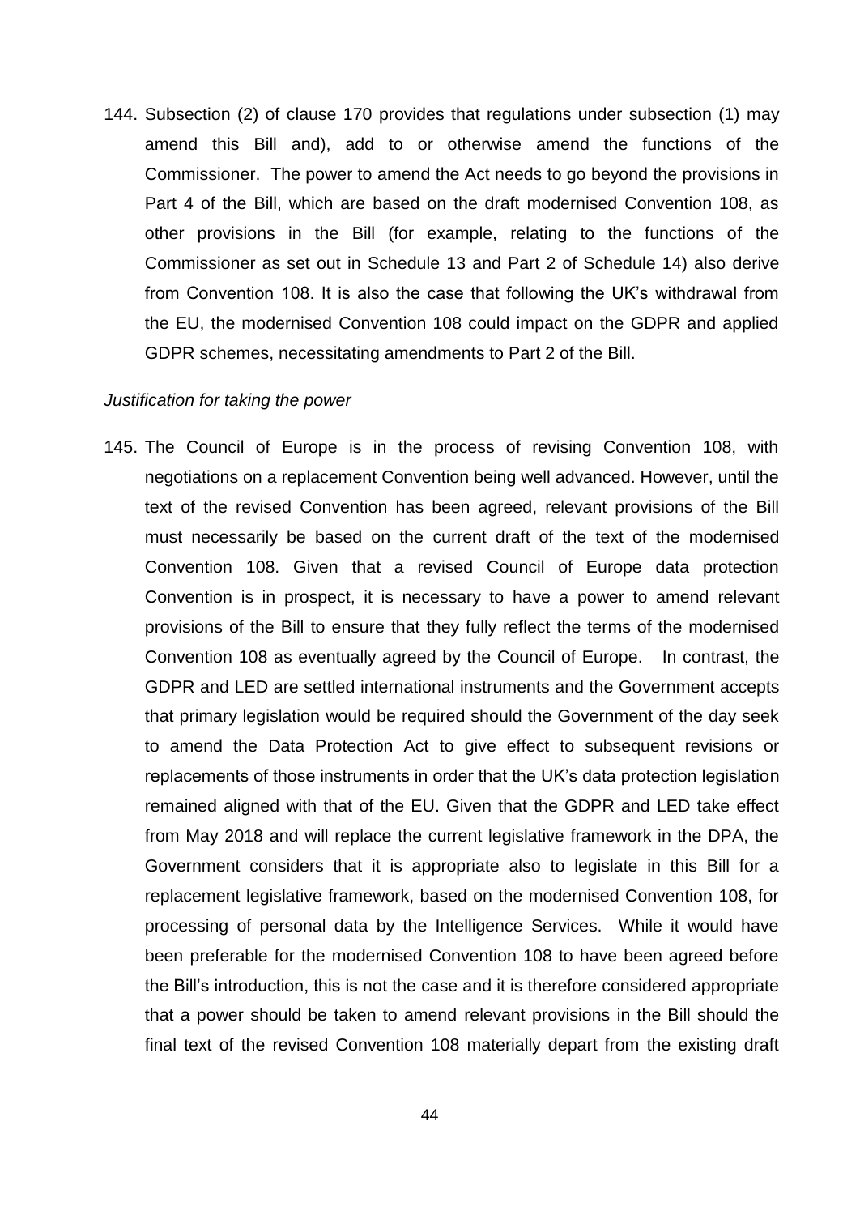144. Subsection (2) of clause 170 provides that regulations under subsection (1) may amend this Bill and), add to or otherwise amend the functions of the Commissioner. The power to amend the Act needs to go beyond the provisions in Part 4 of the Bill, which are based on the draft modernised Convention 108, as other provisions in the Bill (for example, relating to the functions of the Commissioner as set out in Schedule 13 and Part 2 of Schedule 14) also derive from Convention 108. It is also the case that following the UK's withdrawal from the EU, the modernised Convention 108 could impact on the GDPR and applied GDPR schemes, necessitating amendments to Part 2 of the Bill.

*Justification for taking the power*

145. The Council of Europe is in the process of revising Convention 108, with negotiations on a replacement Convention being well advanced. However, until the text of the revised Convention has been agreed, relevant provisions of the Bill must necessarily be based on the current draft of the text of the modernised Convention 108. Given that a revised Council of Europe data protection Convention is in prospect, it is necessary to have a power to amend relevant provisions of the Bill to ensure that they fully reflect the terms of the modernised Convention 108 as eventually agreed by the Council of Europe. In contrast, the GDPR and LED are settled international instruments and the Government accepts that primary legislation would be required should the Government of the day seek to amend the Data Protection Act to give effect to subsequent revisions or replacements of those instruments in order that the UK's data protection legislation remained aligned with that of the EU. Given that the GDPR and LED take effect from May 2018 and will replace the current legislative framework in the DPA, the Government considers that it is appropriate also to legislate in this Bill for a replacement legislative framework, based on the modernised Convention 108, for processing of personal data by the Intelligence Services. While it would have been preferable for the modernised Convention 108 to have been agreed before the Bill's introduction, this is not the case and it is therefore considered appropriate that a power should be taken to amend relevant provisions in the Bill should the final text of the revised Convention 108 materially depart from the existing draft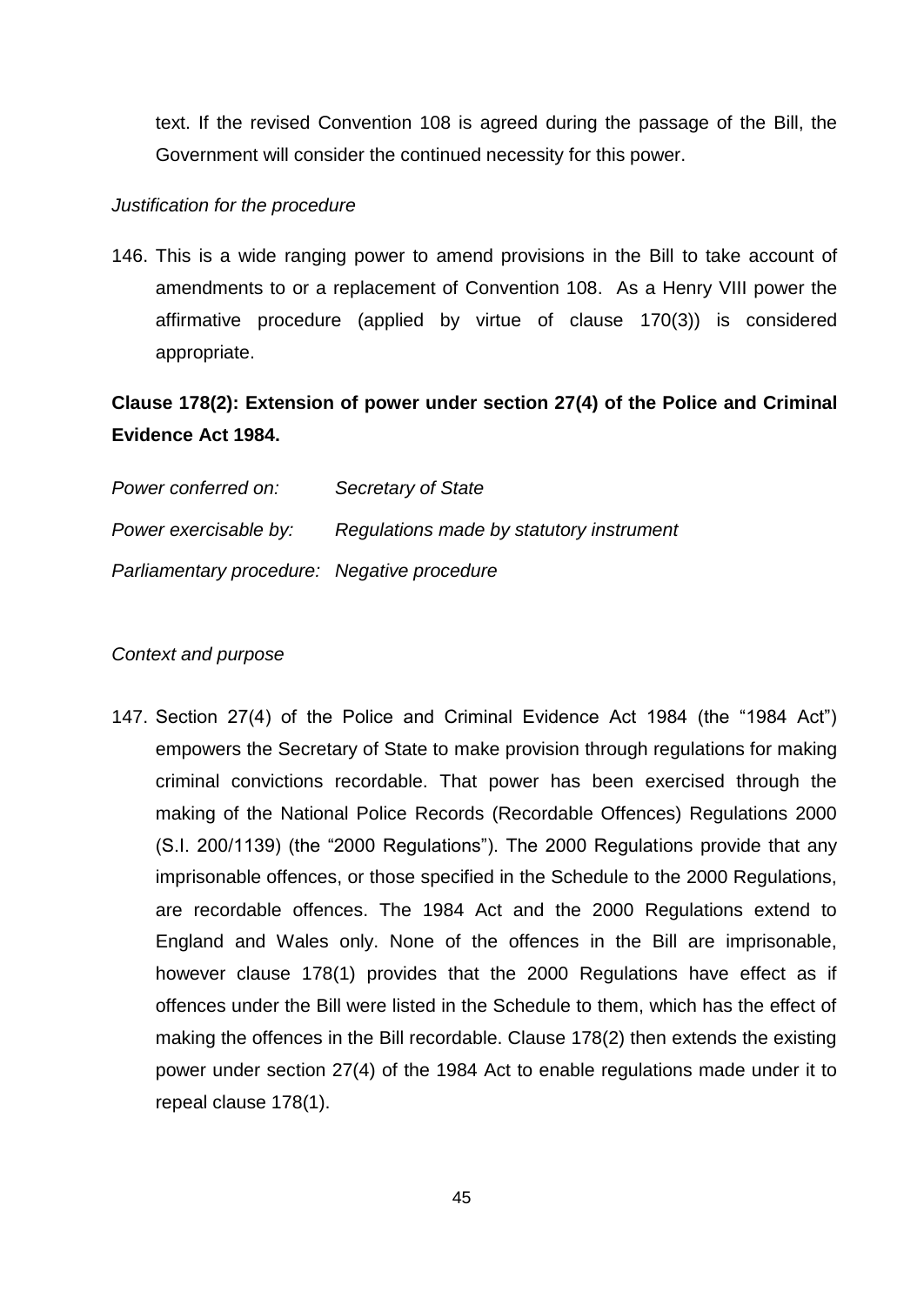text. If the revised Convention 108 is agreed during the passage of the Bill, the Government will consider the continued necessity for this power.

*Justification for the procedure*

146. This is a wide ranging power to amend provisions in the Bill to take account of amendments to or a replacement of Convention 108. As a Henry VIII power the affirmative procedure (applied by virtue of clause 170(3)) is considered appropriate.

**Clause 178(2): Extension of power under section 27(4) of the Police and Criminal Evidence Act 1984.**

*Power conferred on:* *Secretary of State*

*Power exercisable by:* *Regulations made by statutory instrument*

*Parliamentary procedure:* *Negative procedure*

*Context and purpose*

147. Section 27(4) of the Police and Criminal Evidence Act 1984 (the "1984 Act") empowers the Secretary of State to make provision through regulations for making criminal convictions recordable. That power has been exercised through the making of the National Police Records (Recordable Offences) Regulations 2000 (S.I. 200/1139) (the "2000 Regulations"). The 2000 Regulations provide that any imprisonable offences, or those specified in the Schedule to the 2000 Regulations, are recordable offences. The 1984 Act and the 2000 Regulations extend to England and Wales only. None of the offences in the Bill are imprisonable, however clause 178(1) provides that the 2000 Regulations have effect as if offences under the Bill were listed in the Schedule to them, which has the effect of making the offences in the Bill recordable. Clause 178(2) then extends the existing power under section 27(4) of the 1984 Act to enable regulations made under it to repeal clause 178(1).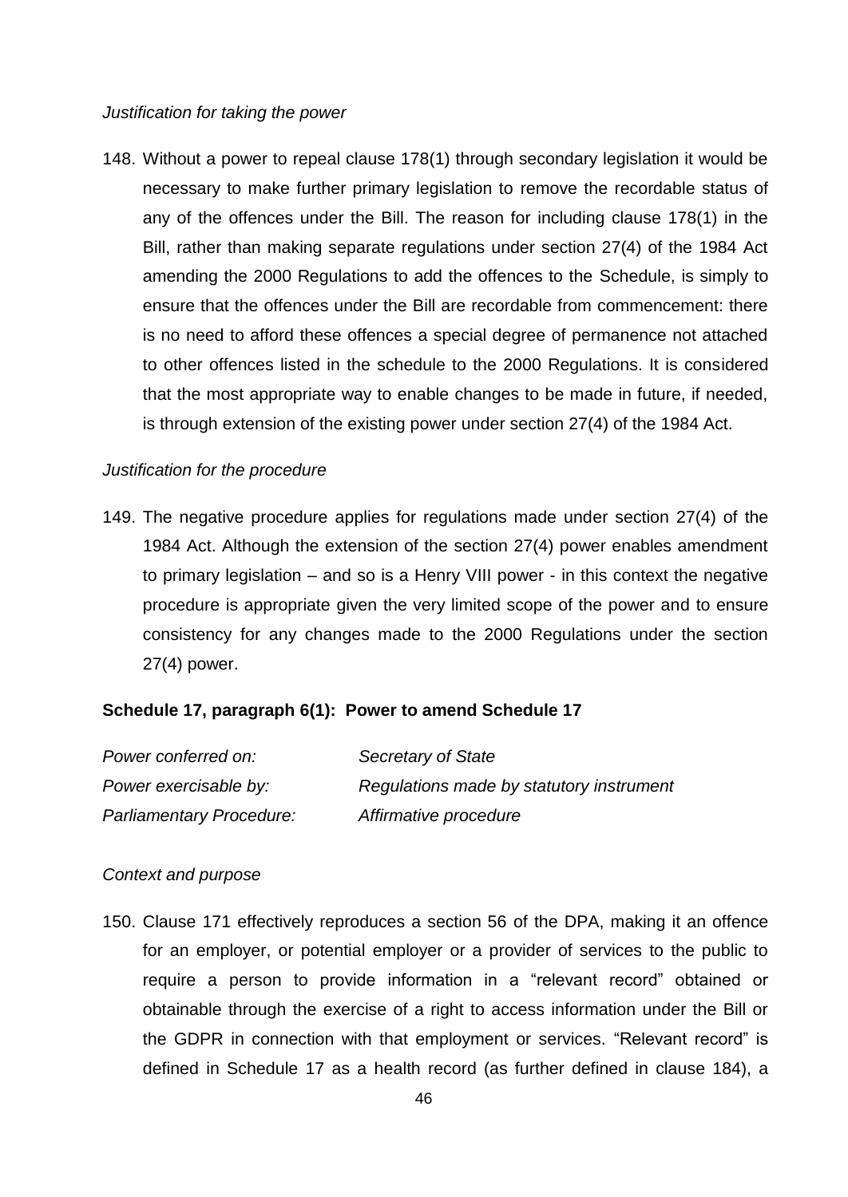*Justification for taking the power*

148. Without a power to repeal clause 178(1) through secondary legislation it would be necessary to make further primary legislation to remove the recordable status of any of the offences under the Bill. The reason for including clause 178(1) in the Bill, rather than making separate regulations under section 27(4) of the 1984 Act amending the 2000 Regulations to add the offences to the Schedule, is simply to ensure that the offences under the Bill are recordable from commencement: there is no need to afford these offences a special degree of permanence not attached to other offences listed in the schedule to the 2000 Regulations. It is considered that the most appropriate way to enable changes to be made in future, if needed, is through extension of the existing power under section 27(4) of the 1984 Act.

*Justification for the procedure*

149. The negative procedure applies for regulations made under section 27(4) of the 1984 Act. Although the extension of the section 27(4) power enables amendment to primary legislation – and so is a Henry VIII power - in this context the negative procedure is appropriate given the very limited scope of the power and to ensure consistency for any changes made to the 2000 Regulations under the section 27(4) power.

**Schedule 17, paragraph 6(1): Power to amend Schedule 17**

| | |
|---|---|
| *Power conferred on:* | *Secretary of State* |
| *Power exercisable by:* | *Regulations made by statutory instrument* |
| *Parliamentary Procedure:* | *Affirmative procedure* |

*Context and purpose*

150. Clause 171 effectively reproduces a section 56 of the DPA, making it an offence for an employer, or potential employer or a provider of services to the public to require a person to provide information in a "relevant record" obtained or obtainable through the exercise of a right to access information under the Bill or the GDPR in connection with that employment or services. "Relevant record" is defined in Schedule 17 as a health record (as further defined in clause 184), a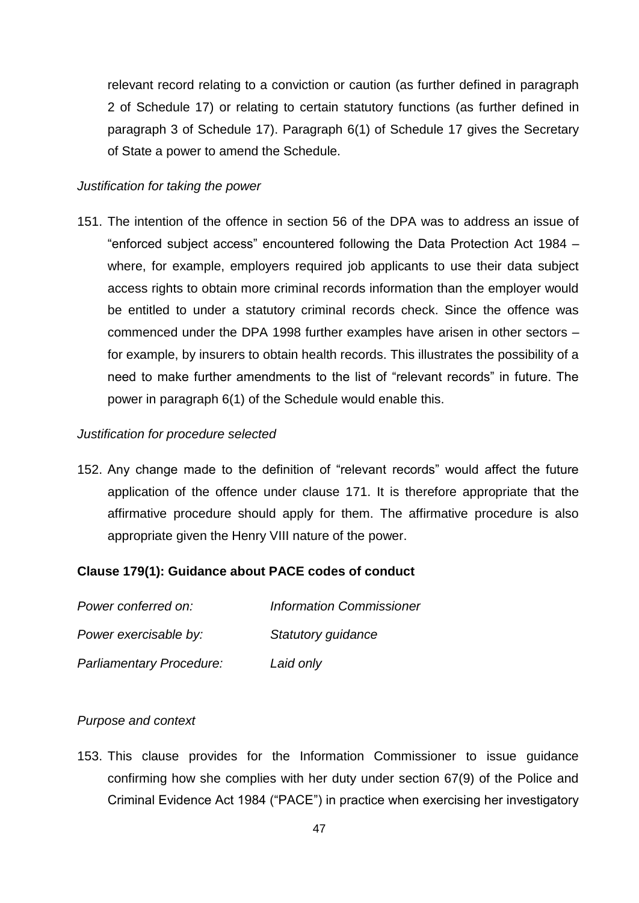relevant record relating to a conviction or caution (as further defined in paragraph 2 of Schedule 17) or relating to certain statutory functions (as further defined in paragraph 3 of Schedule 17). Paragraph 6(1) of Schedule 17 gives the Secretary of State a power to amend the Schedule.

*Justification for taking the power*

151. The intention of the offence in section 56 of the DPA was to address an issue of "enforced subject access" encountered following the Data Protection Act 1984 – where, for example, employers required job applicants to use their data subject access rights to obtain more criminal records information than the employer would be entitled to under a statutory criminal records check. Since the offence was commenced under the DPA 1998 further examples have arisen in other sectors – for example, by insurers to obtain health records. This illustrates the possibility of a need to make further amendments to the list of "relevant records" in future. The power in paragraph 6(1) of the Schedule would enable this.

*Justification for procedure selected*

152. Any change made to the definition of "relevant records" would affect the future application of the offence under clause 171. It is therefore appropriate that the affirmative procedure should apply for them. The affirmative procedure is also appropriate given the Henry VIII nature of the power.

**Clause 179(1): Guidance about PACE codes of conduct**

| | |
|---|---|
| *Power conferred on:* | *Information Commissioner* |
| *Power exercisable by:* | *Statutory guidance* |
| *Parliamentary Procedure:* | *Laid only* |

*Purpose and context*

153. This clause provides for the Information Commissioner to issue guidance confirming how she complies with her duty under section 67(9) of the Police and Criminal Evidence Act 1984 ("PACE") in practice when exercising her investigatory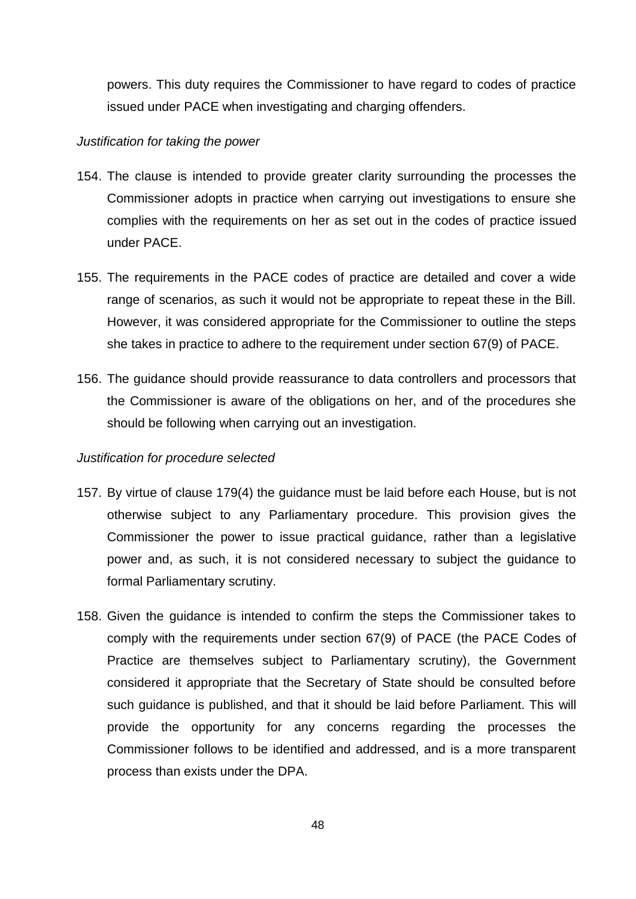powers. This duty requires the Commissioner to have regard to codes of practice issued under PACE when investigating and charging offenders.

*Justification for taking the power*

154. The clause is intended to provide greater clarity surrounding the processes the Commissioner adopts in practice when carrying out investigations to ensure she complies with the requirements on her as set out in the codes of practice issued under PACE.

155. The requirements in the PACE codes of practice are detailed and cover a wide range of scenarios, as such it would not be appropriate to repeat these in the Bill. However, it was considered appropriate for the Commissioner to outline the steps she takes in practice to adhere to the requirement under section 67(9) of PACE.

156. The guidance should provide reassurance to data controllers and processors that the Commissioner is aware of the obligations on her, and of the procedures she should be following when carrying out an investigation.

*Justification for procedure selected*

157. By virtue of clause 179(4) the guidance must be laid before each House, but is not otherwise subject to any Parliamentary procedure. This provision gives the Commissioner the power to issue practical guidance, rather than a legislative power and, as such, it is not considered necessary to subject the guidance to formal Parliamentary scrutiny.

158. Given the guidance is intended to confirm the steps the Commissioner takes to comply with the requirements under section 67(9) of PACE (the PACE Codes of Practice are themselves subject to Parliamentary scrutiny), the Government considered it appropriate that the Secretary of State should be consulted before such guidance is published, and that it should be laid before Parliament. This will provide the opportunity for any concerns regarding the processes the Commissioner follows to be identified and addressed, and is a more transparent process than exists under the DPA.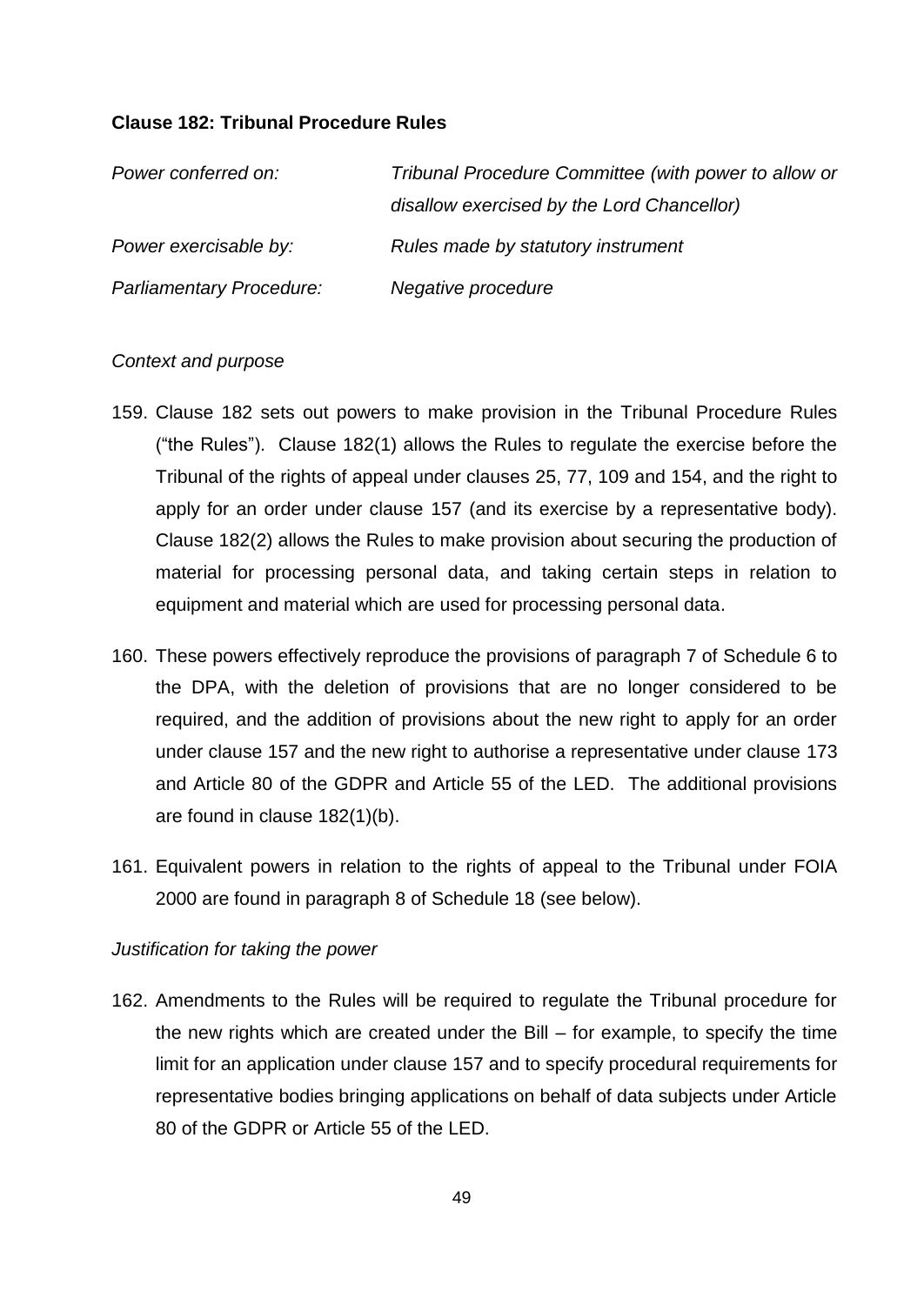**Clause 182: Tribunal Procedure Rules**

| | |
|---|---|
| *Power conferred on:* | *Tribunal Procedure Committee (with power to allow or disallow exercised by the Lord Chancellor)* |
| *Power exercisable by:* | *Rules made by statutory instrument* |
| *Parliamentary Procedure:* | *Negative procedure* |

*Context and purpose*

159. Clause 182 sets out powers to make provision in the Tribunal Procedure Rules ("the Rules"). Clause 182(1) allows the Rules to regulate the exercise before the Tribunal of the rights of appeal under clauses 25, 77, 109 and 154, and the right to apply for an order under clause 157 (and its exercise by a representative body). Clause 182(2) allows the Rules to make provision about securing the production of material for processing personal data, and taking certain steps in relation to equipment and material which are used for processing personal data.

160. These powers effectively reproduce the provisions of paragraph 7 of Schedule 6 to the DPA, with the deletion of provisions that are no longer considered to be required, and the addition of provisions about the new right to apply for an order under clause 157 and the new right to authorise a representative under clause 173 and Article 80 of the GDPR and Article 55 of the LED. The additional provisions are found in clause 182(1)(b).

161. Equivalent powers in relation to the rights of appeal to the Tribunal under FOIA 2000 are found in paragraph 8 of Schedule 18 (see below).

*Justification for taking the power*

162. Amendments to the Rules will be required to regulate the Tribunal procedure for the new rights which are created under the Bill – for example, to specify the time limit for an application under clause 157 and to specify procedural requirements for representative bodies bringing applications on behalf of data subjects under Article 80 of the GDPR or Article 55 of the LED.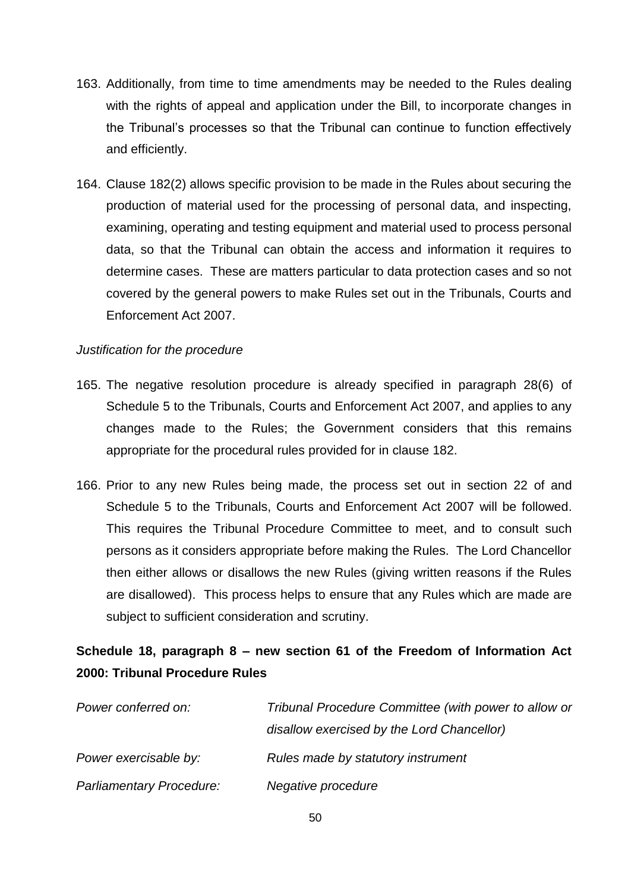163. Additionally, from time to time amendments may be needed to the Rules dealing with the rights of appeal and application under the Bill, to incorporate changes in the Tribunal's processes so that the Tribunal can continue to function effectively and efficiently.

164. Clause 182(2) allows specific provision to be made in the Rules about securing the production of material used for the processing of personal data, and inspecting, examining, operating and testing equipment and material used to process personal data, so that the Tribunal can obtain the access and information it requires to determine cases. These are matters particular to data protection cases and so not covered by the general powers to make Rules set out in the Tribunals, Courts and Enforcement Act 2007.

*Justification for the procedure*

165. The negative resolution procedure is already specified in paragraph 28(6) of Schedule 5 to the Tribunals, Courts and Enforcement Act 2007, and applies to any changes made to the Rules; the Government considers that this remains appropriate for the procedural rules provided for in clause 182.

166. Prior to any new Rules being made, the process set out in section 22 of and Schedule 5 to the Tribunals, Courts and Enforcement Act 2007 will be followed. This requires the Tribunal Procedure Committee to meet, and to consult such persons as it considers appropriate before making the Rules. The Lord Chancellor then either allows or disallows the new Rules (giving written reasons if the Rules are disallowed). This process helps to ensure that any Rules which are made are subject to sufficient consideration and scrutiny.

**Schedule 18, paragraph 8 – new section 61 of the Freedom of Information Act 2000: Tribunal Procedure Rules**

| | |
|---|---|
| *Power conferred on:* | *Tribunal Procedure Committee (with power to allow or disallow exercised by the Lord Chancellor)* |
| *Power exercisable by:* | *Rules made by statutory instrument* |
| *Parliamentary Procedure:* | *Negative procedure* |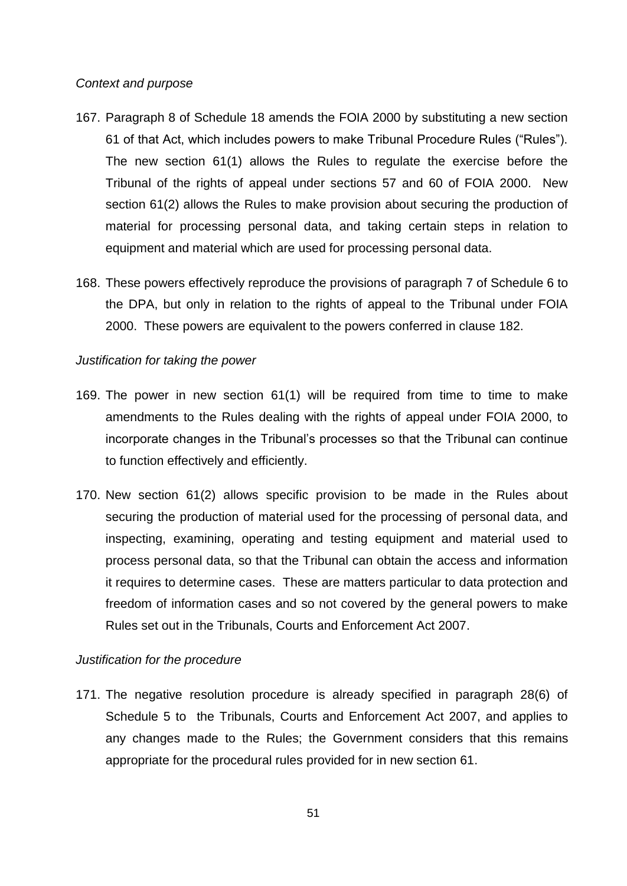*Context and purpose*

167. Paragraph 8 of Schedule 18 amends the FOIA 2000 by substituting a new section 61 of that Act, which includes powers to make Tribunal Procedure Rules ("Rules"). The new section 61(1) allows the Rules to regulate the exercise before the Tribunal of the rights of appeal under sections 57 and 60 of FOIA 2000. New section 61(2) allows the Rules to make provision about securing the production of material for processing personal data, and taking certain steps in relation to equipment and material which are used for processing personal data.

168. These powers effectively reproduce the provisions of paragraph 7 of Schedule 6 to the DPA, but only in relation to the rights of appeal to the Tribunal under FOIA 2000. These powers are equivalent to the powers conferred in clause 182.

*Justification for taking the power*

169. The power in new section 61(1) will be required from time to time to make amendments to the Rules dealing with the rights of appeal under FOIA 2000, to incorporate changes in the Tribunal's processes so that the Tribunal can continue to function effectively and efficiently.

170. New section 61(2) allows specific provision to be made in the Rules about securing the production of material used for the processing of personal data, and inspecting, examining, operating and testing equipment and material used to process personal data, so that the Tribunal can obtain the access and information it requires to determine cases. These are matters particular to data protection and freedom of information cases and so not covered by the general powers to make Rules set out in the Tribunals, Courts and Enforcement Act 2007.

*Justification for the procedure*

171. The negative resolution procedure is already specified in paragraph 28(6) of Schedule 5 to the Tribunals, Courts and Enforcement Act 2007, and applies to any changes made to the Rules; the Government considers that this remains appropriate for the procedural rules provided for in new section 61.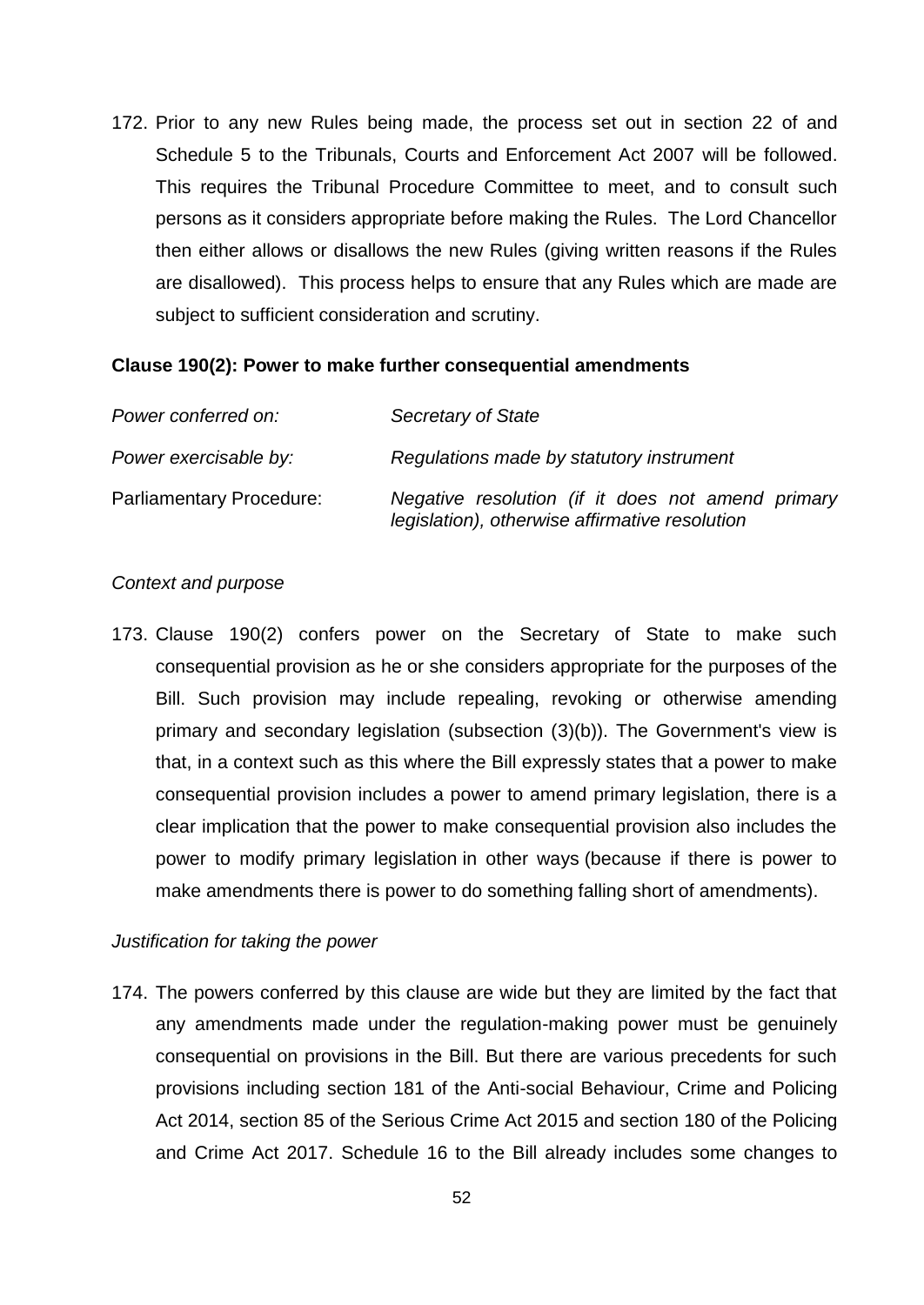172. Prior to any new Rules being made, the process set out in section 22 of and Schedule 5 to the Tribunals, Courts and Enforcement Act 2007 will be followed. This requires the Tribunal Procedure Committee to meet, and to consult such persons as it considers appropriate before making the Rules. The Lord Chancellor then either allows or disallows the new Rules (giving written reasons if the Rules are disallowed). This process helps to ensure that any Rules which are made are subject to sufficient consideration and scrutiny.

**Clause 190(2): Power to make further consequential amendments**

| | |
|---|---|
| *Power conferred on:* | *Secretary of State* |
| *Power exercisable by:* | *Regulations made by statutory instrument* |
| Parliamentary Procedure: | *Negative resolution (if it does not amend primary legislation), otherwise affirmative resolution* |

*Context and purpose*

173. Clause 190(2) confers power on the Secretary of State to make such consequential provision as he or she considers appropriate for the purposes of the Bill. Such provision may include repealing, revoking or otherwise amending primary and secondary legislation (subsection (3)(b)). The Government's view is that, in a context such as this where the Bill expressly states that a power to make consequential provision includes a power to amend primary legislation, there is a clear implication that the power to make consequential provision also includes the power to modify primary legislation in other ways (because if there is power to make amendments there is power to do something falling short of amendments).

*Justification for taking the power*

174. The powers conferred by this clause are wide but they are limited by the fact that any amendments made under the regulation-making power must be genuinely consequential on provisions in the Bill. But there are various precedents for such provisions including section 181 of the Anti-social Behaviour, Crime and Policing Act 2014, section 85 of the Serious Crime Act 2015 and section 180 of the Policing and Crime Act 2017. Schedule 16 to the Bill already includes some changes to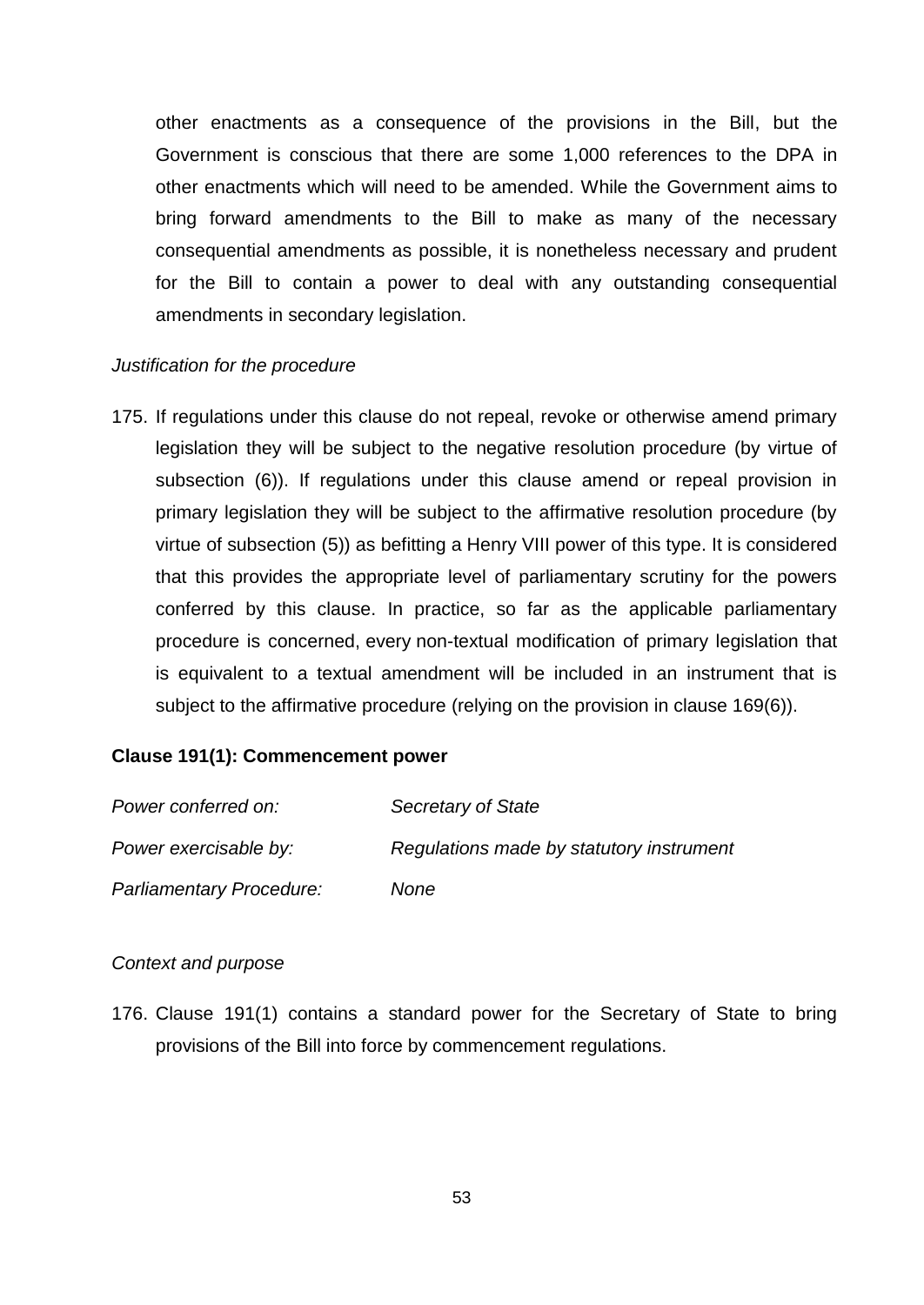other enactments as a consequence of the provisions in the Bill, but the Government is conscious that there are some 1,000 references to the DPA in other enactments which will need to be amended. While the Government aims to bring forward amendments to the Bill to make as many of the necessary consequential amendments as possible, it is nonetheless necessary and prudent for the Bill to contain a power to deal with any outstanding consequential amendments in secondary legislation.

*Justification for the procedure*

175. If regulations under this clause do not repeal, revoke or otherwise amend primary legislation they will be subject to the negative resolution procedure (by virtue of subsection (6)). If regulations under this clause amend or repeal provision in primary legislation they will be subject to the affirmative resolution procedure (by virtue of subsection (5)) as befitting a Henry VIII power of this type. It is considered that this provides the appropriate level of parliamentary scrutiny for the powers conferred by this clause. In practice, so far as the applicable parliamentary procedure is concerned, every non-textual modification of primary legislation that is equivalent to a textual amendment will be included in an instrument that is subject to the affirmative procedure (relying on the provision in clause 169(6)).

**Clause 191(1): Commencement power**

*Power conferred on:* *Secretary of State*

*Power exercisable by:* *Regulations made by statutory instrument*

*Parliamentary Procedure:* *None*

*Context and purpose*

176. Clause 191(1) contains a standard power for the Secretary of State to bring provisions of the Bill into force by commencement regulations.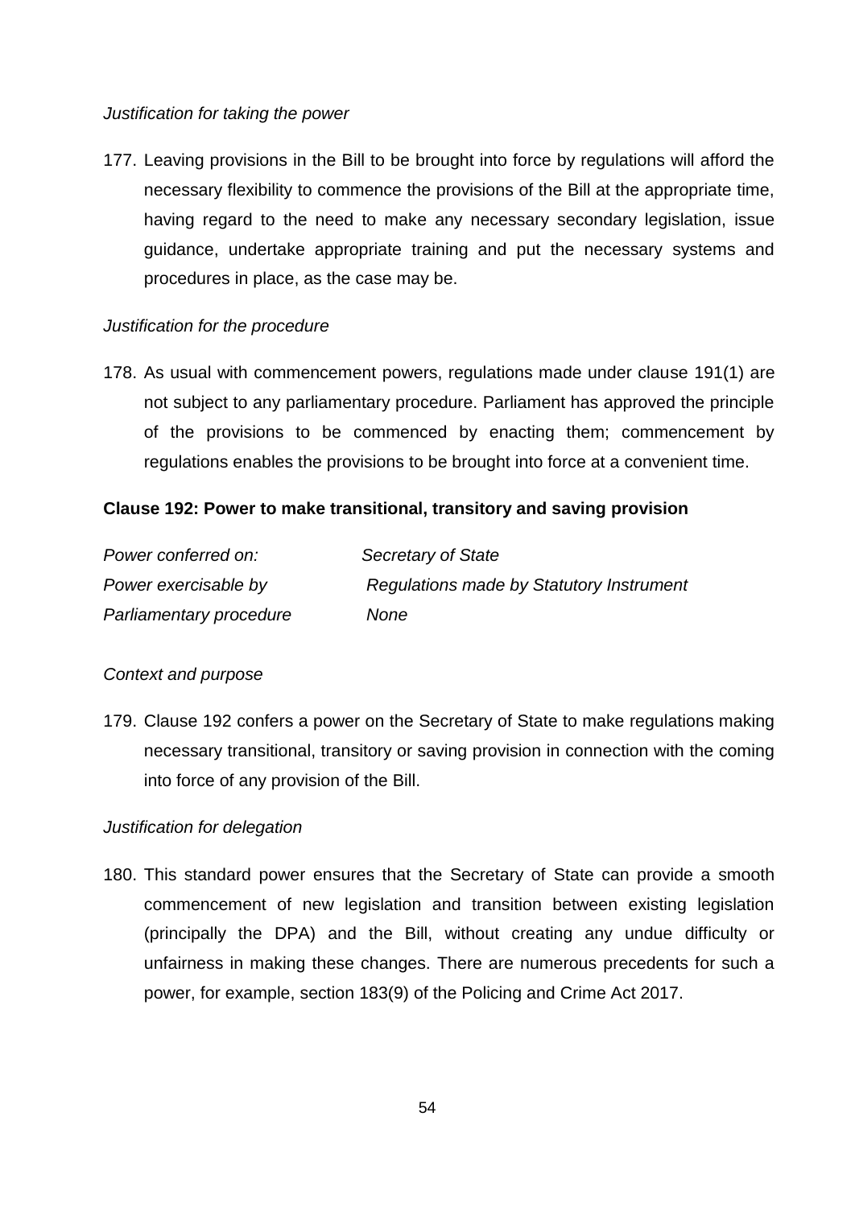*Justification for taking the power*

177. Leaving provisions in the Bill to be brought into force by regulations will afford the necessary flexibility to commence the provisions of the Bill at the appropriate time, having regard to the need to make any necessary secondary legislation, issue guidance, undertake appropriate training and put the necessary systems and procedures in place, as the case may be.

*Justification for the procedure*

178. As usual with commencement powers, regulations made under clause 191(1) are not subject to any parliamentary procedure. Parliament has approved the principle of the provisions to be commenced by enacting them; commencement by regulations enables the provisions to be brought into force at a convenient time.

**Clause 192: Power to make transitional, transitory and saving provision**

| | |
|---|---|
| *Power conferred on:* | *Secretary of State* |
| *Power exercisable by* | *Regulations made by Statutory Instrument* |
| *Parliamentary procedure* | *None* |

*Context and purpose*

179. Clause 192 confers a power on the Secretary of State to make regulations making necessary transitional, transitory or saving provision in connection with the coming into force of any provision of the Bill.

*Justification for delegation*

180. This standard power ensures that the Secretary of State can provide a smooth commencement of new legislation and transition between existing legislation (principally the DPA) and the Bill, without creating any undue difficulty or unfairness in making these changes. There are numerous precedents for such a power, for example, section 183(9) of the Policing and Crime Act 2017.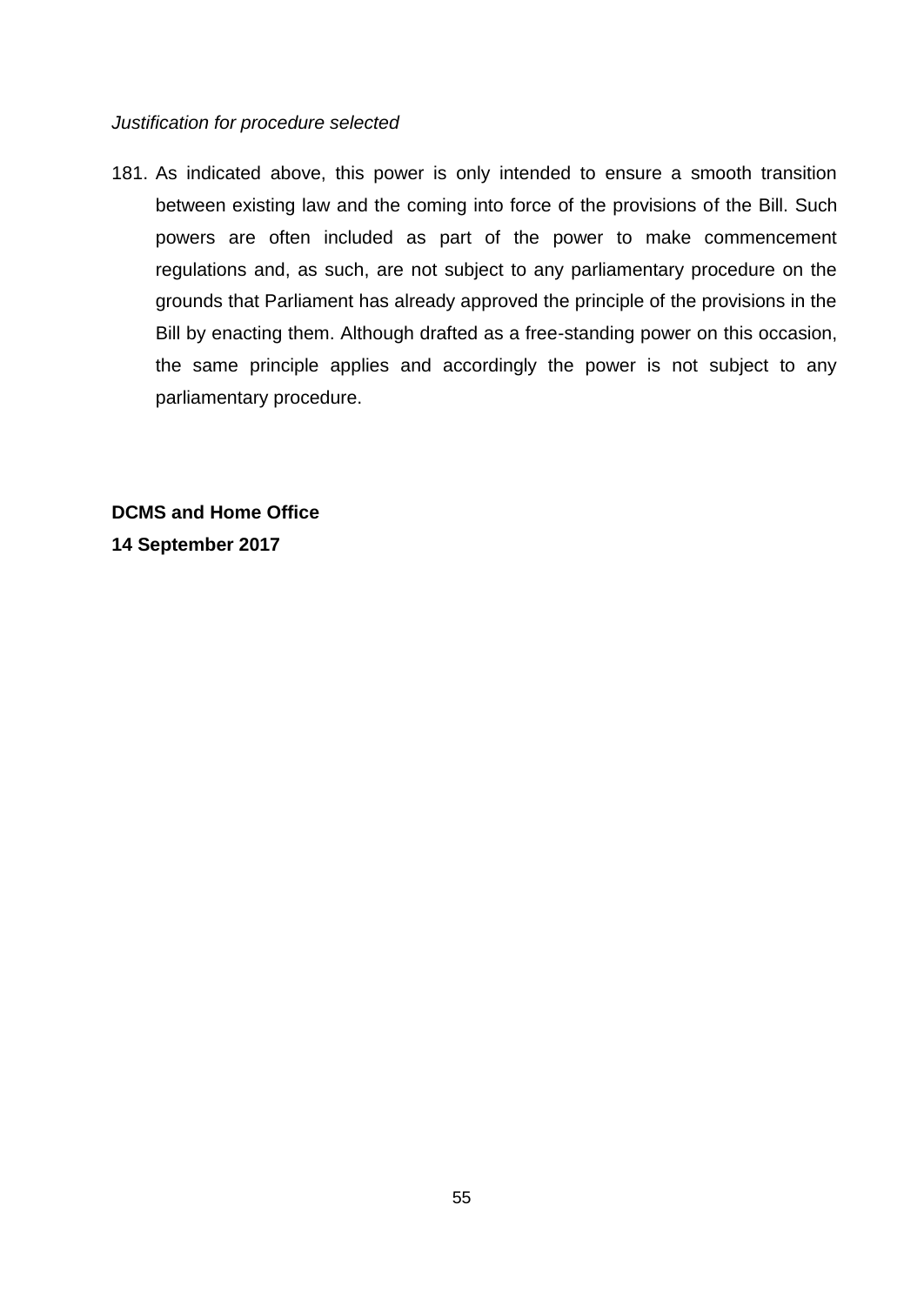*Justification for procedure selected*

181. As indicated above, this power is only intended to ensure a smooth transition between existing law and the coming into force of the provisions of the Bill. Such powers are often included as part of the power to make commencement regulations and, as such, are not subject to any parliamentary procedure on the grounds that Parliament has already approved the principle of the provisions in the Bill by enacting them. Although drafted as a free-standing power on this occasion, the same principle applies and accordingly the power is not subject to any parliamentary procedure.

**DCMS and Home Office**
**14 September 2017**